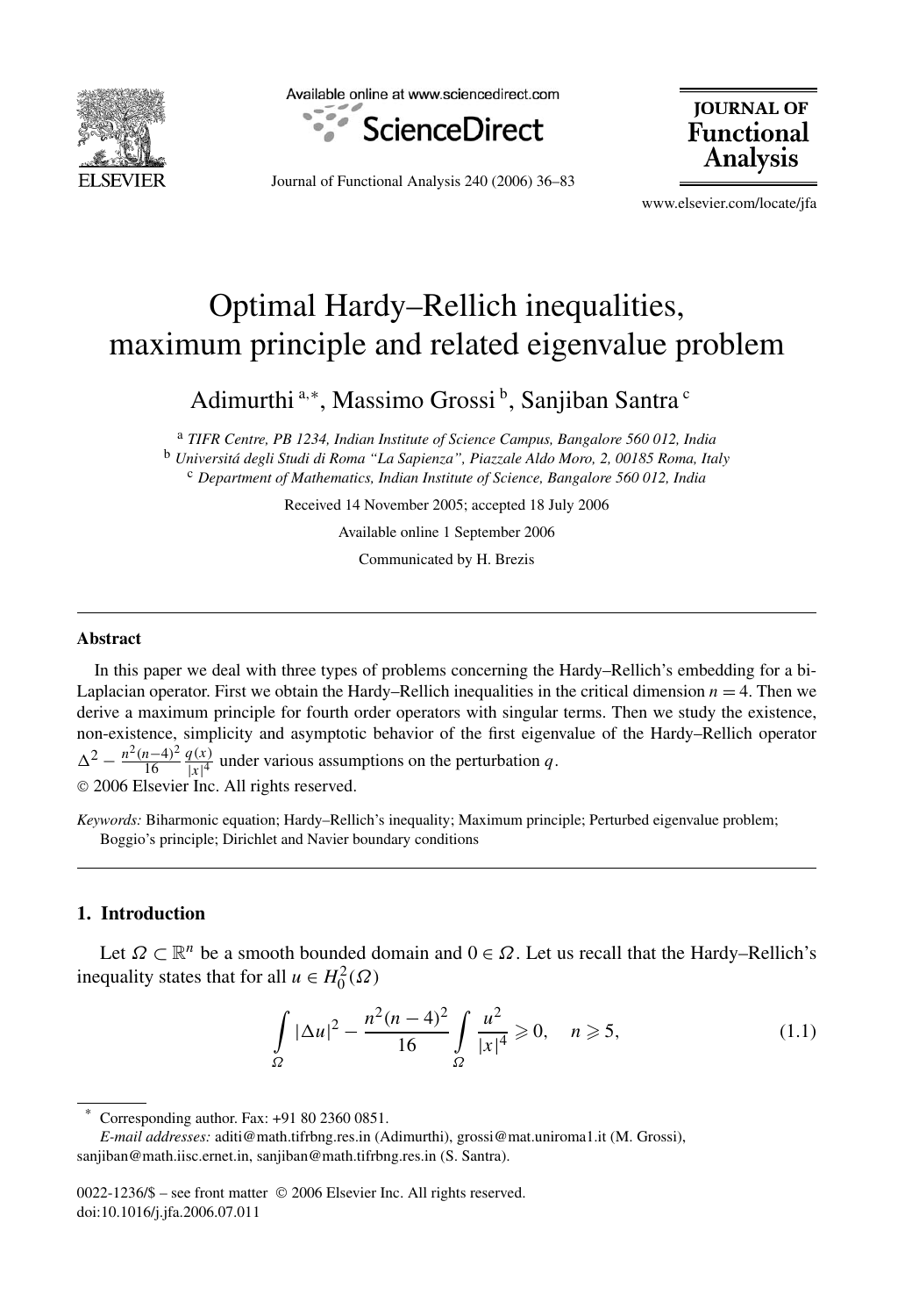# Optimal Hardy–Rellich inequalities, maximum principle and related eigenvalue problem

Adimurthi [a,*], Massimo Grossi [b], Sanjiban Santra [c]

[a] *TIFR Centre, PB 1234, Indian Institute of Science Campus, Bangalore 560 012, India*
[b] *Universitá degli Studi di Roma "La Sapienza", Piazzale Aldo Moro, 2, 00185 Roma, Italy*
[c] *Department of Mathematics, Indian Institute of Science, Bangalore 560 012, India*

Received 14 November 2005; accepted 18 July 2006

Available online 1 September 2006

Communicated by H. Brezis

## Abstract

In this paper we deal with three types of problems concerning the Hardy–Rellich's embedding for a bi-Laplacian operator. First we obtain the Hardy–Rellich inequalities in the critical dimension $n = 4$. Then we derive a maximum principle for fourth order operators with singular terms. Then we study the existence, non-existence, simplicity and asymptotic behavior of the first eigenvalue of the Hardy–Rellich operator $\Delta^2 - \frac{n^2(n-4)^2}{16}\frac{q(x)}{|x|^4}$ under various assumptions on the perturbation $q$.
© 2006 Elsevier Inc. All rights reserved.

*Keywords:* Biharmonic equation; Hardy–Rellich's inequality; Maximum principle; Perturbed eigenvalue problem; Boggio's principle; Dirichlet and Navier boundary conditions

## 1. Introduction

Let $\Omega \subset \mathbb{R}^n$ be a smooth bounded domain and $0 \in \Omega$. Let us recall that the Hardy–Rellich's inequality states that for all $u \in H_0^2(\Omega)$

$$\int_\Omega |\Delta u|^2 - \frac{n^2(n-4)^2}{16}\int_\Omega \frac{u^2}{|x|^4} \geqslant 0, \quad n \geqslant 5, \tag{1.1}$$

* Corresponding author. Fax: +91 80 2360 0851.
*E-mail addresses:* aditi@math.tifrbng.res.in (Adimurthi), grossi@mat.uniroma1.it (M. Grossi), sanjiban@math.iisc.ernet.in, sanjiban@math.tifrbng.res.in (S. Santra).

0022-1236/$ – see front matter © 2006 Elsevier Inc. All rights reserved.
doi:10.1016/j.jfa.2006.07.011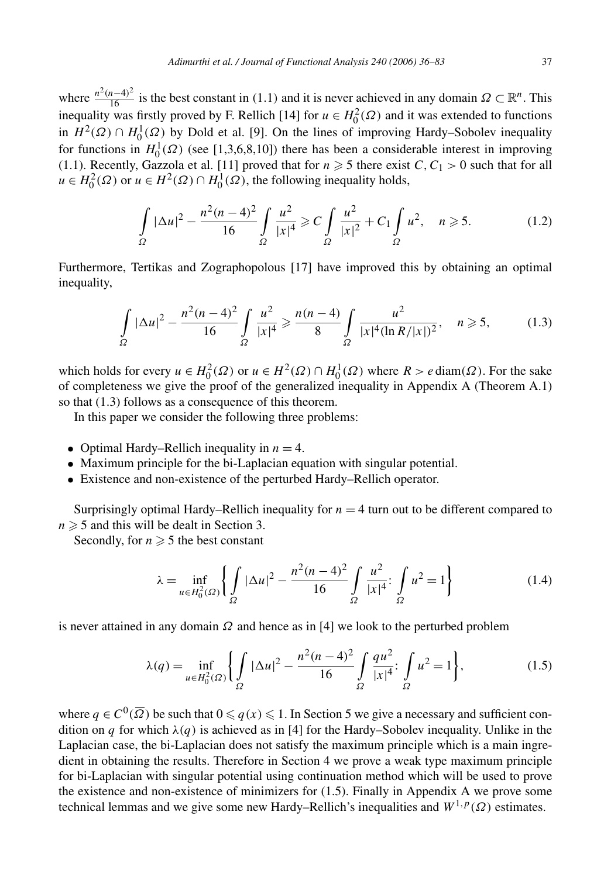where $\frac{n^2(n-4)^2}{16}$ is the best constant in (1.1) and it is never achieved in any domain $\Omega \subset \mathbb{R}^n$. This inequality was firstly proved by F. Rellich [14] for $u \in H_0^2(\Omega)$ and it was extended to functions in $H^2(\Omega) \cap H_0^1(\Omega)$ by Dold et al. [9]. On the lines of improving Hardy–Sobolev inequality for functions in $H_0^1(\Omega)$ (see [1,3,6,8,10]) there has been a considerable interest in improving (1.1). Recently, Gazzola et al. [11] proved that for $n \geqslant 5$ there exist $C, C_1 > 0$ such that for all $u \in H_0^2(\Omega)$ or $u \in H^2(\Omega) \cap H_0^1(\Omega)$, the following inequality holds,

$$\int_\Omega |\Delta u|^2 - \frac{n^2(n-4)^2}{16} \int_\Omega \frac{u^2}{|x|^4} \geqslant C \int_\Omega \frac{u^2}{|x|^2} + C_1 \int_\Omega u^2, \quad n \geqslant 5. \tag{1.2}$$

Furthermore, Tertikas and Zographopolous [17] have improved this by obtaining an optimal inequality,

$$\int_\Omega |\Delta u|^2 - \frac{n^2(n-4)^2}{16} \int_\Omega \frac{u^2}{|x|^4} \geqslant \frac{n(n-4)}{8} \int_\Omega \frac{u^2}{|x|^4 (\ln R/|x|)^2}, \quad n \geqslant 5, \tag{1.3}$$

which holds for every $u \in H_0^2(\Omega)$ or $u \in H^2(\Omega) \cap H_0^1(\Omega)$ where $R > e \operatorname{diam}(\Omega)$. For the sake of completeness we give the proof of the generalized inequality in Appendix A (Theorem A.1) so that (1.3) follows as a consequence of this theorem.

In this paper we consider the following three problems:

- Optimal Hardy–Rellich inequality in $n = 4$.
- Maximum principle for the bi-Laplacian equation with singular potential.
- Existence and non-existence of the perturbed Hardy–Rellich operator.

Surprisingly optimal Hardy–Rellich inequality for $n = 4$ turn out to be different compared to $n \geqslant 5$ and this will be dealt in Section 3.

Secondly, for $n \geqslant 5$ the best constant

$$\lambda = \inf_{u \in H_0^2(\Omega)} \left\{ \int_\Omega |\Delta u|^2 - \frac{n^2(n-4)^2}{16} \int_\Omega \frac{u^2}{|x|^4} \colon \int_\Omega u^2 = 1 \right\} \tag{1.4}$$

is never attained in any domain $\Omega$ and hence as in [4] we look to the perturbed problem

$$\lambda(q) = \inf_{u \in H_0^2(\Omega)} \left\{ \int_\Omega |\Delta u|^2 - \frac{n^2(n-4)^2}{16} \int_\Omega \frac{q u^2}{|x|^4} \colon \int_\Omega u^2 = 1 \right\}, \tag{1.5}$$

where $q \in C^0(\overline{\Omega})$ be such that $0 \leqslant q(x) \leqslant 1$. In Section 5 we give a necessary and sufficient condition on $q$ for which $\lambda(q)$ is achieved as in [4] for the Hardy–Sobolev inequality. Unlike in the Laplacian case, the bi-Laplacian does not satisfy the maximum principle which is a main ingredient in obtaining the results. Therefore in Section 4 we prove a weak type maximum principle for bi-Laplacian with singular potential using continuation method which will be used to prove the existence and non-existence of minimizers for (1.5). Finally in Appendix A we prove some technical lemmas and we give some new Hardy–Rellich's inequalities and $W^{1,p}(\Omega)$ estimates.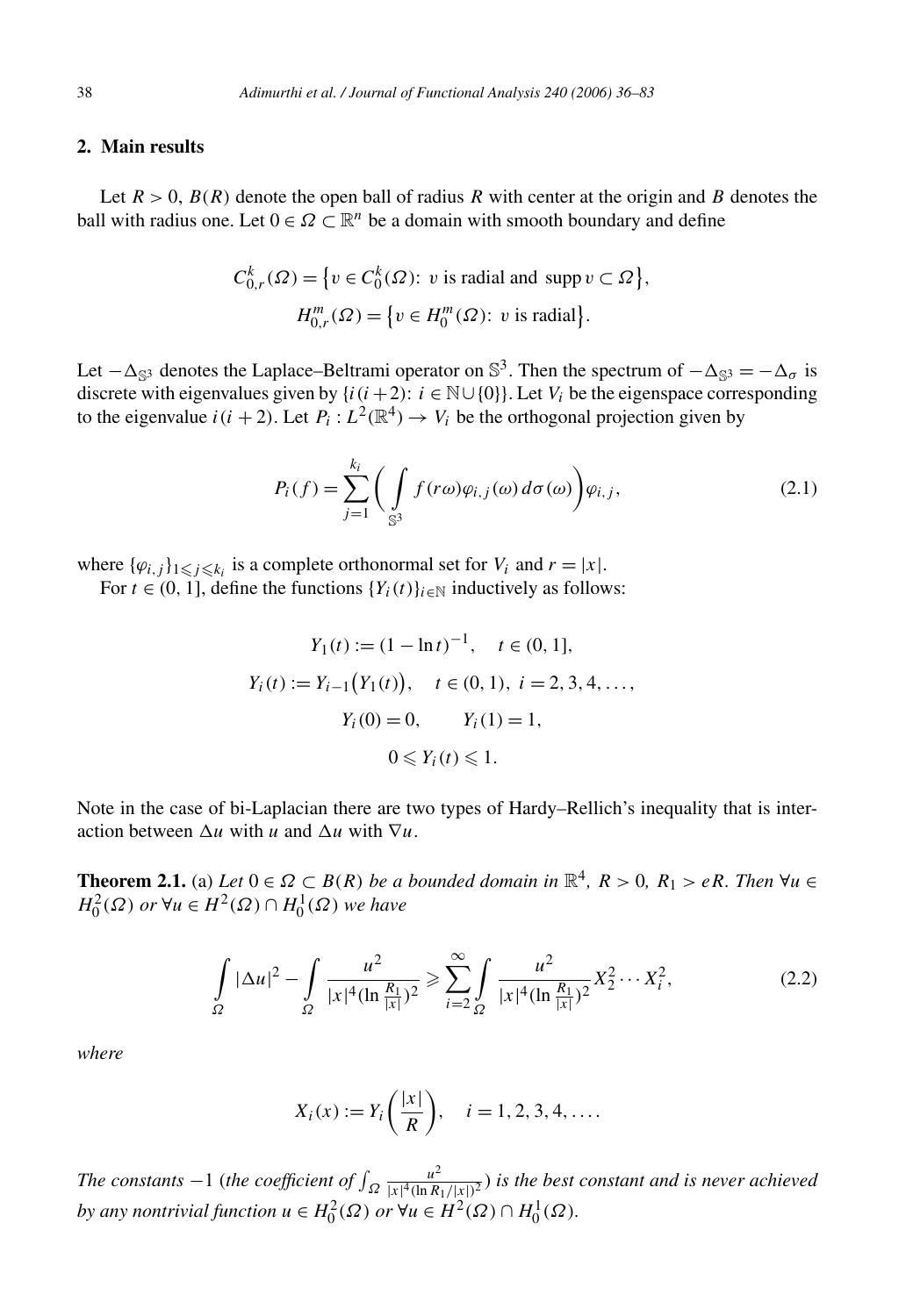## 2. Main results

Let $R > 0$, $B(R)$ denote the open ball of radius $R$ with center at the origin and $B$ denotes the ball with radius one. Let $0 \in \Omega \subset \mathbb{R}^n$ be a domain with smooth boundary and define

$$C_{0,r}^k(\Omega) = \{v \in C_0^k(\Omega):\ v \text{ is radial and } \operatorname{supp} v \subset \Omega\},$$
$$H_{0,r}^m(\Omega) = \{v \in H_0^m(\Omega):\ v \text{ is radial}\}.$$

Let $-\Delta_{\mathbb{S}^3}$ denotes the Laplace–Beltrami operator on $\mathbb{S}^3$. Then the spectrum of $-\Delta_{\mathbb{S}^3} = -\Delta_\sigma$ is discrete with eigenvalues given by $\{i(i+2):\ i \in \mathbb{N} \cup \{0\}\}$. Let $V_i$ be the eigenspace corresponding to the eigenvalue $i(i+2)$. Let $P_i : L^2(\mathbb{R}^4) \to V_i$ be the orthogonal projection given by

$$P_i(f) = \sum_{j=1}^{k_i} \left( \int_{\mathbb{S}^3} f(r\omega)\varphi_{i,j}(\omega)\, d\sigma(\omega) \right) \varphi_{i,j}, \tag{2.1}$$

where $\{\varphi_{i,j}\}_{1 \leqslant j \leqslant k_i}$ is a complete orthonormal set for $V_i$ and $r = |x|$.

For $t \in (0, 1]$, define the functions $\{Y_i(t)\}_{i \in \mathbb{N}}$ inductively as follows:

$$Y_1(t) := (1 - \ln t)^{-1}, \quad t \in (0, 1],$$
$$Y_i(t) := Y_{i-1}\big(Y_1(t)\big), \quad t \in (0, 1),\ i = 2, 3, 4, \ldots,$$
$$Y_i(0) = 0, \qquad Y_i(1) = 1,$$
$$0 \leqslant Y_i(t) \leqslant 1.$$

Note in the case of bi-Laplacian there are two types of Hardy–Rellich's inequality that is interaction between $\Delta u$ with $u$ and $\Delta u$ with $\nabla u$.

**Theorem 2.1.** (a) *Let $0 \in \Omega \subset B(R)$ be a bounded domain in $\mathbb{R}^4$, $R > 0$, $R_1 > eR$. Then $\forall u \in H_0^2(\Omega)$ or $\forall u \in H^2(\Omega) \cap H_0^1(\Omega)$ we have*

$$\int_\Omega |\Delta u|^2 - \int_\Omega \frac{u^2}{|x|^4 (\ln \frac{R_1}{|x|})^2} \geqslant \sum_{i=2}^{\infty} \int_\Omega \frac{u^2}{|x|^4 (\ln \frac{R_1}{|x|})^2} X_2^2 \cdots X_i^2, \tag{2.2}$$

*where*

$$X_i(x) := Y_i\left(\frac{|x|}{R}\right), \quad i = 1, 2, 3, 4, \ldots.$$

*The constants $-1$ (the coefficient of $\int_\Omega \frac{u^2}{|x|^4 (\ln R_1/|x|)^2}$) is the best constant and is never achieved by any nontrivial function $u \in H_0^2(\Omega)$ or $\forall u \in H^2(\Omega) \cap H_0^1(\Omega)$.*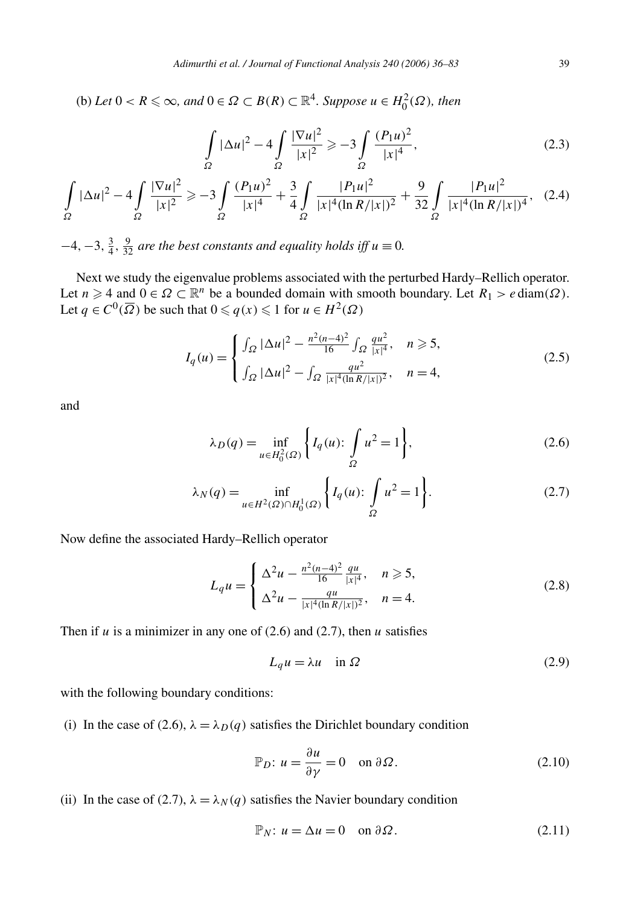(b) *Let* $0 < R \leqslant \infty$, *and* $0 \in \Omega \subset B(R) \subset \mathbb{R}^4$. *Suppose* $u \in H_0^2(\Omega)$, *then*

$$\int_\Omega |\Delta u|^2 - 4\int_\Omega \frac{|\nabla u|^2}{|x|^2} \geqslant -3\int_\Omega \frac{(P_1 u)^2}{|x|^4}, \tag{2.3}$$

$$\int_\Omega |\Delta u|^2 - 4\int_\Omega \frac{|\nabla u|^2}{|x|^2} \geqslant -3\int_\Omega \frac{(P_1 u)^2}{|x|^4} + \frac{3}{4}\int_\Omega \frac{|P_1 u|^2}{|x|^4(\ln R/|x|)^2} + \frac{9}{32}\int_\Omega \frac{|P_1 u|^2}{|x|^4(\ln R/|x|)^4}, \tag{2.4}$$

$-4, -3, \frac{3}{4}, \frac{9}{32}$ *are the best constants and equality holds iff* $u \equiv 0$.

Next we study the eigenvalue problems associated with the perturbed Hardy–Rellich operator. Let $n \geqslant 4$ and $0 \in \Omega \subset \mathbb{R}^n$ be a bounded domain with smooth boundary. Let $R_1 > e\,\mathrm{diam}(\Omega)$. Let $q \in C^0(\overline{\Omega})$ be such that $0 \leqslant q(x) \leqslant 1$ for $u \in H^2(\Omega)$

$$I_q(u) = \begin{cases} \int_\Omega |\Delta u|^2 - \frac{n^2(n-4)^2}{16}\int_\Omega \frac{qu^2}{|x|^4}, & n \geqslant 5, \\ \int_\Omega |\Delta u|^2 - \int_\Omega \frac{qu^2}{|x|^4(\ln R/|x|)^2}, & n = 4, \end{cases} \tag{2.5}$$

and

$$\lambda_D(q) = \inf_{u \in H_0^2(\Omega)} \left\{ I_q(u)\colon \int_\Omega u^2 = 1 \right\}, \tag{2.6}$$

$$\lambda_N(q) = \inf_{u \in H^2(\Omega) \cap H_0^1(\Omega)} \left\{ I_q(u)\colon \int_\Omega u^2 = 1 \right\}. \tag{2.7}$$

Now define the associated Hardy–Rellich operator

$$L_q u = \begin{cases} \Delta^2 u - \frac{n^2(n-4)^2}{16}\frac{qu}{|x|^4}, & n \geqslant 5, \\ \Delta^2 u - \frac{qu}{|x|^4(\ln R/|x|)^2}, & n = 4. \end{cases} \tag{2.8}$$

Then if $u$ is a minimizer in any one of (2.6) and (2.7), then $u$ satisfies

$$L_q u = \lambda u \quad \text{in } \Omega \tag{2.9}$$

with the following boundary conditions:

(i) In the case of (2.6), $\lambda = \lambda_D(q)$ satisfies the Dirichlet boundary condition

$$\mathbb{P}_D\colon u = \frac{\partial u}{\partial \gamma} = 0 \quad \text{on } \partial\Omega. \tag{2.10}$$

(ii) In the case of (2.7), $\lambda = \lambda_N(q)$ satisfies the Navier boundary condition

$$\mathbb{P}_N\colon u = \Delta u = 0 \quad \text{on } \partial\Omega. \tag{2.11}$$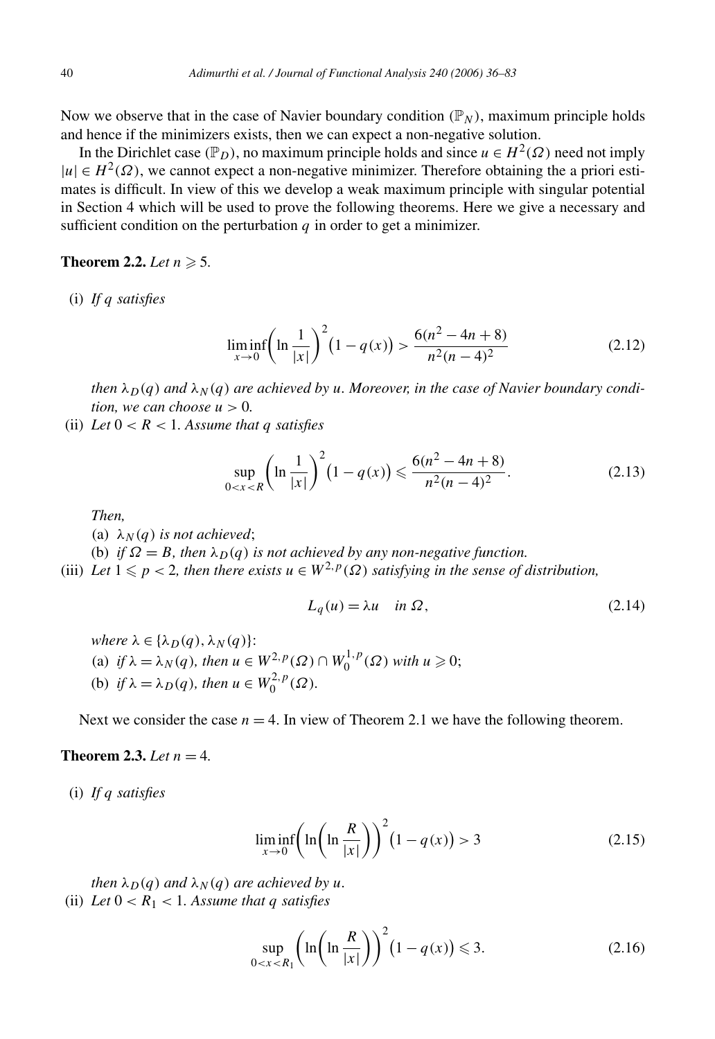Now we observe that in the case of Navier boundary condition ($\mathbb{P}_N$), maximum principle holds and hence if the minimizers exists, then we can expect a non-negative solution.

In the Dirichlet case ($\mathbb{P}_D$), no maximum principle holds and since $u \in H^2(\Omega)$ need not imply $|u| \in H^2(\Omega)$, we cannot expect a non-negative minimizer. Therefore obtaining the a priori estimates is difficult. In view of this we develop a weak maximum principle with singular potential in Section 4 which will be used to prove the following theorems. Here we give a necessary and sufficient condition on the perturbation $q$ in order to get a minimizer.

**Theorem 2.2.** *Let $n \geqslant 5$.*

(i) *If $q$ satisfies*

$$\liminf_{x \to 0} \left( \ln \frac{1}{|x|} \right)^2 \big(1 - q(x)\big) > \frac{6(n^2 - 4n + 8)}{n^2(n-4)^2} \tag{2.12}$$

*then $\lambda_D(q)$ and $\lambda_N(q)$ are achieved by $u$. Moreover, in the case of Navier boundary condition, we can choose $u > 0$.*

(ii) *Let $0 < R < 1$. Assume that $q$ satisfies*

$$\sup_{0<x<R} \left( \ln \frac{1}{|x|} \right)^2 \big(1 - q(x)\big) \leqslant \frac{6(n^2 - 4n + 8)}{n^2(n-4)^2}. \tag{2.13}$$

*Then,*

(a) *$\lambda_N(q)$ is not achieved*;

(b) *if $\Omega = B$, then $\lambda_D(q)$ is not achieved by any non-negative function.*

(iii) *Let $1 \leqslant p < 2$, then there exists $u \in W^{2,p}(\Omega)$ satisfying in the sense of distribution,*

$$L_q(u) = \lambda u \quad \text{in } \Omega, \tag{2.14}$$

*where $\lambda \in \{\lambda_D(q), \lambda_N(q)\}$*:

(a) *if $\lambda = \lambda_N(q)$, then $u \in W^{2,p}(\Omega) \cap W_0^{1,p}(\Omega)$ with $u \geqslant 0$;*

(b) *if $\lambda = \lambda_D(q)$, then $u \in W_0^{2,p}(\Omega)$.*

Next we consider the case $n = 4$. In view of Theorem 2.1 we have the following theorem.

**Theorem 2.3.** *Let $n = 4$.*

(i) *If $q$ satisfies*

$$\liminf_{x \to 0} \left( \ln\left( \ln \frac{R}{|x|} \right) \right)^2 \big(1 - q(x)\big) > 3 \tag{2.15}$$

*then $\lambda_D(q)$ and $\lambda_N(q)$ are achieved by $u$.*

(ii) *Let $0 < R_1 < 1$. Assume that $q$ satisfies*

$$\sup_{0<x<R_1} \left( \ln\left( \ln \frac{R}{|x|} \right) \right)^2 \big(1 - q(x)\big) \leqslant 3. \tag{2.16}$$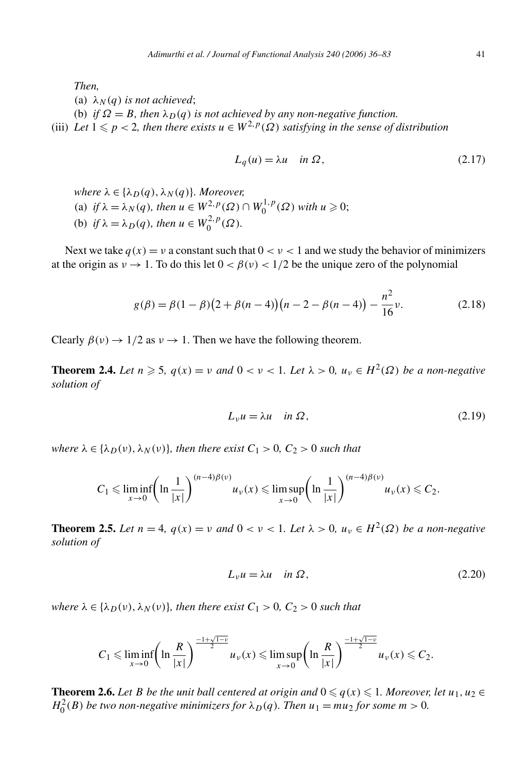*Then,*

(a) $\lambda_N(q)$ *is not achieved*;

(b) *if* $\Omega = B$, *then* $\lambda_D(q)$ *is not achieved by any non-negative function.*

(iii) *Let* $1 \leqslant p < 2$, *then there exists* $u \in W^{2,p}(\Omega)$ *satisfying in the sense of distribution*

$$L_q(u) = \lambda u \quad \text{in } \Omega, \tag{2.17}$$

*where* $\lambda \in \{\lambda_D(q), \lambda_N(q)\}$. *Moreover,*

(a) *if* $\lambda = \lambda_N(q)$, *then* $u \in W^{2,p}(\Omega) \cap W_0^{1,p}(\Omega)$ *with* $u \geqslant 0$;

(b) *if* $\lambda = \lambda_D(q)$, *then* $u \in W_0^{2,p}(\Omega)$.

Next we take $q(x) = \nu$ a constant such that $0 < \nu < 1$ and we study the behavior of minimizers at the origin as $\nu \to 1$. To do this let $0 < \beta(\nu) < 1/2$ be the unique zero of the polynomial

$$g(\beta) = \beta(1-\beta)\big(2 + \beta(n-4)\big)\big(n - 2 - \beta(n-4)\big) - \frac{n^2}{16}\nu. \tag{2.18}$$

Clearly $\beta(\nu) \to 1/2$ as $\nu \to 1$. Then we have the following theorem.

**Theorem 2.4.** *Let* $n \geqslant 5$, $q(x) = \nu$ *and* $0 < \nu < 1$. *Let* $\lambda > 0$, $u_\nu \in H^2(\Omega)$ *be a non-negative solution of*

$$L_\nu u = \lambda u \quad \text{in } \Omega, \tag{2.19}$$

*where* $\lambda \in \{\lambda_D(\nu), \lambda_N(\nu)\}$, *then there exist* $C_1 > 0$, $C_2 > 0$ *such that*

$$C_1 \leqslant \liminf_{x \to 0} \left(\ln \frac{1}{|x|}\right)^{(n-4)\beta(\nu)} u_\nu(x) \leqslant \limsup_{x \to 0} \left(\ln \frac{1}{|x|}\right)^{(n-4)\beta(\nu)} u_\nu(x) \leqslant C_2.$$

**Theorem 2.5.** *Let* $n = 4$, $q(x) = \nu$ *and* $0 < \nu < 1$. *Let* $\lambda > 0$, $u_\nu \in H^2(\Omega)$ *be a non-negative solution of*

$$L_\nu u = \lambda u \quad \text{in } \Omega, \tag{2.20}$$

*where* $\lambda \in \{\lambda_D(\nu), \lambda_N(\nu)\}$, *then there exist* $C_1 > 0$, $C_2 > 0$ *such that*

$$C_1 \leqslant \liminf_{x \to 0} \left(\ln \frac{R}{|x|}\right)^{\frac{-1+\sqrt{1-\nu}}{2}} u_\nu(x) \leqslant \limsup_{x \to 0} \left(\ln \frac{R}{|x|}\right)^{\frac{-1+\sqrt{1-\nu}}{2}} u_\nu(x) \leqslant C_2.$$

**Theorem 2.6.** *Let* $B$ *be the unit ball centered at origin and* $0 \leqslant q(x) \leqslant 1$. *Moreover, let* $u_1, u_2 \in H_0^2(B)$ *be two non-negative minimizers for* $\lambda_D(q)$. *Then* $u_1 = m u_2$ *for some* $m > 0$.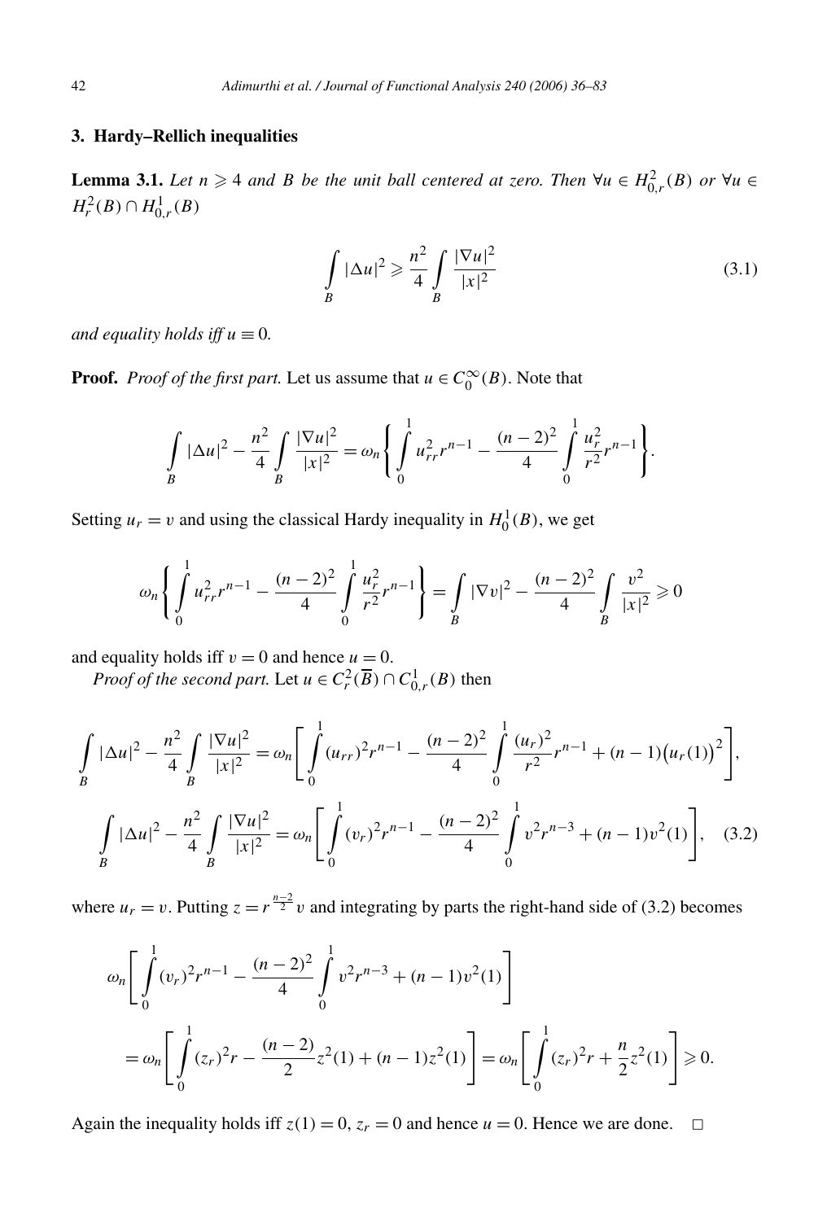## 3. Hardy–Rellich inequalities

**Lemma 3.1.** *Let $n \geqslant 4$ and $B$ be the unit ball centered at zero. Then $\forall u \in H^2_{0,r}(B)$ or $\forall u \in H^2_r(B) \cap H^1_{0,r}(B)$*

$$\int_B |\Delta u|^2 \geqslant \frac{n^2}{4} \int_B \frac{|\nabla u|^2}{|x|^2} \tag{3.1}$$

*and equality holds iff $u \equiv 0$.*

**Proof.** *Proof of the first part.* Let us assume that $u \in C_0^\infty(B)$. Note that

$$\int_B |\Delta u|^2 - \frac{n^2}{4} \int_B \frac{|\nabla u|^2}{|x|^2} = \omega_n \left\{ \int_0^1 u_{rr}^2 r^{n-1} - \frac{(n-2)^2}{4} \int_0^1 \frac{u_r^2}{r^2} r^{n-1} \right\}.$$

Setting $u_r = v$ and using the classical Hardy inequality in $H_0^1(B)$, we get

$$\omega_n \left\{ \int_0^1 u_{rr}^2 r^{n-1} - \frac{(n-2)^2}{4} \int_0^1 \frac{u_r^2}{r^2} r^{n-1} \right\} = \int_B |\nabla v|^2 - \frac{(n-2)^2}{4} \int_B \frac{v^2}{|x|^2} \geqslant 0$$

and equality holds iff $v = 0$ and hence $u = 0$.

*Proof of the second part.* Let $u \in C_r^2(\overline{B}) \cap C^1_{0,r}(B)$ then

$$\int_B |\Delta u|^2 - \frac{n^2}{4} \int_B \frac{|\nabla u|^2}{|x|^2} = \omega_n \left[ \int_0^1 (u_{rr})^2 r^{n-1} - \frac{(n-2)^2}{4} \int_0^1 \frac{(u_r)^2}{r^2} r^{n-1} + (n-1)\big(u_r(1)\big)^2 \right],$$

$$\int_B |\Delta u|^2 - \frac{n^2}{4} \int_B \frac{|\nabla u|^2}{|x|^2} = \omega_n \left[ \int_0^1 (v_r)^2 r^{n-1} - \frac{(n-2)^2}{4} \int_0^1 v^2 r^{n-3} + (n-1) v^2(1) \right], \tag{3.2}$$

where $u_r = v$. Putting $z = r^{\frac{n-2}{2}} v$ and integrating by parts the right-hand side of (3.2) becomes

$$\omega_n \left[ \int_0^1 (v_r)^2 r^{n-1} - \frac{(n-2)^2}{4} \int_0^1 v^2 r^{n-3} + (n-1) v^2(1) \right]$$

$$= \omega_n \left[ \int_0^1 (z_r)^2 r - \frac{(n-2)}{2} z^2(1) + (n-1) z^2(1) \right] = \omega_n \left[ \int_0^1 (z_r)^2 r + \frac{n}{2} z^2(1) \right] \geqslant 0.$$

Again the inequality holds iff $z(1) = 0$, $z_r = 0$ and hence $u = 0$. Hence we are done. $\square$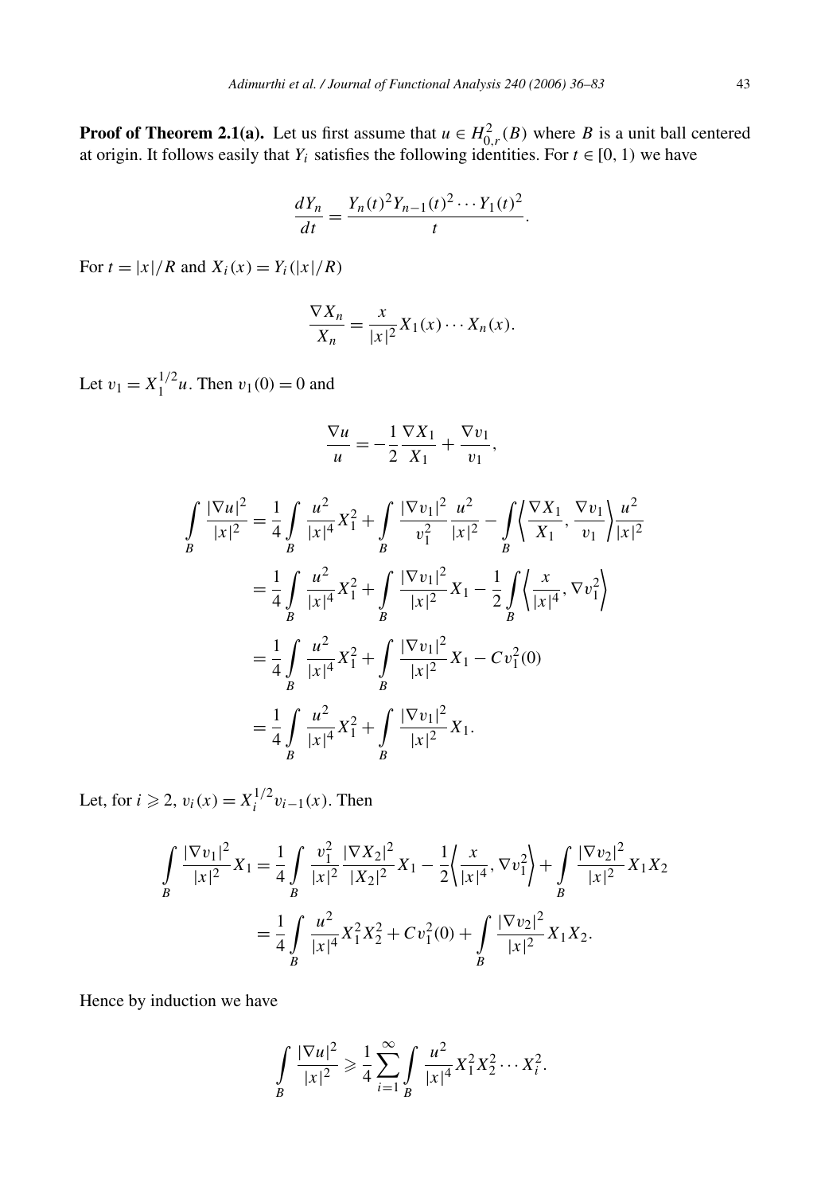**Proof of Theorem 2.1(a).** Let us first assume that $u \in H^2_{0,r}(B)$ where $B$ is a unit ball centered at origin. It follows easily that $Y_i$ satisfies the following identities. For $t \in [0,1)$ we have

$$\frac{dY_n}{dt} = \frac{Y_n(t)^2 Y_{n-1}(t)^2 \cdots Y_1(t)^2}{t}.$$

For $t = |x|/R$ and $X_i(x) = Y_i(|x|/R)$

$$\frac{\nabla X_n}{X_n} = \frac{x}{|x|^2} X_1(x) \cdots X_n(x).$$

Let $v_1 = X_1^{1/2} u$. Then $v_1(0) = 0$ and

$$\frac{\nabla u}{u} = -\frac{1}{2}\frac{\nabla X_1}{X_1} + \frac{\nabla v_1}{v_1},$$

$$\begin{aligned}
\int_B \frac{|\nabla u|^2}{|x|^2} &= \frac{1}{4}\int_B \frac{u^2}{|x|^4} X_1^2 + \int_B \frac{|\nabla v_1|^2}{v_1^2}\frac{u^2}{|x|^2} - \int_B \left\langle \frac{\nabla X_1}{X_1}, \frac{\nabla v_1}{v_1}\right\rangle \frac{u^2}{|x|^2} \\
&= \frac{1}{4}\int_B \frac{u^2}{|x|^4} X_1^2 + \int_B \frac{|\nabla v_1|^2}{|x|^2} X_1 - \frac{1}{2}\int_B \left\langle \frac{x}{|x|^4}, \nabla v_1^2 \right\rangle \\
&= \frac{1}{4}\int_B \frac{u^2}{|x|^4} X_1^2 + \int_B \frac{|\nabla v_1|^2}{|x|^2} X_1 - C v_1^2(0) \\
&= \frac{1}{4}\int_B \frac{u^2}{|x|^4} X_1^2 + \int_B \frac{|\nabla v_1|^2}{|x|^2} X_1.
\end{aligned}$$

Let, for $i \geqslant 2$, $v_i(x) = X_i^{1/2} v_{i-1}(x)$. Then

$$\begin{aligned}
\int_B \frac{|\nabla v_1|^2}{|x|^2} X_1 &= \frac{1}{4}\int_B \frac{v_1^2}{|x|^2}\frac{|\nabla X_2|^2}{|X_2|^2} X_1 - \frac{1}{2}\left\langle \frac{x}{|x|^4}, \nabla v_1^2 \right\rangle + \int_B \frac{|\nabla v_2|^2}{|x|^2} X_1 X_2 \\
&= \frac{1}{4}\int_B \frac{u^2}{|x|^4} X_1^2 X_2^2 + C v_1^2(0) + \int_B \frac{|\nabla v_2|^2}{|x|^2} X_1 X_2.
\end{aligned}$$

Hence by induction we have

$$\int_B \frac{|\nabla u|^2}{|x|^2} \geqslant \frac{1}{4}\sum_{i=1}^{\infty}\int_B \frac{u^2}{|x|^4} X_1^2 X_2^2 \cdots X_i^2.$$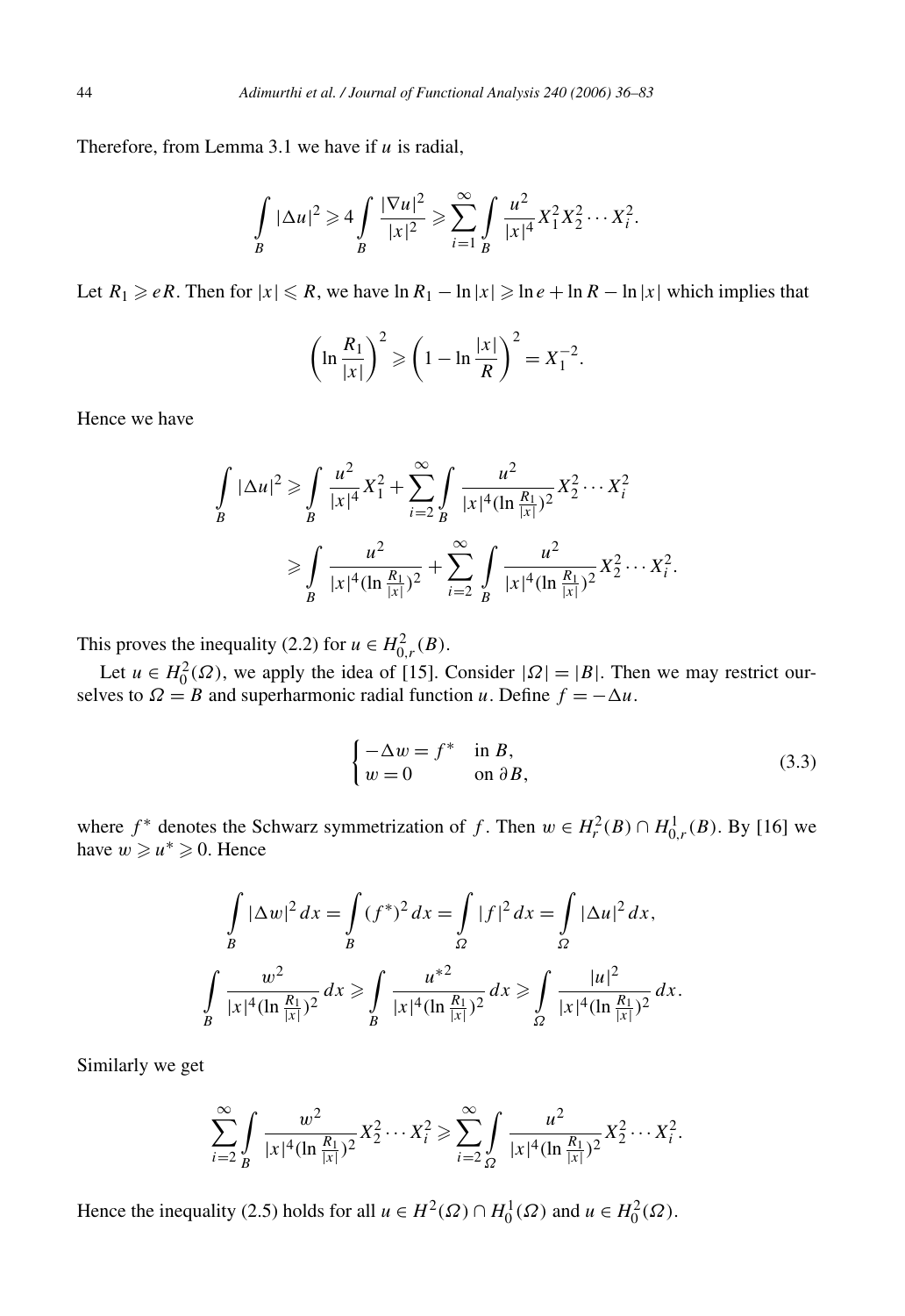Therefore, from Lemma 3.1 we have if $u$ is radial,

$$\int_B |\Delta u|^2 \geqslant 4\int_B \frac{|\nabla u|^2}{|x|^2} \geqslant \sum_{i=1}^{\infty}\int_B \frac{u^2}{|x|^4} X_1^2 X_2^2 \cdots X_i^2.$$

Let $R_1 \geqslant eR$. Then for $|x| \leqslant R$, we have $\ln R_1 - \ln|x| \geqslant \ln e + \ln R - \ln|x|$ which implies that

$$\left(\ln \frac{R_1}{|x|}\right)^2 \geqslant \left(1 - \ln\frac{|x|}{R}\right)^2 = X_1^{-2}.$$

Hence we have

$$\int_B |\Delta u|^2 \geqslant \int_B \frac{u^2}{|x|^4} X_1^2 + \sum_{i=2}^{\infty}\int_B \frac{u^2}{|x|^4(\ln\frac{R_1}{|x|})^2} X_2^2 \cdots X_i^2$$

$$\geqslant \int_B \frac{u^2}{|x|^4(\ln\frac{R_1}{|x|})^2} + \sum_{i=2}^{\infty}\int_B \frac{u^2}{|x|^4(\ln\frac{R_1}{|x|})^2} X_2^2 \cdots X_i^2.$$

This proves the inequality (2.2) for $u \in H^2_{0,r}(B)$.

Let $u \in H^2_0(\Omega)$, we apply the idea of [15]. Consider $|\Omega| = |B|$. Then we may restrict ourselves to $\Omega = B$ and superharmonic radial function $u$. Define $f = -\Delta u$.

$$\begin{cases} -\Delta w = f^* & \text{in } B, \\ w = 0 & \text{on } \partial B, \end{cases} \tag{3.3}$$

where $f^*$ denotes the Schwarz symmetrization of $f$. Then $w \in H^2_r(B) \cap H^1_{0,r}(B)$. By [16] we have $w \geqslant u^* \geqslant 0$. Hence

$$\int_B |\Delta w|^2\,dx = \int_B (f^*)^2\,dx = \int_\Omega |f|^2\,dx = \int_\Omega |\Delta u|^2\,dx,$$

$$\int_B \frac{w^2}{|x|^4(\ln\frac{R_1}{|x|})^2}\,dx \geqslant \int_B \frac{u^{*2}}{|x|^4(\ln\frac{R_1}{|x|})^2}\,dx \geqslant \int_\Omega \frac{|u|^2}{|x|^4(\ln\frac{R_1}{|x|})^2}\,dx.$$

Similarly we get

$$\sum_{i=2}^{\infty}\int_B \frac{w^2}{|x|^4(\ln\frac{R_1}{|x|})^2} X_2^2 \cdots X_i^2 \geqslant \sum_{i=2}^{\infty}\int_\Omega \frac{u^2}{|x|^4(\ln\frac{R_1}{|x|})^2} X_2^2 \cdots X_i^2.$$

Hence the inequality (2.5) holds for all $u \in H^2(\Omega) \cap H^1_0(\Omega)$ and $u \in H^2_0(\Omega)$.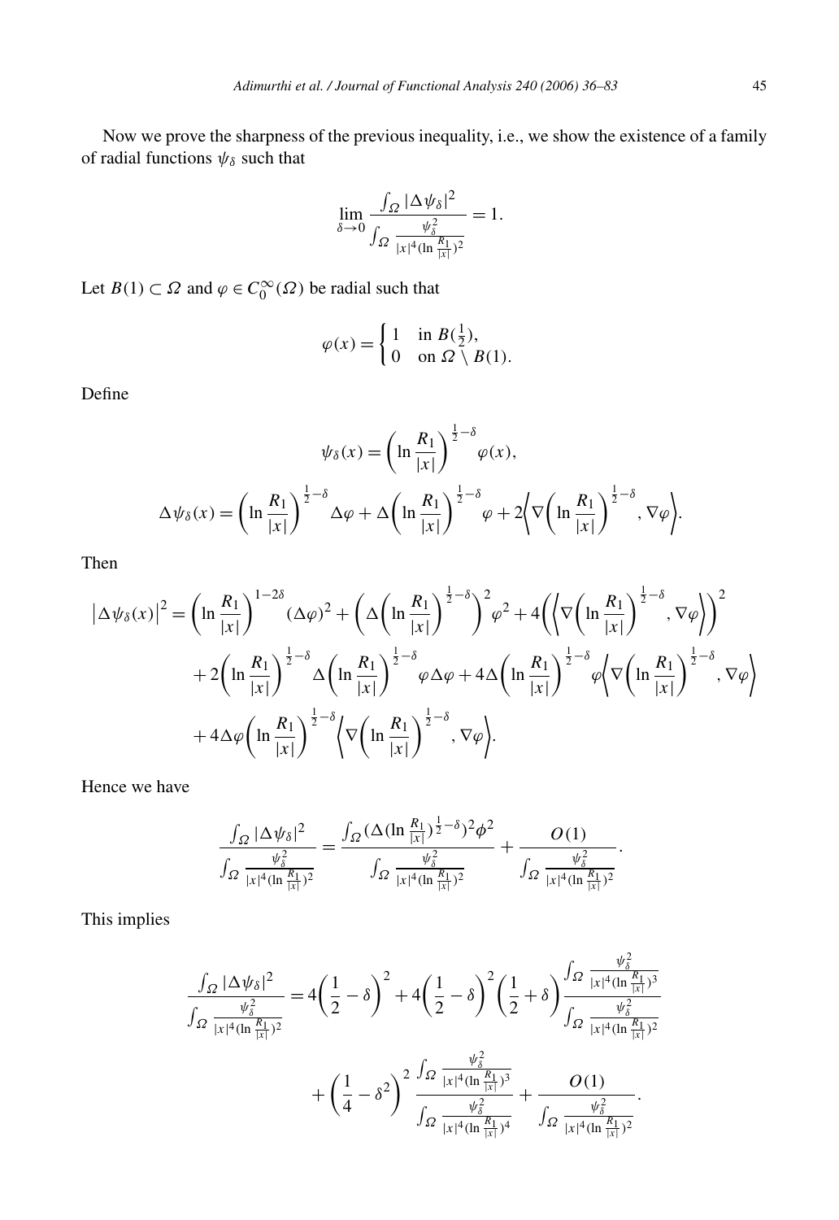Now we prove the sharpness of the previous inequality, i.e., we show the existence of a family of radial functions $\psi_\delta$ such that

$$\lim_{\delta\to 0}\frac{\int_\Omega |\Delta\psi_\delta|^2}{\int_\Omega \frac{\psi_\delta^2}{|x|^4(\ln\frac{R_1}{|x|})^2}}=1.$$

Let $B(1)\subset\Omega$ and $\varphi\in C_0^\infty(\Omega)$ be radial such that

$$\varphi(x)=\begin{cases}1 & \text{in } B(\frac{1}{2}),\\ 0 & \text{on } \Omega\setminus B(1).\end{cases}$$

Define

$$\psi_\delta(x)=\left(\ln\frac{R_1}{|x|}\right)^{\frac{1}{2}-\delta}\varphi(x),$$

$$\Delta\psi_\delta(x)=\left(\ln\frac{R_1}{|x|}\right)^{\frac{1}{2}-\delta}\Delta\varphi+\Delta\left(\ln\frac{R_1}{|x|}\right)^{\frac{1}{2}-\delta}\varphi+2\left\langle\nabla\left(\ln\frac{R_1}{|x|}\right)^{\frac{1}{2}-\delta},\nabla\varphi\right\rangle.$$

Then

$$\begin{aligned}
\left|\Delta\psi_\delta(x)\right|^2&=\left(\ln\frac{R_1}{|x|}\right)^{1-2\delta}(\Delta\varphi)^2+\left(\Delta\left(\ln\frac{R_1}{|x|}\right)^{\frac{1}{2}-\delta}\right)^2\varphi^2+4\left(\left\langle\nabla\left(\ln\frac{R_1}{|x|}\right)^{\frac{1}{2}-\delta},\nabla\varphi\right\rangle\right)^2\\
&\quad+2\left(\ln\frac{R_1}{|x|}\right)^{\frac{1}{2}-\delta}\Delta\left(\ln\frac{R_1}{|x|}\right)^{\frac{1}{2}-\delta}\varphi\Delta\varphi+4\Delta\left(\ln\frac{R_1}{|x|}\right)^{\frac{1}{2}-\delta}\varphi\left\langle\nabla\left(\ln\frac{R_1}{|x|}\right)^{\frac{1}{2}-\delta},\nabla\varphi\right\rangle\\
&\quad+4\Delta\varphi\left(\ln\frac{R_1}{|x|}\right)^{\frac{1}{2}-\delta}\left\langle\nabla\left(\ln\frac{R_1}{|x|}\right)^{\frac{1}{2}-\delta},\nabla\varphi\right\rangle.
\end{aligned}$$

Hence we have

$$\frac{\int_\Omega|\Delta\psi_\delta|^2}{\int_\Omega\frac{\psi_\delta^2}{|x|^4(\ln\frac{R_1}{|x|})^2}}=\frac{\int_\Omega(\Delta(\ln\frac{R_1}{|x|})^{\frac{1}{2}-\delta})^2\phi^2}{\int_\Omega\frac{\psi_\delta^2}{|x|^4(\ln\frac{R_1}{|x|})^2}}+\frac{O(1)}{\int_\Omega\frac{\psi_\delta^2}{|x|^4(\ln\frac{R_1}{|x|})^2}}.$$

This implies

$$\begin{aligned}
\frac{\int_\Omega|\Delta\psi_\delta|^2}{\int_\Omega\frac{\psi_\delta^2}{|x|^4(\ln\frac{R_1}{|x|})^2}}&=4\left(\frac{1}{2}-\delta\right)^2+4\left(\frac{1}{2}-\delta\right)^2\left(\frac{1}{2}+\delta\right)\frac{\int_\Omega\frac{\psi_\delta^2}{|x|^4(\ln\frac{R_1}{|x|})^3}}{\int_\Omega\frac{\psi_\delta^2}{|x|^4(\ln\frac{R_1}{|x|})^2}}\\
&\quad+\left(\frac{1}{4}-\delta^2\right)^2\frac{\int_\Omega\frac{\psi_\delta^2}{|x|^4(\ln\frac{R_1}{|x|})^3}}{\int_\Omega\frac{\psi_\delta^2}{|x|^4(\ln\frac{R_1}{|x|})^4}}+\frac{O(1)}{\int_\Omega\frac{\psi_\delta^2}{|x|^4(\ln\frac{R_1}{|x|})^2}}.
\end{aligned}$$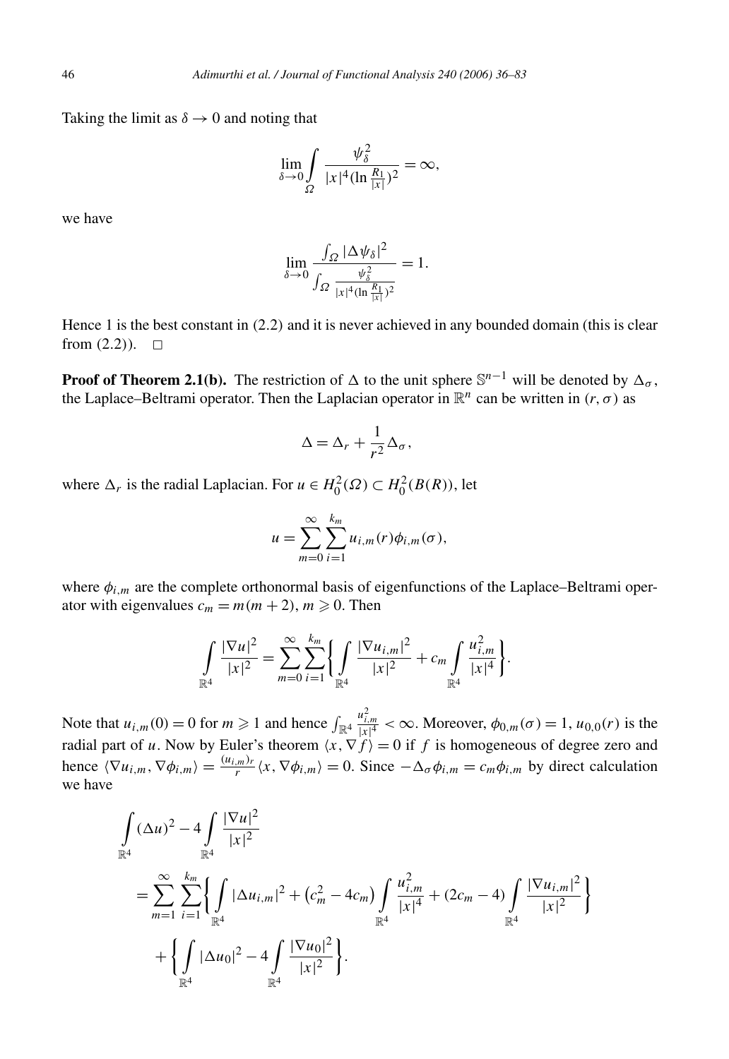Taking the limit as $\delta \to 0$ and noting that

$$\lim_{\delta \to 0} \int\limits_{\Omega} \frac{\psi_\delta^2}{|x|^4 (\ln \frac{R_1}{|x|})^2} = \infty,$$

we have

$$\lim_{\delta \to 0} \frac{\int_\Omega |\Delta \psi_\delta|^2}{\int_\Omega \frac{\psi_\delta^2}{|x|^4 (\ln \frac{R_1}{|x|})^2}} = 1.$$

Hence 1 is the best constant in (2.2) and it is never achieved in any bounded domain (this is clear from (2.2)). $\square$

**Proof of Theorem 2.1(b).** The restriction of $\Delta$ to the unit sphere $\mathbb{S}^{n-1}$ will be denoted by $\Delta_\sigma$, the Laplace–Beltrami operator. Then the Laplacian operator in $\mathbb{R}^n$ can be written in $(r, \sigma)$ as

$$\Delta = \Delta_r + \frac{1}{r^2} \Delta_\sigma,$$

where $\Delta_r$ is the radial Laplacian. For $u \in H_0^2(\Omega) \subset H_0^2(B(R))$, let

$$u = \sum_{m=0}^{\infty} \sum_{i=1}^{k_m} u_{i,m}(r) \phi_{i,m}(\sigma),$$

where $\phi_{i,m}$ are the complete orthonormal basis of eigenfunctions of the Laplace–Beltrami operator with eigenvalues $c_m = m(m+2)$, $m \geqslant 0$. Then

$$\int\limits_{\mathbb{R}^4} \frac{|\nabla u|^2}{|x|^2} = \sum_{m=0}^{\infty} \sum_{i=1}^{k_m} \left\{ \int\limits_{\mathbb{R}^4} \frac{|\nabla u_{i,m}|^2}{|x|^2} + c_m \int\limits_{\mathbb{R}^4} \frac{u_{i,m}^2}{|x|^4} \right\}.$$

Note that $u_{i,m}(0) = 0$ for $m \geqslant 1$ and hence $\int_{\mathbb{R}^4} \frac{u_{i,m}^2}{|x|^4} < \infty$. Moreover, $\phi_{0,m}(\sigma) = 1$, $u_{0,0}(r)$ is the radial part of $u$. Now by Euler's theorem $\langle x, \nabla f \rangle = 0$ if $f$ is homogeneous of degree zero and hence $\langle \nabla u_{i,m}, \nabla \phi_{i,m} \rangle = \frac{(u_{i,m})_r}{r} \langle x, \nabla \phi_{i,m} \rangle = 0$. Since $-\Delta_\sigma \phi_{i,m} = c_m \phi_{i,m}$ by direct calculation we have

$$\begin{aligned}
&\int\limits_{\mathbb{R}^4} (\Delta u)^2 - 4 \int\limits_{\mathbb{R}^4} \frac{|\nabla u|^2}{|x|^2} \\
&= \sum_{m=1}^{\infty} \sum_{i=1}^{k_m} \left\{ \int\limits_{\mathbb{R}^4} |\Delta u_{i,m}|^2 + \left(c_m^2 - 4c_m\right) \int\limits_{\mathbb{R}^4} \frac{u_{i,m}^2}{|x|^4} + (2c_m - 4) \int\limits_{\mathbb{R}^4} \frac{|\nabla u_{i,m}|^2}{|x|^2} \right\} \\
&\quad + \left\{ \int\limits_{\mathbb{R}^4} |\Delta u_0|^2 - 4 \int\limits_{\mathbb{R}^4} \frac{|\nabla u_0|^2}{|x|^2} \right\}.
\end{aligned}$$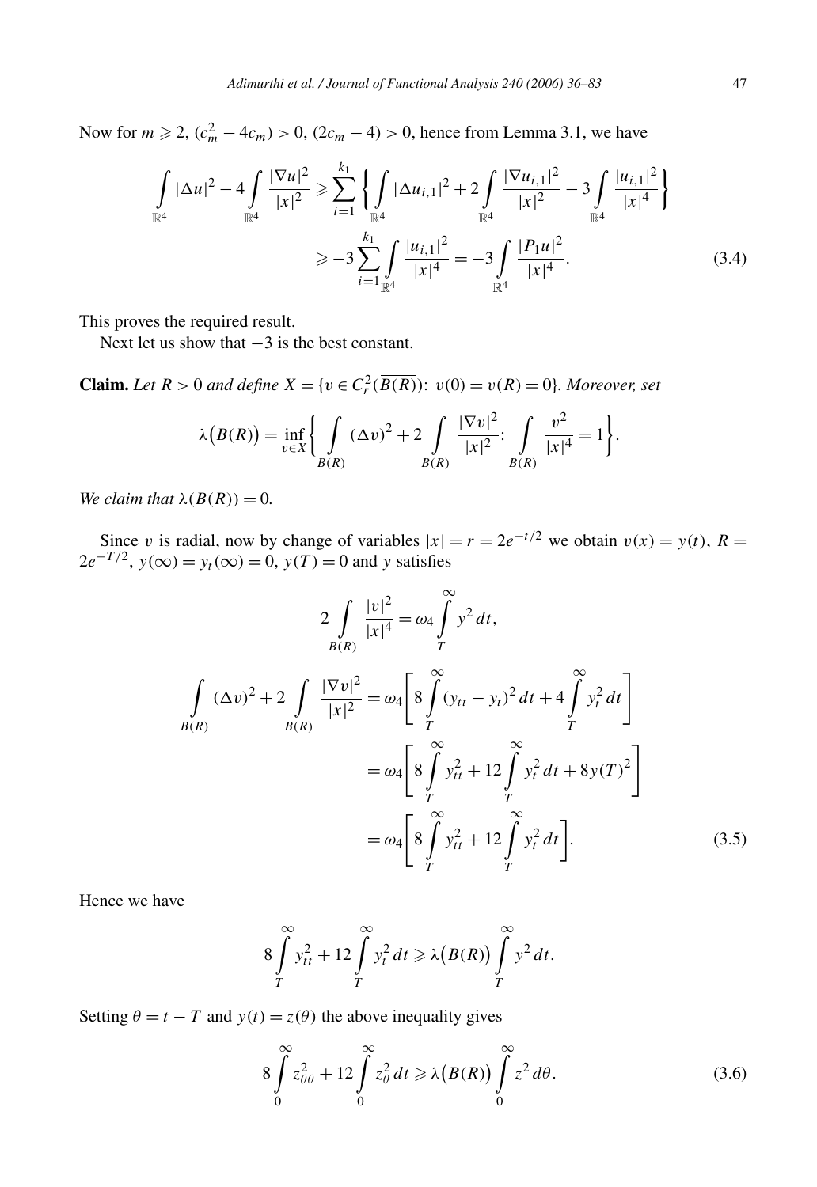Now for $m \geqslant 2$, $(c_m^2 - 4c_m) > 0$, $(2c_m - 4) > 0$, hence from Lemma 3.1, we have

$$\int\limits_{\mathbb{R}^4} |\Delta u|^2 - 4\int\limits_{\mathbb{R}^4} \frac{|\nabla u|^2}{|x|^2} \geqslant \sum_{i=1}^{k_1} \left\{ \int\limits_{\mathbb{R}^4} |\Delta u_{i,1}|^2 + 2\int\limits_{\mathbb{R}^4} \frac{|\nabla u_{i,1}|^2}{|x|^2} - 3\int\limits_{\mathbb{R}^4} \frac{|u_{i,1}|^2}{|x|^4} \right\}$$
$$\geqslant -3\sum_{i=1}^{k_1} \int\limits_{\mathbb{R}^4} \frac{|u_{i,1}|^2}{|x|^4} = -3\int\limits_{\mathbb{R}^4} \frac{|P_1 u|^2}{|x|^4}. \tag{3.4}$$

This proves the required result.

Next let us show that $-3$ is the best constant.

**Claim.** *Let $R > 0$ and define $X = \{v \in C_r^2(\overline{B(R)})\colon\ v(0) = v(R) = 0\}$. Moreover, set*

$$\lambda\big(B(R)\big) = \inf_{v \in X} \left\{ \int\limits_{B(R)} (\Delta v)^2 + 2\int\limits_{B(R)} \frac{|\nabla v|^2}{|x|^2} \colon\ \int\limits_{B(R)} \frac{v^2}{|x|^4} = 1 \right\}.$$

*We claim that $\lambda(B(R)) = 0$.*

Since $v$ is radial, now by change of variables $|x| = r = 2e^{-t/2}$ we obtain $v(x) = y(t)$, $R = 2e^{-T/2}$, $y(\infty) = y_t(\infty) = 0$, $y(T) = 0$ and $y$ satisfies

$$2\int\limits_{B(R)} \frac{|v|^2}{|x|^4} = \omega_4 \int\limits_T^\infty y^2\,dt,$$

$$\int\limits_{B(R)} (\Delta v)^2 + 2\int\limits_{B(R)} \frac{|\nabla v|^2}{|x|^2} = \omega_4 \left[ 8\int\limits_T^\infty (y_{tt} - y_t)^2\,dt + 4\int\limits_T^\infty y_t^2\,dt \right]$$
$$= \omega_4 \left[ 8\int\limits_T^\infty y_{tt}^2 + 12\int\limits_T^\infty y_t^2\,dt + 8y(T)^2 \right]$$
$$= \omega_4 \left[ 8\int\limits_T^\infty y_{tt}^2 + 12\int\limits_T^\infty y_t^2\,dt \right]. \tag{3.5}$$

Hence we have

$$8\int\limits_T^\infty y_{tt}^2 + 12\int\limits_T^\infty y_t^2\,dt \geqslant \lambda\big(B(R)\big) \int\limits_T^\infty y^2\,dt.$$

Setting $\theta = t - T$ and $y(t) = z(\theta)$ the above inequality gives

$$8\int\limits_0^\infty z_{\theta\theta}^2 + 12\int\limits_0^\infty z_\theta^2\,dt \geqslant \lambda\big(B(R)\big) \int\limits_0^\infty z^2\,d\theta. \tag{3.6}$$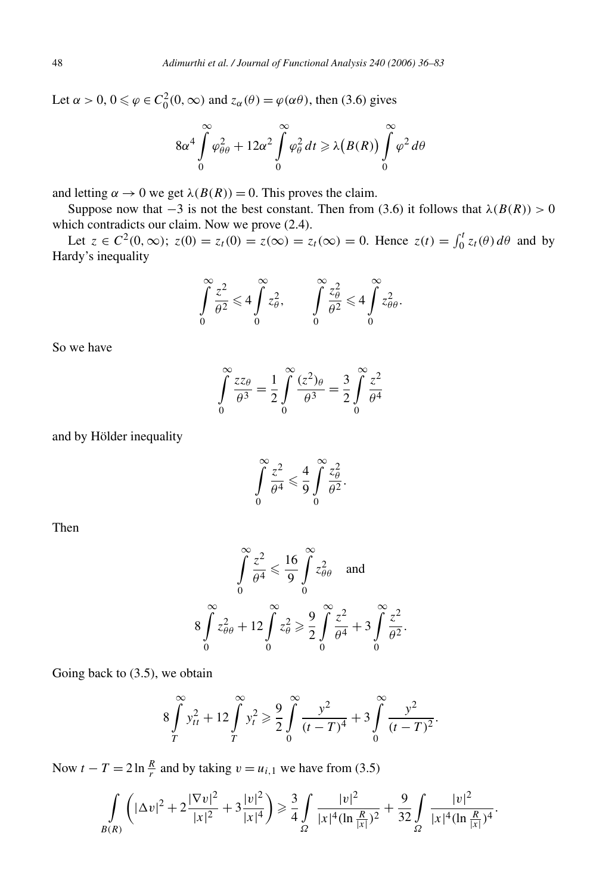Let $\alpha > 0$, $0 \leqslant \varphi \in C_0^2(0,\infty)$ and $z_\alpha(\theta) = \varphi(\alpha\theta)$, then (3.6) gives

$$8\alpha^4 \int_0^\infty \varphi_{\theta\theta}^2 + 12\alpha^2 \int_0^\infty \varphi_\theta^2 \, dt \geqslant \lambda\big(B(R)\big) \int_0^\infty \varphi^2 \, d\theta$$

and letting $\alpha \to 0$ we get $\lambda(B(R)) = 0$. This proves the claim.

Suppose now that $-3$ is not the best constant. Then from (3.6) it follows that $\lambda(B(R)) > 0$ which contradicts our claim. Now we prove (2.4).

Let $z \in C^2(0,\infty)$; $z(0) = z_t(0) = z(\infty) = z_t(\infty) = 0$. Hence $z(t) = \int_0^t z_t(\theta)\, d\theta$ and by Hardy's inequality

$$\int_0^\infty \frac{z^2}{\theta^2} \leqslant 4 \int_0^\infty z_\theta^2, \qquad \int_0^\infty \frac{z_\theta^2}{\theta^2} \leqslant 4 \int_0^\infty z_{\theta\theta}^2.$$

So we have

$$\int_0^\infty \frac{z z_\theta}{\theta^3} = \frac{1}{2} \int_0^\infty \frac{(z^2)_\theta}{\theta^3} = \frac{3}{2} \int_0^\infty \frac{z^2}{\theta^4}$$

and by Hölder inequality

$$\int_0^\infty \frac{z^2}{\theta^4} \leqslant \frac{4}{9} \int_0^\infty \frac{z_\theta^2}{\theta^2}.$$

Then

$$\int_0^\infty \frac{z^2}{\theta^4} \leqslant \frac{16}{9} \int_0^\infty z_{\theta\theta}^2 \quad \text{and}$$

$$8 \int_0^\infty z_{\theta\theta}^2 + 12 \int_0^\infty z_\theta^2 \geqslant \frac{9}{2} \int_0^\infty \frac{z^2}{\theta^4} + 3 \int_0^\infty \frac{z^2}{\theta^2}.$$

Going back to (3.5), we obtain

$$8 \int_T^\infty y_{tt}^2 + 12 \int_T^\infty y_t^2 \geqslant \frac{9}{2} \int_0^\infty \frac{y^2}{(t-T)^4} + 3 \int_0^\infty \frac{y^2}{(t-T)^2}.$$

Now $t - T = 2 \ln \frac{R}{r}$ and by taking $v = u_{i,1}$ we have from (3.5)

$$\int_{B(R)} \left( |\Delta v|^2 + 2\frac{|\nabla v|^2}{|x|^2} + 3\frac{|v|^2}{|x|^4} \right) \geqslant \frac{3}{4} \int_\Omega \frac{|v|^2}{|x|^4 (\ln \frac{R}{|x|})^2} + \frac{9}{32} \int_\Omega \frac{|v|^2}{|x|^4 (\ln \frac{R}{|x|})^4}.$$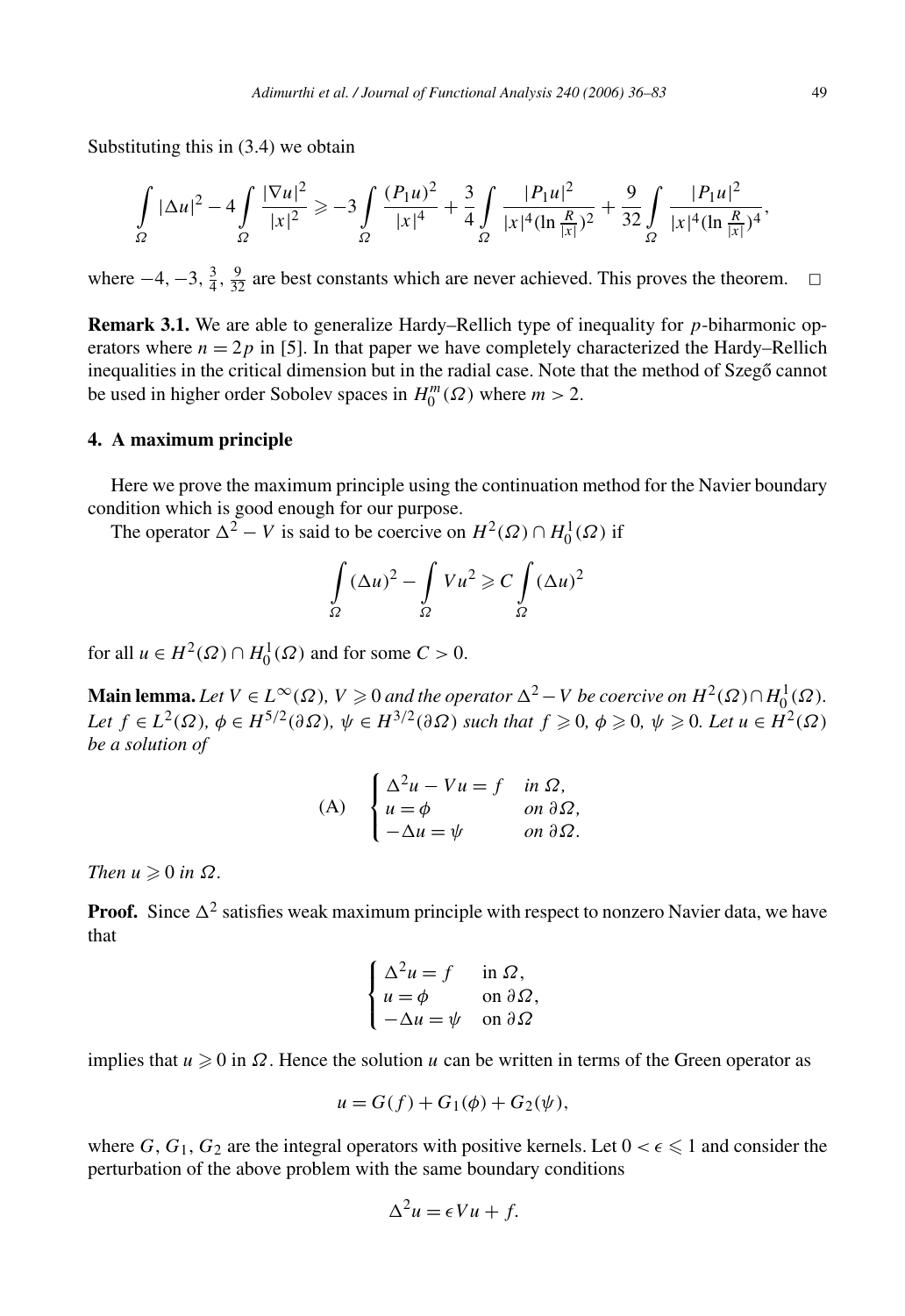Substituting this in (3.4) we obtain

$$\int_\Omega |\Delta u|^2 - 4\int_\Omega \frac{|\nabla u|^2}{|x|^2} \geqslant -3\int_\Omega \frac{(P_1 u)^2}{|x|^4} + \frac{3}{4}\int_\Omega \frac{|P_1 u|^2}{|x|^4(\ln\frac{R}{|x|})^2} + \frac{9}{32}\int_\Omega \frac{|P_1 u|^2}{|x|^4(\ln\frac{R}{|x|})^4},$$

where $-4, -3, \frac{3}{4}, \frac{9}{32}$ are best constants which are never achieved. This proves the theorem. $\square$

**Remark 3.1.** We are able to generalize Hardy–Rellich type of inequality for $p$-biharmonic operators where $n = 2p$ in [5]. In that paper we have completely characterized the Hardy–Rellich inequalities in the critical dimension but in the radial case. Note that the method of Szegő cannot be used in higher order Sobolev spaces in $H_0^m(\Omega)$ where $m > 2$.

## 4. A maximum principle

Here we prove the maximum principle using the continuation method for the Navier boundary condition which is good enough for our purpose.

The operator $\Delta^2 - V$ is said to be coercive on $H^2(\Omega) \cap H_0^1(\Omega)$ if

$$\int_\Omega (\Delta u)^2 - \int_\Omega V u^2 \geqslant C \int_\Omega (\Delta u)^2$$

for all $u \in H^2(\Omega) \cap H_0^1(\Omega)$ and for some $C > 0$.

**Main lemma.** *Let $V \in L^\infty(\Omega)$, $V \geqslant 0$ and the operator $\Delta^2 - V$ be coercive on $H^2(\Omega) \cap H_0^1(\Omega)$. Let $f \in L^2(\Omega)$, $\phi \in H^{5/2}(\partial\Omega)$, $\psi \in H^{3/2}(\partial\Omega)$ such that $f \geqslant 0$, $\phi \geqslant 0$, $\psi \geqslant 0$. Let $u \in H^2(\Omega)$ be a solution of*

$$\text{(A)} \quad \begin{cases} \Delta^2 u - V u = f & \text{in } \Omega, \\ u = \phi & \text{on } \partial\Omega, \\ -\Delta u = \psi & \text{on } \partial\Omega. \end{cases}$$

*Then $u \geqslant 0$ in $\Omega$.*

**Proof.** Since $\Delta^2$ satisfies weak maximum principle with respect to nonzero Navier data, we have that

$$\begin{cases} \Delta^2 u = f & \text{in } \Omega, \\ u = \phi & \text{on } \partial\Omega, \\ -\Delta u = \psi & \text{on } \partial\Omega \end{cases}$$

implies that $u \geqslant 0$ in $\Omega$. Hence the solution $u$ can be written in terms of the Green operator as

$$u = G(f) + G_1(\phi) + G_2(\psi),$$

where $G$, $G_1$, $G_2$ are the integral operators with positive kernels. Let $0 < \epsilon \leqslant 1$ and consider the perturbation of the above problem with the same boundary conditions

$$\Delta^2 u = \epsilon V u + f.$$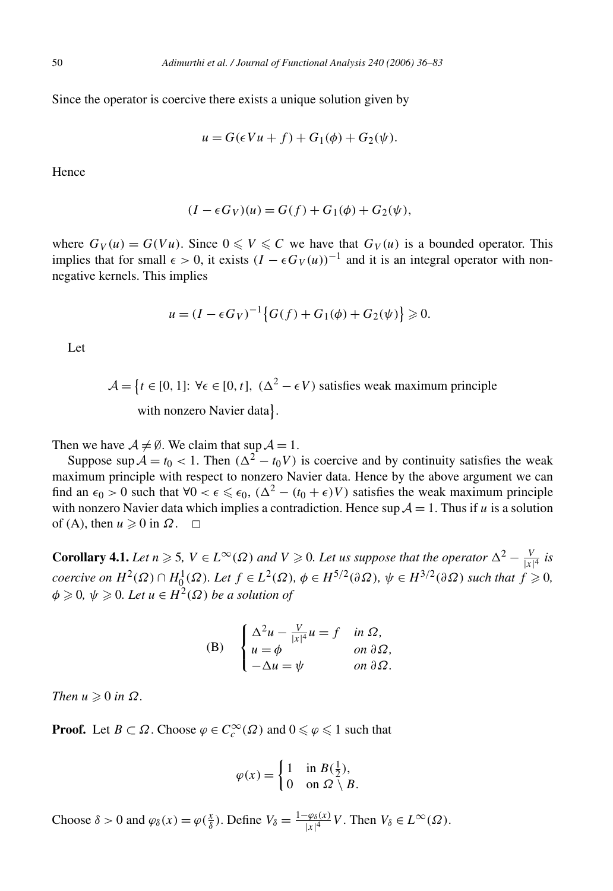Since the operator is coercive there exists a unique solution given by

$$u = G(\epsilon V u + f) + G_1(\phi) + G_2(\psi).$$

Hence

$$(I - \epsilon G_V)(u) = G(f) + G_1(\phi) + G_2(\psi),$$

where $G_V(u) = G(Vu)$. Since $0 \leqslant V \leqslant C$ we have that $G_V(u)$ is a bounded operator. This implies that for small $\epsilon > 0$, it exists $(I - \epsilon G_V(u))^{-1}$ and it is an integral operator with non-negative kernels. This implies

$$u = (I - \epsilon G_V)^{-1}\{G(f) + G_1(\phi) + G_2(\psi)\} \geqslant 0.$$

Let

$$\mathcal{A} = \{t \in [0,1]\colon \forall \epsilon \in [0,t],\ (\Delta^2 - \epsilon V) \text{ satisfies weak maximum principle with nonzero Navier data}\}.$$

Then we have $\mathcal{A} \neq \emptyset$. We claim that $\sup \mathcal{A} = 1$.

Suppose $\sup \mathcal{A} = t_0 < 1$. Then $(\Delta^2 - t_0 V)$ is coercive and by continuity satisfies the weak maximum principle with respect to nonzero Navier data. Hence by the above argument we can find an $\epsilon_0 > 0$ such that $\forall 0 < \epsilon \leqslant \epsilon_0$, $(\Delta^2 - (t_0 + \epsilon)V)$ satisfies the weak maximum principle with nonzero Navier data which implies a contradiction. Hence $\sup \mathcal{A} = 1$. Thus if $u$ is a solution of (A), then $u \geqslant 0$ in $\Omega$. $\square$

**Corollary 4.1.** *Let $n \geqslant 5$, $V \in L^\infty(\Omega)$ and $V \geqslant 0$. Let us suppose that the operator $\Delta^2 - \frac{V}{|x|^4}$ is coercive on $H^2(\Omega) \cap H_0^1(\Omega)$. Let $f \in L^2(\Omega)$, $\phi \in H^{5/2}(\partial\Omega)$, $\psi \in H^{3/2}(\partial\Omega)$ such that $f \geqslant 0$, $\phi \geqslant 0$, $\psi \geqslant 0$. Let $u \in H^2(\Omega)$ be a solution of*

$$\text{(B)} \qquad \begin{cases} \Delta^2 u - \frac{V}{|x|^4} u = f & \text{in } \Omega, \\ u = \phi & \text{on } \partial\Omega, \\ -\Delta u = \psi & \text{on } \partial\Omega. \end{cases}$$

*Then $u \geqslant 0$ in $\Omega$.*

**Proof.** Let $B \subset \Omega$. Choose $\varphi \in C_c^\infty(\Omega)$ and $0 \leqslant \varphi \leqslant 1$ such that

$$\varphi(x) = \begin{cases} 1 & \text{in } B(\frac{1}{2}), \\ 0 & \text{on } \Omega \setminus B. \end{cases}$$

Choose $\delta > 0$ and $\varphi_\delta(x) = \varphi(\frac{x}{\delta})$. Define $V_\delta = \frac{1 - \varphi_\delta(x)}{|x|^4} V$. Then $V_\delta \in L^\infty(\Omega)$.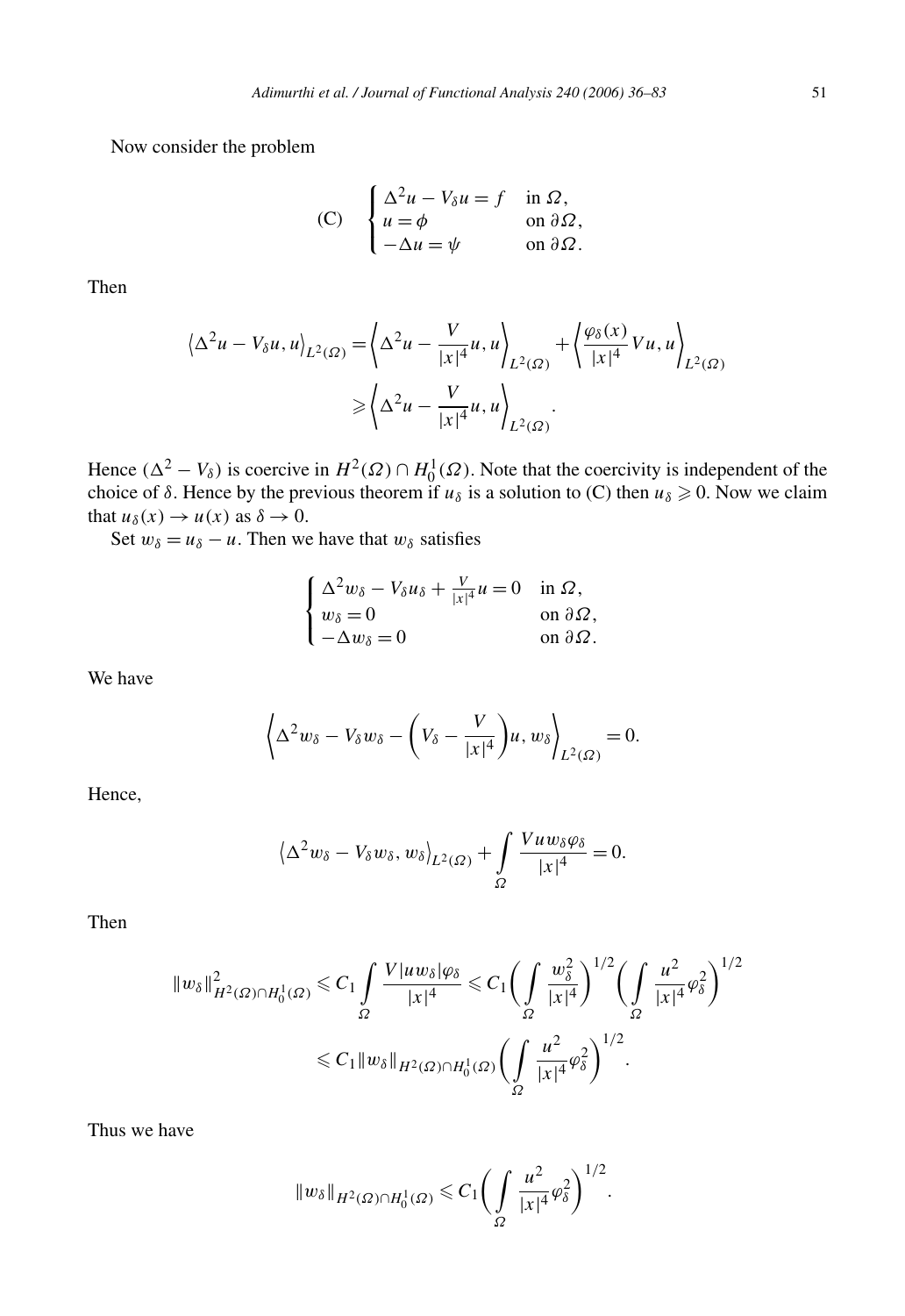Now consider the problem

$$
\text{(C)} \quad \begin{cases} \Delta^2 u - V_\delta u = f & \text{in } \Omega, \\ u = \phi & \text{on } \partial\Omega, \\ -\Delta u = \psi & \text{on } \partial\Omega. \end{cases}
$$

Then

$$
\begin{aligned}
\left\langle \Delta^2 u - V_\delta u, u \right\rangle_{L^2(\Omega)} &= \left\langle \Delta^2 u - \frac{V}{|x|^4} u, u \right\rangle_{L^2(\Omega)} + \left\langle \frac{\varphi_\delta(x)}{|x|^4} V u, u \right\rangle_{L^2(\Omega)} \\
&\geqslant \left\langle \Delta^2 u - \frac{V}{|x|^4} u, u \right\rangle_{L^2(\Omega)}.
\end{aligned}
$$

Hence $(\Delta^2 - V_\delta)$ is coercive in $H^2(\Omega) \cap H_0^1(\Omega)$. Note that the coercivity is independent of the choice of $\delta$. Hence by the previous theorem if $u_\delta$ is a solution to (C) then $u_\delta \geqslant 0$. Now we claim that $u_\delta(x) \to u(x)$ as $\delta \to 0$.

Set $w_\delta = u_\delta - u$. Then we have that $w_\delta$ satisfies

$$
\begin{cases} \Delta^2 w_\delta - V_\delta u_\delta + \frac{V}{|x|^4} u = 0 & \text{in } \Omega, \\ w_\delta = 0 & \text{on } \partial\Omega, \\ -\Delta w_\delta = 0 & \text{on } \partial\Omega. \end{cases}
$$

We have

$$
\left\langle \Delta^2 w_\delta - V_\delta w_\delta - \left( V_\delta - \frac{V}{|x|^4} \right) u, w_\delta \right\rangle_{L^2(\Omega)} = 0.
$$

Hence,

$$
\left\langle \Delta^2 w_\delta - V_\delta w_\delta, w_\delta \right\rangle_{L^2(\Omega)} + \int_\Omega \frac{V u w_\delta \varphi_\delta}{|x|^4} = 0.
$$

Then

$$
\begin{aligned}
\|w_\delta\|^2_{H^2(\Omega) \cap H_0^1(\Omega)} &\leqslant C_1 \int_\Omega \frac{V |u w_\delta| \varphi_\delta}{|x|^4} \leqslant C_1 \left( \int_\Omega \frac{w_\delta^2}{|x|^4} \right)^{1/2} \left( \int_\Omega \frac{u^2}{|x|^4} \varphi_\delta^2 \right)^{1/2} \\
&\leqslant C_1 \|w_\delta\|_{H^2(\Omega) \cap H_0^1(\Omega)} \left( \int_\Omega \frac{u^2}{|x|^4} \varphi_\delta^2 \right)^{1/2}.
\end{aligned}
$$

Thus we have

$$
\|w_\delta\|_{H^2(\Omega) \cap H_0^1(\Omega)} \leqslant C_1 \left( \int_\Omega \frac{u^2}{|x|^4} \varphi_\delta^2 \right)^{1/2}.
$$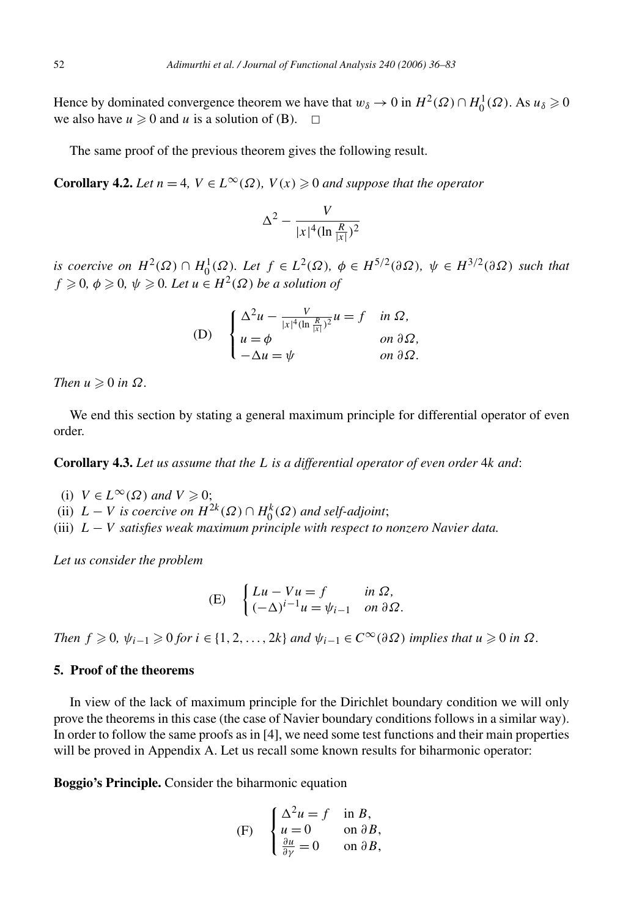Hence by dominated convergence theorem we have that $w_\delta \to 0$ in $H^2(\Omega) \cap H_0^1(\Omega)$. As $u_\delta \geqslant 0$ we also have $u \geqslant 0$ and $u$ is a solution of (B). $\square$

The same proof of the previous theorem gives the following result.

**Corollary 4.2.** *Let $n = 4$, $V \in L^\infty(\Omega)$, $V(x) \geqslant 0$ and suppose that the operator*

$$\Delta^2 - \frac{V}{|x|^4 (\ln \frac{R}{|x|})^2}$$

*is coercive on $H^2(\Omega) \cap H_0^1(\Omega)$. Let $f \in L^2(\Omega)$, $\phi \in H^{5/2}(\partial\Omega)$, $\psi \in H^{3/2}(\partial\Omega)$ such that $f \geqslant 0$, $\phi \geqslant 0$, $\psi \geqslant 0$. Let $u \in H^2(\Omega)$ be a solution of*

$$\text{(D)} \qquad \begin{cases} \Delta^2 u - \frac{V}{|x|^4 (\ln \frac{R}{|x|})^2} u = f & \text{in } \Omega, \\ u = \phi & \text{on } \partial\Omega, \\ -\Delta u = \psi & \text{on } \partial\Omega. \end{cases}$$

*Then $u \geqslant 0$ in $\Omega$.*

We end this section by stating a general maximum principle for differential operator of even order.

**Corollary 4.3.** *Let us assume that the $L$ is a differential operator of even order $4k$ and*:

(i) *$V \in L^\infty(\Omega)$ and $V \geqslant 0$*;
(ii) *$L - V$ is coercive on $H^{2k}(\Omega) \cap H_0^k(\Omega)$ and self-adjoint*;
(iii) *$L - V$ satisfies weak maximum principle with respect to nonzero Navier data.*

*Let us consider the problem*

$$\text{(E)} \qquad \begin{cases} Lu - Vu = f & \text{in } \Omega, \\ (-\Delta)^{i-1} u = \psi_{i-1} & \text{on } \partial\Omega. \end{cases}$$

*Then $f \geqslant 0$, $\psi_{i-1} \geqslant 0$ for $i \in \{1, 2, \ldots, 2k\}$ and $\psi_{i-1} \in C^\infty(\partial\Omega)$ implies that $u \geqslant 0$ in $\Omega$.*

## 5. Proof of the theorems

In view of the lack of maximum principle for the Dirichlet boundary condition we will only prove the theorems in this case (the case of Navier boundary conditions follows in a similar way). In order to follow the same proofs as in [4], we need some test functions and their main properties will be proved in Appendix A. Let us recall some known results for biharmonic operator:

**Boggio's Principle.** Consider the biharmonic equation

$$\text{(F)} \qquad \begin{cases} \Delta^2 u = f & \text{in } B, \\ u = 0 & \text{on } \partial B, \\ \frac{\partial u}{\partial \gamma} = 0 & \text{on } \partial B, \end{cases}$$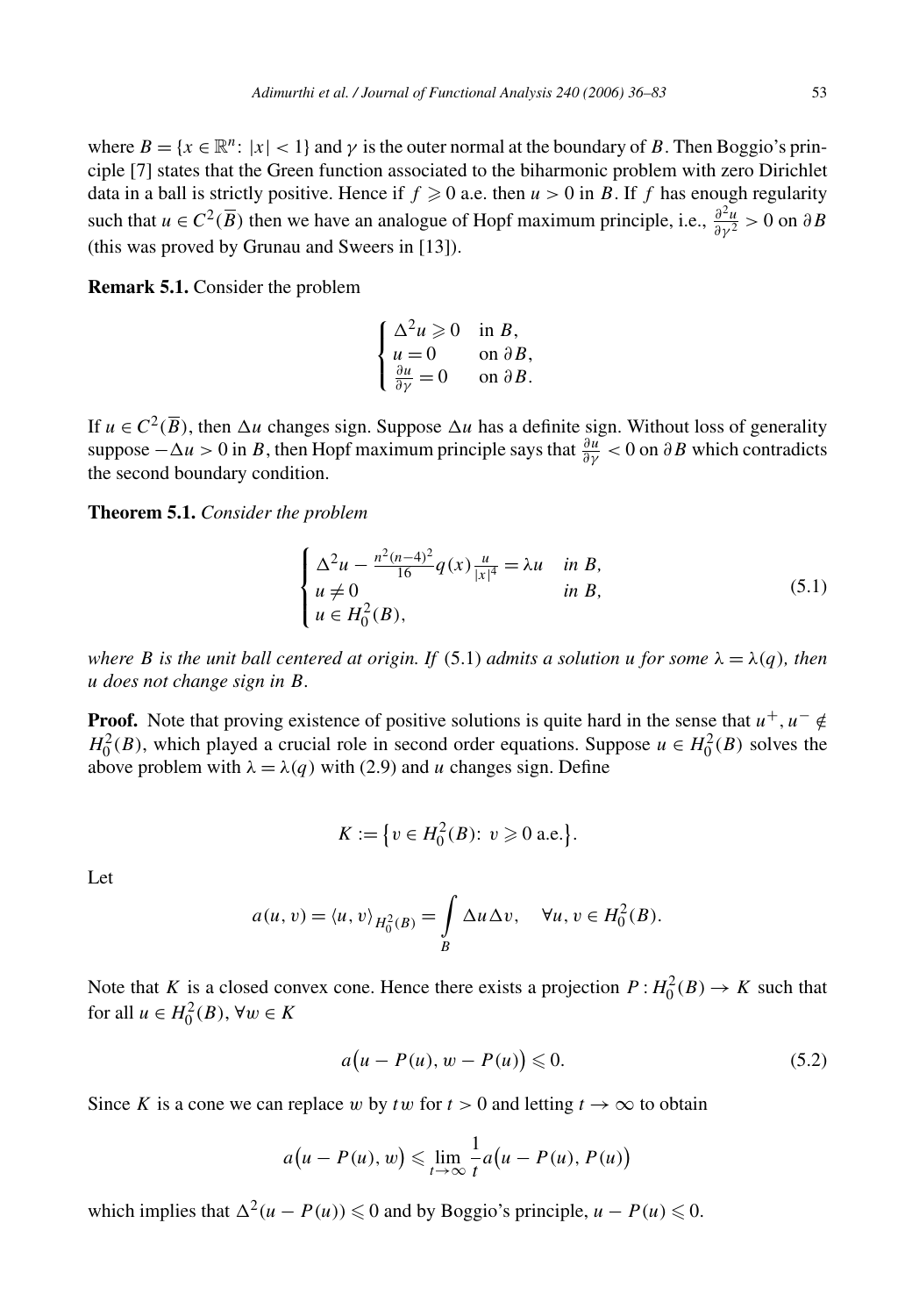where $B = \{x \in \mathbb{R}^n \colon |x| < 1\}$ and $\gamma$ is the outer normal at the boundary of $B$. Then Boggio's principle [7] states that the Green function associated to the biharmonic problem with zero Dirichlet data in a ball is strictly positive. Hence if $f \geqslant 0$ a.e. then $u > 0$ in $B$. If $f$ has enough regularity such that $u \in C^2(\overline{B})$ then we have an analogue of Hopf maximum principle, i.e., $\frac{\partial^2 u}{\partial \gamma^2} > 0$ on $\partial B$ (this was proved by Grunau and Sweers in [13]).

**Remark 5.1.** Consider the problem

$$\begin{cases} \Delta^2 u \geqslant 0 & \text{in } B, \\ u = 0 & \text{on } \partial B, \\ \frac{\partial u}{\partial \gamma} = 0 & \text{on } \partial B. \end{cases}$$

If $u \in C^2(\overline{B})$, then $\Delta u$ changes sign. Suppose $\Delta u$ has a definite sign. Without loss of generality suppose $-\Delta u > 0$ in $B$, then Hopf maximum principle says that $\frac{\partial u}{\partial \gamma} < 0$ on $\partial B$ which contradicts the second boundary condition.

**Theorem 5.1.** *Consider the problem*

$$\begin{cases} \Delta^2 u - \frac{n^2(n-4)^2}{16} q(x) \frac{u}{|x|^4} = \lambda u & \text{in } B, \\ u \neq 0 & \text{in } B, \\ u \in H_0^2(B), \end{cases} \tag{5.1}$$

*where $B$ is the unit ball centered at origin. If* (5.1) *admits a solution $u$ for some $\lambda = \lambda(q)$, then $u$ does not change sign in $B$.*

**Proof.** Note that proving existence of positive solutions is quite hard in the sense that $u^+, u^- \notin H_0^2(B)$, which played a crucial role in second order equations. Suppose $u \in H_0^2(B)$ solves the above problem with $\lambda = \lambda(q)$ with (2.9) and $u$ changes sign. Define

$$K := \{v \in H_0^2(B) \colon v \geqslant 0 \text{ a.e.}\}.$$

Let

$$a(u, v) = \langle u, v \rangle_{H_0^2(B)} = \int_B \Delta u \Delta v, \quad \forall u, v \in H_0^2(B).$$

Note that $K$ is a closed convex cone. Hence there exists a projection $P : H_0^2(B) \to K$ such that for all $u \in H_0^2(B)$, $\forall w \in K$

$$a\big(u - P(u), w - P(u)\big) \leqslant 0. \tag{5.2}$$

Since $K$ is a cone we can replace $w$ by $tw$ for $t > 0$ and letting $t \to \infty$ to obtain

$$a\big(u - P(u), w\big) \leqslant \lim_{t \to \infty} \frac{1}{t} a\big(u - P(u), P(u)\big)$$

which implies that $\Delta^2(u - P(u)) \leqslant 0$ and by Boggio's principle, $u - P(u) \leqslant 0$.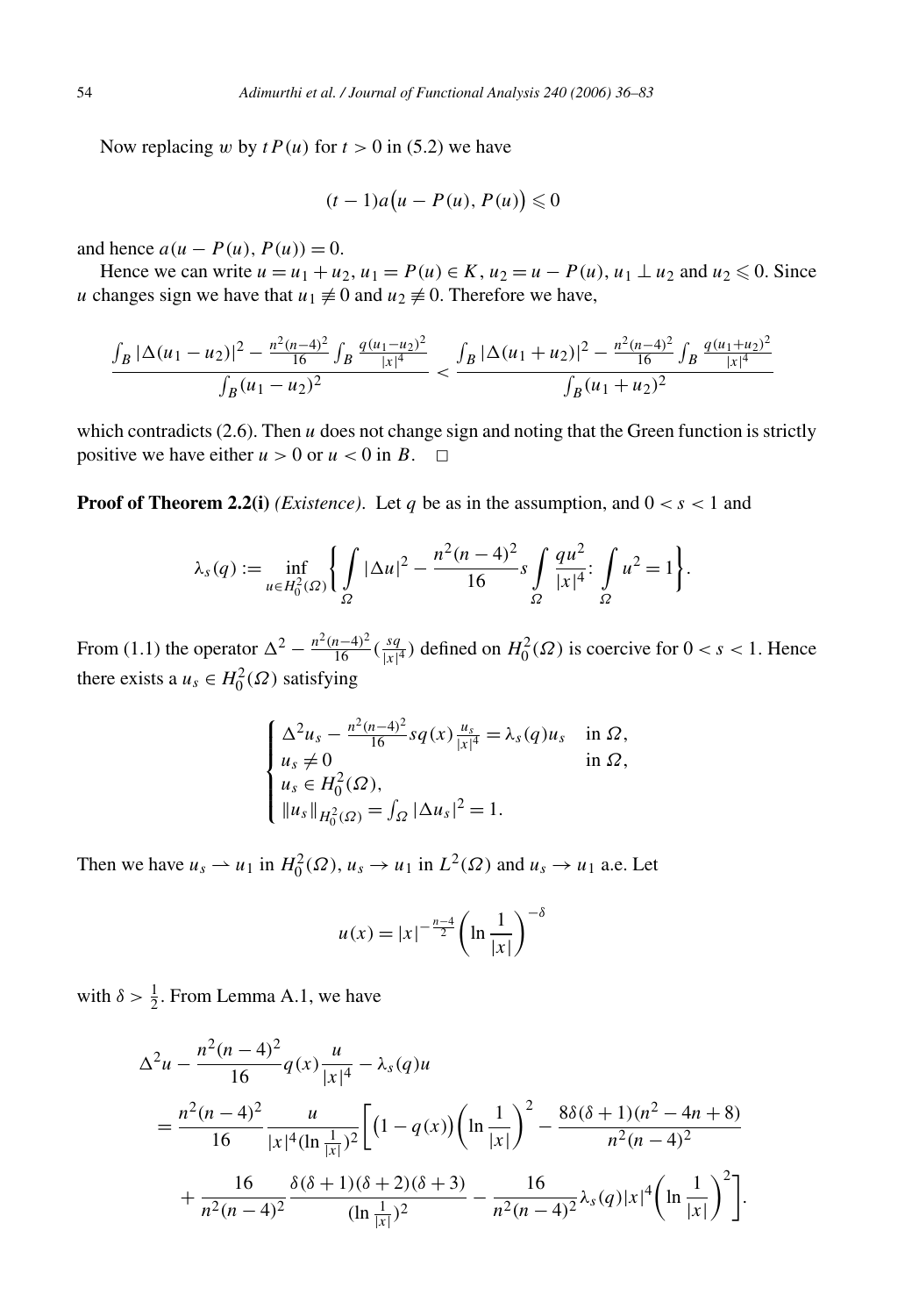Now replacing $w$ by $tP(u)$ for $t > 0$ in (5.2) we have

$$(t-1)a\big(u - P(u), P(u)\big) \leqslant 0$$

and hence $a(u - P(u), P(u)) = 0$.

Hence we can write $u = u_1 + u_2$, $u_1 = P(u) \in K$, $u_2 = u - P(u)$, $u_1 \perp u_2$ and $u_2 \leqslant 0$. Since $u$ changes sign we have that $u_1 \not\equiv 0$ and $u_2 \not\equiv 0$. Therefore we have,

$$\frac{\int_B |\Delta(u_1 - u_2)|^2 - \frac{n^2(n-4)^2}{16}\int_B \frac{q(u_1-u_2)^2}{|x|^4}}{\int_B (u_1 - u_2)^2} < \frac{\int_B |\Delta(u_1 + u_2)|^2 - \frac{n^2(n-4)^2}{16}\int_B \frac{q(u_1+u_2)^2}{|x|^4}}{\int_B (u_1 + u_2)^2}$$

which contradicts (2.6). Then $u$ does not change sign and noting that the Green function is strictly positive we have either $u > 0$ or $u < 0$ in $B$. $\square$

**Proof of Theorem 2.2(i)** *(Existence).* Let $q$ be as in the assumption, and $0 < s < 1$ and

$$\lambda_s(q) := \inf_{u \in H_0^2(\Omega)} \left\{ \int_\Omega |\Delta u|^2 - \frac{n^2(n-4)^2}{16} s \int_\Omega \frac{qu^2}{|x|^4} \colon \int_\Omega u^2 = 1 \right\}.$$

From (1.1) the operator $\Delta^2 - \frac{n^2(n-4)^2}{16}(\frac{sq}{|x|^4})$ defined on $H_0^2(\Omega)$ is coercive for $0 < s < 1$. Hence there exists a $u_s \in H_0^2(\Omega)$ satisfying

$$\begin{cases} \Delta^2 u_s - \frac{n^2(n-4)^2}{16} sq(x)\frac{u_s}{|x|^4} = \lambda_s(q) u_s & \text{in } \Omega, \\ u_s \neq 0 & \text{in } \Omega, \\ u_s \in H_0^2(\Omega), \\ \|u_s\|_{H_0^2(\Omega)} = \int_\Omega |\Delta u_s|^2 = 1. \end{cases}$$

Then we have $u_s \rightharpoonup u_1$ in $H_0^2(\Omega)$, $u_s \to u_1$ in $L^2(\Omega)$ and $u_s \to u_1$ a.e. Let

$$u(x) = |x|^{-\frac{n-4}{2}} \left(\ln \frac{1}{|x|}\right)^{-\delta}$$

with $\delta > \frac{1}{2}$. From Lemma A.1, we have

$$\begin{aligned}
&\Delta^2 u - \frac{n^2(n-4)^2}{16} q(x) \frac{u}{|x|^4} - \lambda_s(q) u \\
&\quad = \frac{n^2(n-4)^2}{16} \frac{u}{|x|^4 (\ln \frac{1}{|x|})^2} \left[ \big(1 - q(x)\big) \left(\ln \frac{1}{|x|}\right)^2 - \frac{8\delta(\delta+1)(n^2 - 4n + 8)}{n^2(n-4)^2} \right. \\
&\qquad \left. + \frac{16}{n^2(n-4)^2} \frac{\delta(\delta+1)(\delta+2)(\delta+3)}{(\ln \frac{1}{|x|})^2} - \frac{16}{n^2(n-4)^2} \lambda_s(q) |x|^4 \left(\ln \frac{1}{|x|}\right)^2 \right].
\end{aligned}$$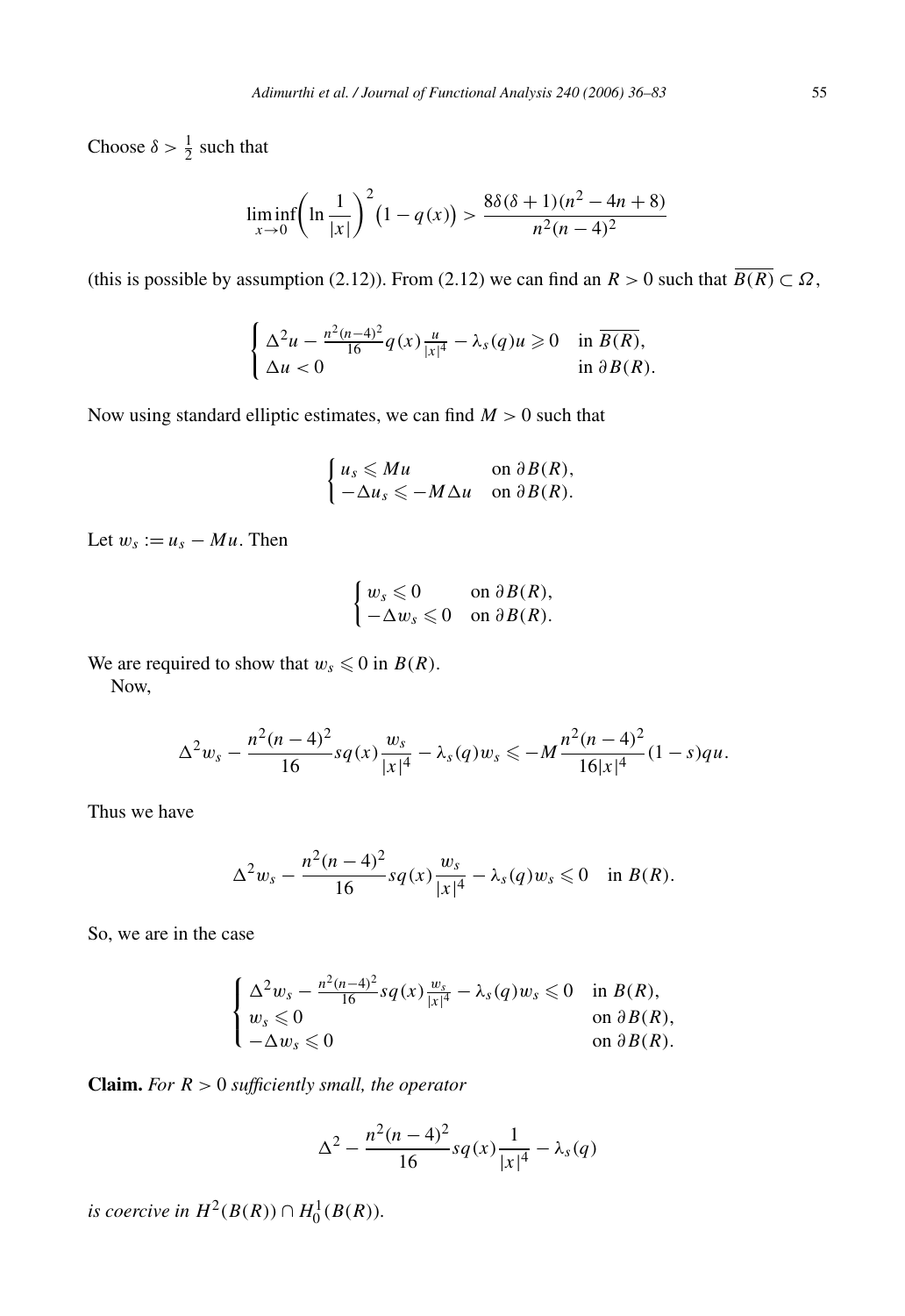Choose $\delta > \frac{1}{2}$ such that

$$\liminf_{x\to 0}\left(\ln\frac{1}{|x|}\right)^2\left(1-q(x)\right) > \frac{8\delta(\delta+1)(n^2-4n+8)}{n^2(n-4)^2}$$

(this is possible by assumption (2.12)). From (2.12) we can find an $R>0$ such that $\overline{B(R)}\subset\Omega$,

$$\begin{cases} \Delta^2 u - \frac{n^2(n-4)^2}{16}q(x)\frac{u}{|x|^4} - \lambda_s(q)u \geqslant 0 & \text{in } \overline{B(R)},\\ \Delta u < 0 & \text{in } \partial B(R). \end{cases}$$

Now using standard elliptic estimates, we can find $M>0$ such that

$$\begin{cases} u_s \leqslant Mu & \text{on } \partial B(R),\\ -\Delta u_s \leqslant -M\Delta u & \text{on } \partial B(R). \end{cases}$$

Let $w_s := u_s - Mu$. Then

$$\begin{cases} w_s \leqslant 0 & \text{on } \partial B(R),\\ -\Delta w_s \leqslant 0 & \text{on } \partial B(R). \end{cases}$$

We are required to show that $w_s \leqslant 0$ in $B(R)$.

Now,

$$\Delta^2 w_s - \frac{n^2(n-4)^2}{16}sq(x)\frac{w_s}{|x|^4} - \lambda_s(q)w_s \leqslant -M\frac{n^2(n-4)^2}{16|x|^4}(1-s)qu.$$

Thus we have

$$\Delta^2 w_s - \frac{n^2(n-4)^2}{16}sq(x)\frac{w_s}{|x|^4} - \lambda_s(q)w_s \leqslant 0 \quad \text{in } B(R).$$

So, we are in the case

$$\begin{cases} \Delta^2 w_s - \frac{n^2(n-4)^2}{16}sq(x)\frac{w_s}{|x|^4} - \lambda_s(q)w_s \leqslant 0 & \text{in } B(R),\\ w_s \leqslant 0 & \text{on } \partial B(R),\\ -\Delta w_s \leqslant 0 & \text{on } \partial B(R). \end{cases}$$

**Claim.** *For $R>0$ sufficiently small, the operator*

$$\Delta^2 - \frac{n^2(n-4)^2}{16}sq(x)\frac{1}{|x|^4} - \lambda_s(q)$$

*is coercive in $H^2(B(R))\cap H_0^1(B(R))$.*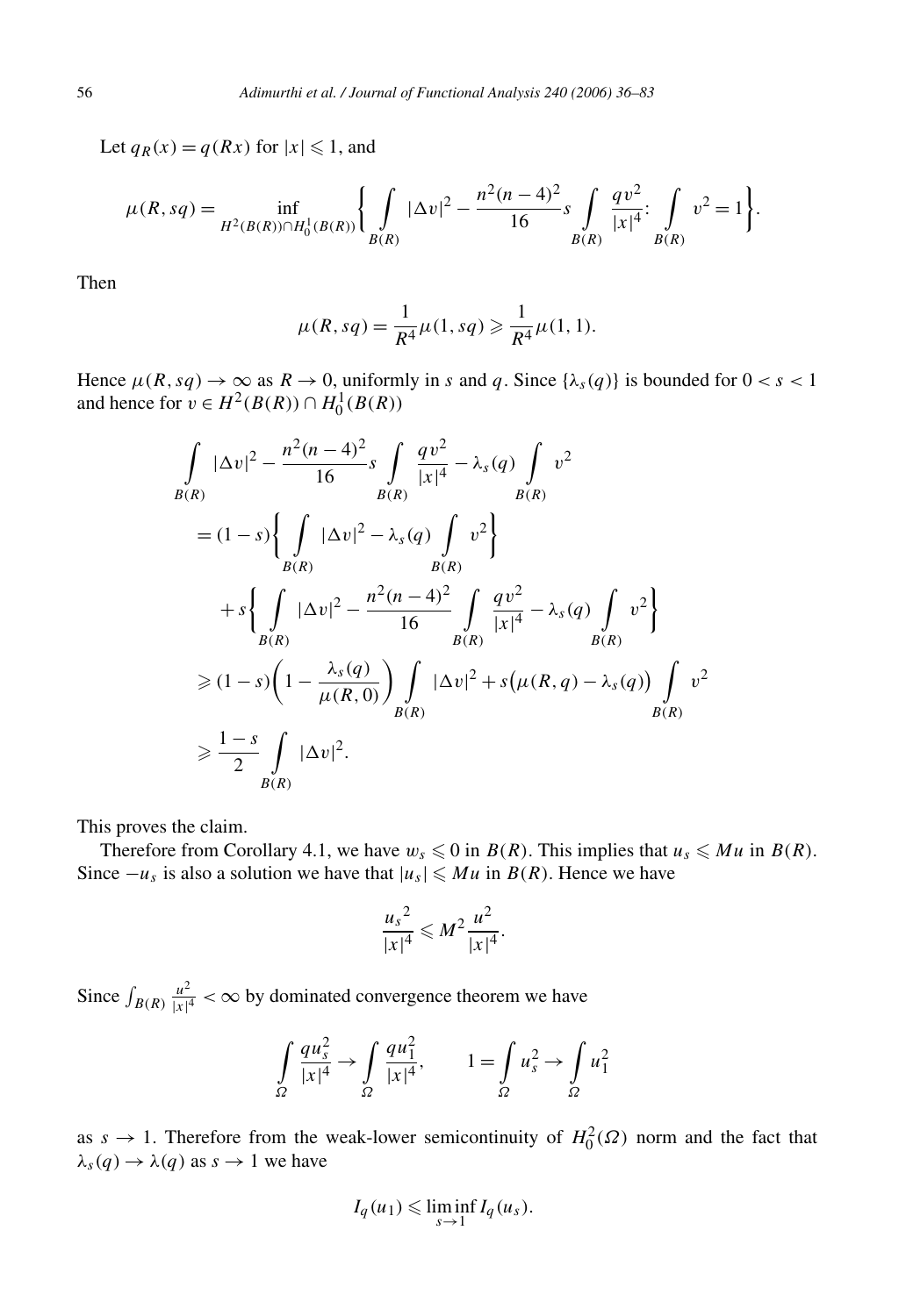Let $q_R(x) = q(Rx)$ for $|x| \leqslant 1$, and

$$\mu(R, sq) = \inf_{H^2(B(R)) \cap H_0^1(B(R))} \left\{ \int\limits_{B(R)} |\Delta v|^2 - \frac{n^2(n-4)^2}{16} s \int\limits_{B(R)} \frac{q v^2}{|x|^4} \colon \int\limits_{B(R)} v^2 = 1 \right\}.$$

Then

$$\mu(R, sq) = \frac{1}{R^4} \mu(1, sq) \geqslant \frac{1}{R^4} \mu(1, 1).$$

Hence $\mu(R, sq) \to \infty$ as $R \to 0$, uniformly in $s$ and $q$. Since $\{\lambda_s(q)\}$ is bounded for $0 < s < 1$ and hence for $v \in H^2(B(R)) \cap H_0^1(B(R))$

$$\begin{aligned}
&\int\limits_{B(R)} |\Delta v|^2 - \frac{n^2(n-4)^2}{16} s \int\limits_{B(R)} \frac{q v^2}{|x|^4} - \lambda_s(q) \int\limits_{B(R)} v^2 \\
&= (1-s) \left\{ \int\limits_{B(R)} |\Delta v|^2 - \lambda_s(q) \int\limits_{B(R)} v^2 \right\} \\
&\quad + s \left\{ \int\limits_{B(R)} |\Delta v|^2 - \frac{n^2(n-4)^2}{16} \int\limits_{B(R)} \frac{q v^2}{|x|^4} - \lambda_s(q) \int\limits_{B(R)} v^2 \right\} \\
&\geqslant (1-s) \left( 1 - \frac{\lambda_s(q)}{\mu(R, 0)} \right) \int\limits_{B(R)} |\Delta v|^2 + s \big( \mu(R, q) - \lambda_s(q) \big) \int\limits_{B(R)} v^2 \\
&\geqslant \frac{1-s}{2} \int\limits_{B(R)} |\Delta v|^2.
\end{aligned}$$

This proves the claim.

Therefore from Corollary 4.1, we have $w_s \leqslant 0$ in $B(R)$. This implies that $u_s \leqslant Mu$ in $B(R)$. Since $-u_s$ is also a solution we have that $|u_s| \leqslant Mu$ in $B(R)$. Hence we have

$$\frac{{u_s}^2}{|x|^4} \leqslant M^2 \frac{u^2}{|x|^4}.$$

Since $\int_{B(R)} \frac{u^2}{|x|^4} < \infty$ by dominated convergence theorem we have

$$\int\limits_{\Omega} \frac{q u_s^2}{|x|^4} \to \int\limits_{\Omega} \frac{q u_1^2}{|x|^4}, \qquad 1 = \int\limits_{\Omega} u_s^2 \to \int\limits_{\Omega} u_1^2$$

as $s \to 1$. Therefore from the weak-lower semicontinuity of $H_0^2(\Omega)$ norm and the fact that $\lambda_s(q) \to \lambda(q)$ as $s \to 1$ we have

$$I_q(u_1) \leqslant \liminf_{s \to 1} I_q(u_s).$$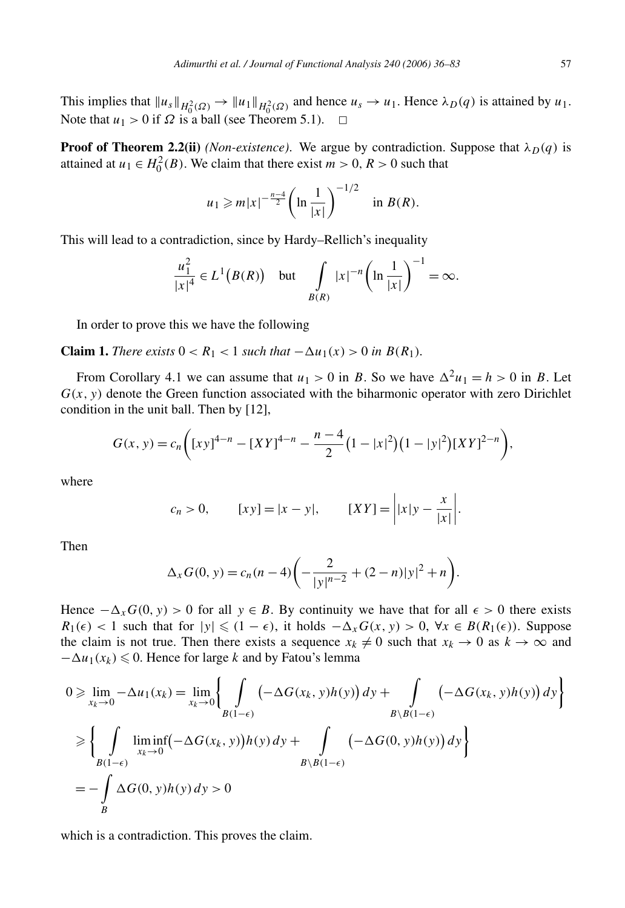This implies that $\|u_s\|_{H_0^2(\Omega)} \to \|u_1\|_{H_0^2(\Omega)}$ and hence $u_s \to u_1$. Hence $\lambda_D(q)$ is attained by $u_1$. Note that $u_1 > 0$ if $\Omega$ is a ball (see Theorem 5.1). $\square$

**Proof of Theorem 2.2(ii)** *(Non-existence).* We argue by contradiction. Suppose that $\lambda_D(q)$ is attained at $u_1 \in H_0^2(B)$. We claim that there exist $m > 0$, $R > 0$ such that

$$u_1 \geqslant m|x|^{-\frac{n-4}{2}}\left(\ln\frac{1}{|x|}\right)^{-1/2} \quad \text{in } B(R).$$

This will lead to a contradiction, since by Hardy–Rellich's inequality

$$\frac{u_1^2}{|x|^4} \in L^1\big(B(R)\big) \quad \text{but} \quad \int\limits_{B(R)} |x|^{-n}\left(\ln\frac{1}{|x|}\right)^{-1} = \infty.$$

In order to prove this we have the following

**Claim 1.** *There exists $0 < R_1 < 1$ such that $-\Delta u_1(x) > 0$ in $B(R_1)$.*

From Corollary 4.1 we can assume that $u_1 > 0$ in $B$. So we have $\Delta^2 u_1 = h > 0$ in $B$. Let $G(x, y)$ denote the Green function associated with the biharmonic operator with zero Dirichlet condition in the unit ball. Then by [12],

$$G(x, y) = c_n\left([xy]^{4-n} - [XY]^{4-n} - \frac{n-4}{2}\big(1-|x|^2\big)\big(1-|y|^2\big)[XY]^{2-n}\right),$$

where

$$c_n > 0, \qquad [xy] = |x-y|, \qquad [XY] = \left||x|y - \frac{x}{|x|}\right|.$$

Then

$$\Delta_x G(0, y) = c_n(n-4)\left(-\frac{2}{|y|^{n-2}} + (2-n)|y|^2 + n\right).$$

Hence $-\Delta_x G(0, y) > 0$ for all $y \in B$. By continuity we have that for all $\epsilon > 0$ there exists $R_1(\epsilon) < 1$ such that for $|y| \leqslant (1-\epsilon)$, it holds $-\Delta_x G(x, y) > 0$, $\forall x \in B(R_1(\epsilon))$. Suppose the claim is not true. Then there exists a sequence $x_k \neq 0$ such that $x_k \to 0$ as $k \to \infty$ and $-\Delta u_1(x_k) \leqslant 0$. Hence for large $k$ and by Fatou's lemma

$$\begin{aligned}
0 &\geqslant \lim_{x_k \to 0} -\Delta u_1(x_k) = \lim_{x_k \to 0}\left\{ \int\limits_{B(1-\epsilon)} \big(-\Delta G(x_k, y)h(y)\big)\,dy + \int\limits_{B\setminus B(1-\epsilon)} \big(-\Delta G(x_k, y)h(y)\big)\,dy \right\} \\
&\geqslant \left\{ \int\limits_{B(1-\epsilon)} \liminf_{x_k \to 0}\big(-\Delta G(x_k, y)\big)h(y)\,dy + \int\limits_{B\setminus B(1-\epsilon)} \big(-\Delta G(0, y)h(y)\big)\,dy \right\} \\
&= -\int\limits_{B} \Delta G(0, y)h(y)\,dy > 0
\end{aligned}$$

which is a contradiction. This proves the claim.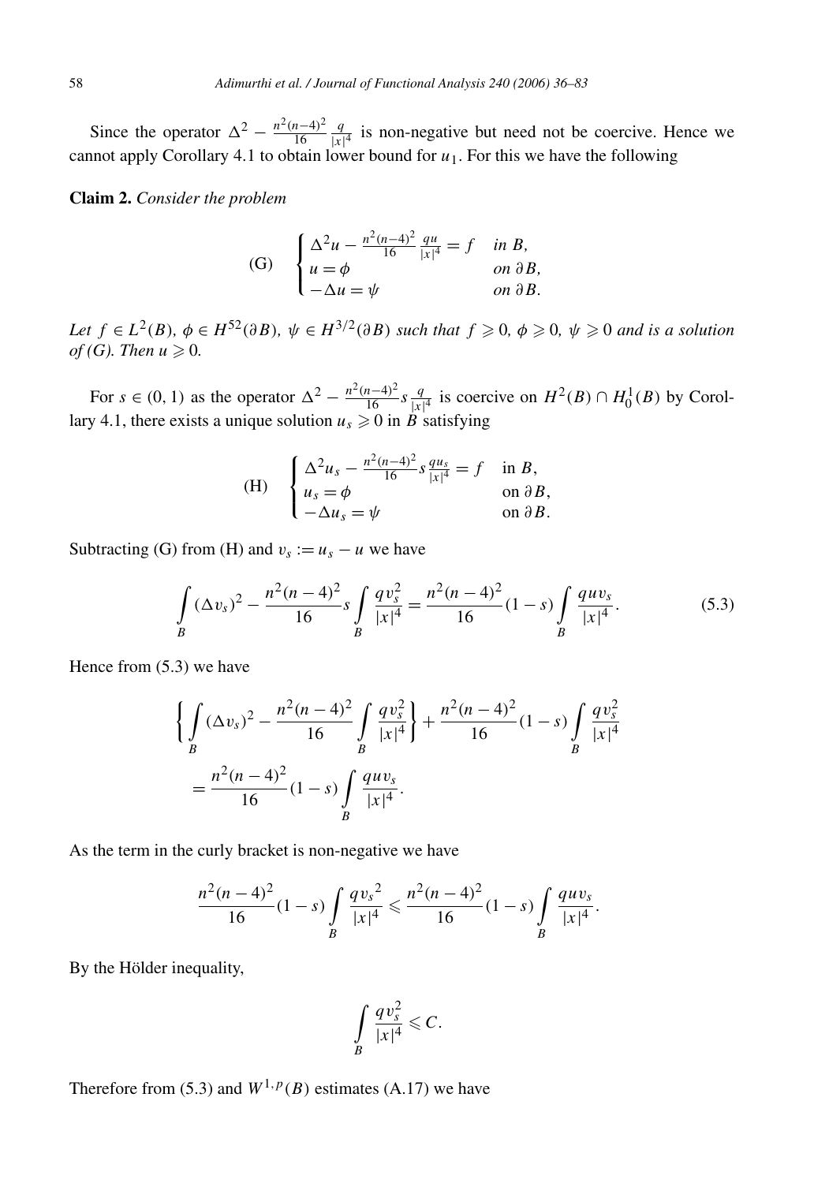Since the operator $\Delta^2 - \frac{n^2(n-4)^2}{16}\frac{q}{|x|^4}$ is non-negative but need not be coercive. Hence we cannot apply Corollary 4.1 to obtain lower bound for $u_1$. For this we have the following

**Claim 2.** *Consider the problem*

$$\text{(G)} \quad \begin{cases} \Delta^2 u - \frac{n^2(n-4)^2}{16}\frac{qu}{|x|^4} = f & \text{in } B, \\ u = \phi & \text{on } \partial B, \\ -\Delta u = \psi & \text{on } \partial B. \end{cases}$$

*Let $f \in L^2(B)$, $\phi \in H^{52}(\partial B)$, $\psi \in H^{3/2}(\partial B)$ such that $f \geqslant 0$, $\phi \geqslant 0$, $\psi \geqslant 0$ and is a solution of (G). Then $u \geqslant 0$.*

For $s \in (0,1)$ as the operator $\Delta^2 - \frac{n^2(n-4)^2}{16}s\frac{q}{|x|^4}$ is coercive on $H^2(B) \cap H_0^1(B)$ by Corollary 4.1, there exists a unique solution $u_s \geqslant 0$ in $B$ satisfying

$$\text{(H)} \quad \begin{cases} \Delta^2 u_s - \frac{n^2(n-4)^2}{16}s\frac{qu_s}{|x|^4} = f & \text{in } B, \\ u_s = \phi & \text{on } \partial B, \\ -\Delta u_s = \psi & \text{on } \partial B. \end{cases}$$

Subtracting (G) from (H) and $v_s := u_s - u$ we have

$$\int_B (\Delta v_s)^2 - \frac{n^2(n-4)^2}{16}s\int_B \frac{qv_s^2}{|x|^4} = \frac{n^2(n-4)^2}{16}(1-s)\int_B \frac{quv_s}{|x|^4}. \tag{5.3}$$

Hence from (5.3) we have

$$\left\{\int_B (\Delta v_s)^2 - \frac{n^2(n-4)^2}{16}\int_B \frac{qv_s^2}{|x|^4}\right\} + \frac{n^2(n-4)^2}{16}(1-s)\int_B \frac{qv_s^2}{|x|^4}$$
$$= \frac{n^2(n-4)^2}{16}(1-s)\int_B \frac{quv_s}{|x|^4}.$$

As the term in the curly bracket is non-negative we have

$$\frac{n^2(n-4)^2}{16}(1-s)\int_B \frac{q{v_s}^2}{|x|^4} \leqslant \frac{n^2(n-4)^2}{16}(1-s)\int_B \frac{quv_s}{|x|^4}.$$

By the Hölder inequality,

$$\int_B \frac{qv_s^2}{|x|^4} \leqslant C.$$

Therefore from (5.3) and $W^{1,p}(B)$ estimates (A.17) we have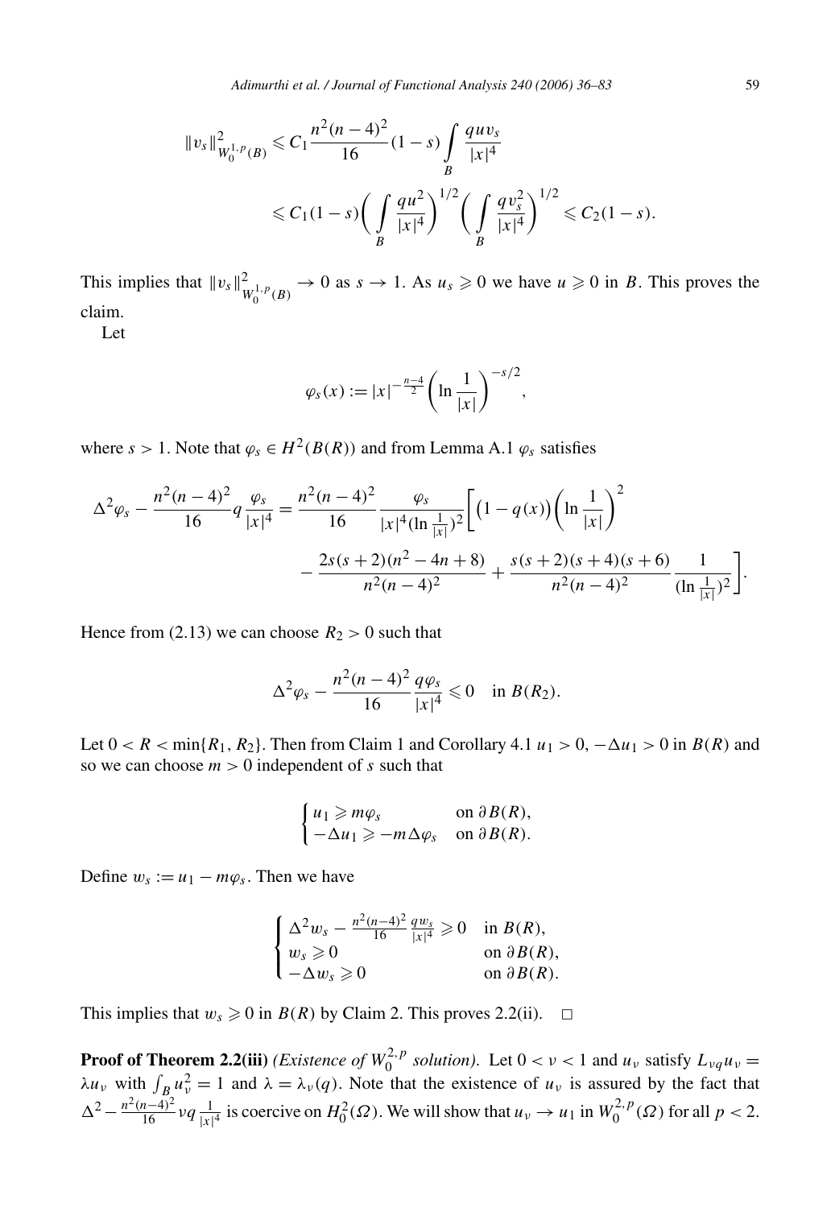$$\|v_s\|^2_{W_0^{1,p}(B)} \leqslant C_1 \frac{n^2(n-4)^2}{16}(1-s) \int\limits_B \frac{quv_s}{|x|^4}$$
$$\leqslant C_1(1-s)\bigg(\int\limits_B \frac{qu^2}{|x|^4}\bigg)^{1/2}\bigg(\int\limits_B \frac{qv_s^2}{|x|^4}\bigg)^{1/2} \leqslant C_2(1-s).$$

This implies that $\|v_s\|^2_{W_0^{1,p}(B)} \to 0$ as $s \to 1$. As $u_s \geqslant 0$ we have $u \geqslant 0$ in $B$. This proves the claim.

Let

$$\varphi_s(x) := |x|^{-\frac{n-4}{2}}\bigg(\ln\frac{1}{|x|}\bigg)^{-s/2},$$

where $s > 1$. Note that $\varphi_s \in H^2(B(R))$ and from Lemma A.1 $\varphi_s$ satisfies

$$\Delta^2\varphi_s - \frac{n^2(n-4)^2}{16} q\frac{\varphi_s}{|x|^4} = \frac{n^2(n-4)^2}{16}\frac{\varphi_s}{|x|^4(\ln\frac{1}{|x|})^2}\bigg[\big(1-q(x)\big)\bigg(\ln\frac{1}{|x|}\bigg)^2 - \frac{2s(s+2)(n^2-4n+8)}{n^2(n-4)^2} + \frac{s(s+2)(s+4)(s+6)}{n^2(n-4)^2}\frac{1}{(\ln\frac{1}{|x|})^2}\bigg].$$

Hence from (2.13) we can choose $R_2 > 0$ such that

$$\Delta^2\varphi_s - \frac{n^2(n-4)^2}{16}\frac{q\varphi_s}{|x|^4} \leqslant 0 \quad \text{in } B(R_2).$$

Let $0 < R < \min\{R_1, R_2\}$. Then from Claim 1 and Corollary 4.1 $u_1 > 0$, $-\Delta u_1 > 0$ in $B(R)$ and so we can choose $m > 0$ independent of $s$ such that

$$\begin{cases} u_1 \geqslant m\varphi_s & \text{on } \partial B(R), \\ -\Delta u_1 \geqslant -m\Delta\varphi_s & \text{on } \partial B(R). \end{cases}$$

Define $w_s := u_1 - m\varphi_s$. Then we have

$$\begin{cases} \Delta^2 w_s - \frac{n^2(n-4)^2}{16}\frac{qw_s}{|x|^4} \geqslant 0 & \text{in } B(R), \\ w_s \geqslant 0 & \text{on } \partial B(R), \\ -\Delta w_s \geqslant 0 & \text{on } \partial B(R). \end{cases}$$

This implies that $w_s \geqslant 0$ in $B(R)$ by Claim 2. This proves 2.2(ii). $\square$

**Proof of Theorem 2.2(iii)** *(Existence of $W_0^{2,p}$ solution).* Let $0 < \nu < 1$ and $u_\nu$ satisfy $L_{\nu q}u_\nu = \lambda u_\nu$ with $\int_B u_\nu^2 = 1$ and $\lambda = \lambda_\nu(q)$. Note that the existence of $u_\nu$ is assured by the fact that $\Delta^2 - \frac{n^2(n-4)^2}{16}\nu q\frac{1}{|x|^4}$ is coercive on $H_0^2(\Omega)$. We will show that $u_\nu \to u_1$ in $W_0^{2,p}(\Omega)$ for all $p < 2$.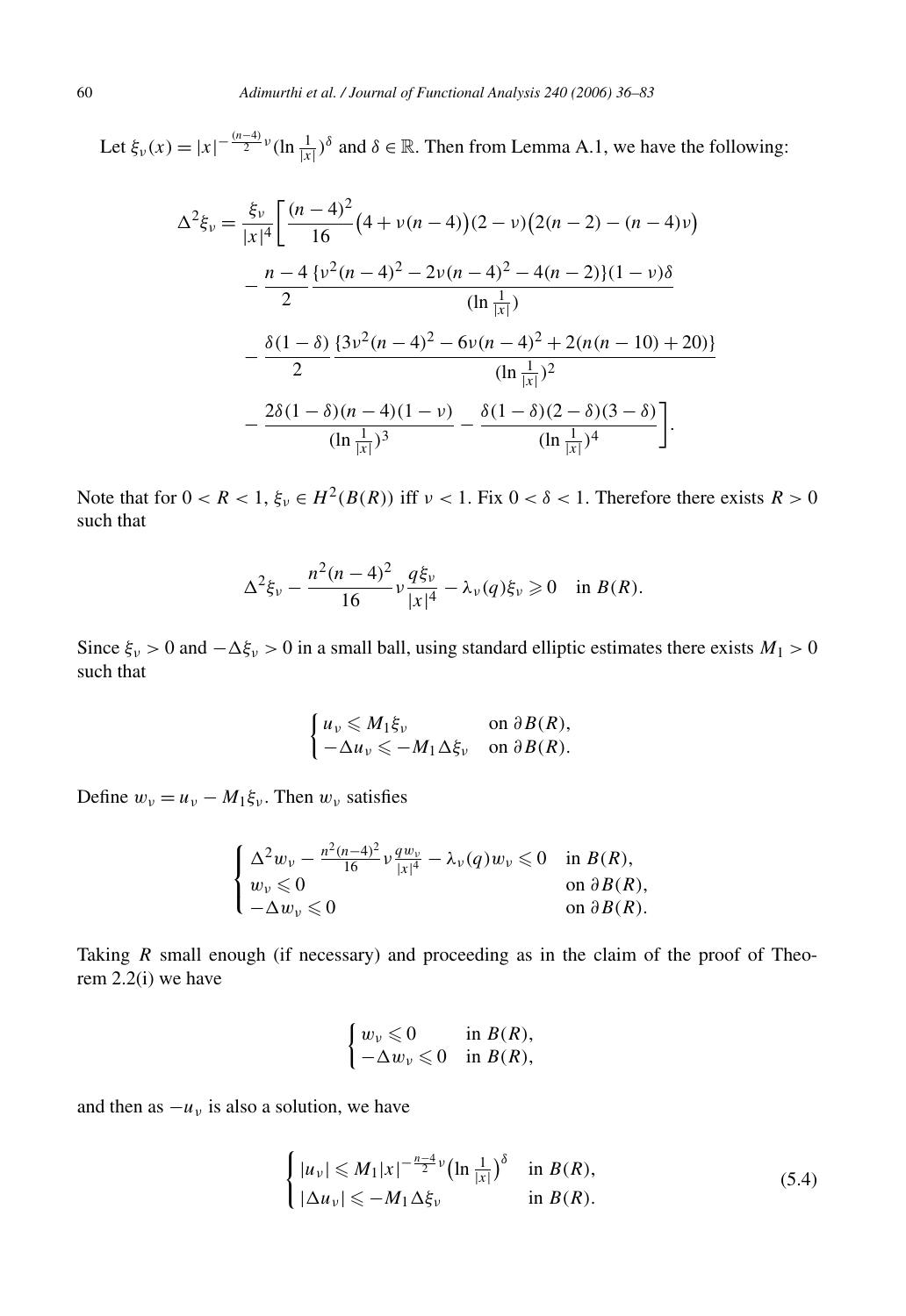Let $\xi_\nu(x) = |x|^{-\frac{(n-4)}{2}\nu}(\ln \frac{1}{|x|})^\delta$ and $\delta \in \mathbb{R}$. Then from Lemma A.1, we have the following:

$$
\begin{aligned}
\Delta^2 \xi_\nu = \frac{\xi_\nu}{|x|^4} \bigg[ & \frac{(n-4)^2}{16}\big(4 + \nu(n-4)\big)(2-\nu)\big(2(n-2) - (n-4)\nu\big) \\
& - \frac{n-4}{2} \frac{\{\nu^2(n-4)^2 - 2\nu(n-4)^2 - 4(n-2)\}(1-\nu)\delta}{(\ln \frac{1}{|x|})} \\
& - \frac{\delta(1-\delta)}{2} \frac{\{3\nu^2(n-4)^2 - 6\nu(n-4)^2 + 2(n(n-10)+20)\}}{(\ln \frac{1}{|x|})^2} \\
& - \frac{2\delta(1-\delta)(n-4)(1-\nu)}{(\ln \frac{1}{|x|})^3} - \frac{\delta(1-\delta)(2-\delta)(3-\delta)}{(\ln \frac{1}{|x|})^4} \bigg].
\end{aligned}
$$

Note that for $0 < R < 1$, $\xi_\nu \in H^2(B(R))$ iff $\nu < 1$. Fix $0 < \delta < 1$. Therefore there exists $R > 0$ such that

$$
\Delta^2 \xi_\nu - \frac{n^2(n-4)^2}{16}\nu \frac{q\xi_\nu}{|x|^4} - \lambda_\nu(q)\xi_\nu \geqslant 0 \quad \text{in } B(R).
$$

Since $\xi_\nu > 0$ and $-\Delta\xi_\nu > 0$ in a small ball, using standard elliptic estimates there exists $M_1 > 0$ such that

$$
\begin{cases}
u_\nu \leqslant M_1 \xi_\nu & \text{on } \partial B(R), \\
-\Delta u_\nu \leqslant -M_1 \Delta \xi_\nu & \text{on } \partial B(R).
\end{cases}
$$

Define $w_\nu = u_\nu - M_1\xi_\nu$. Then $w_\nu$ satisfies

$$
\begin{cases}
\Delta^2 w_\nu - \frac{n^2(n-4)^2}{16}\nu \frac{q w_\nu}{|x|^4} - \lambda_\nu(q) w_\nu \leqslant 0 & \text{in } B(R), \\
w_\nu \leqslant 0 & \text{on } \partial B(R), \\
-\Delta w_\nu \leqslant 0 & \text{on } \partial B(R).
\end{cases}
$$

Taking $R$ small enough (if necessary) and proceeding as in the claim of the proof of Theorem 2.2(i) we have

$$
\begin{cases}
w_\nu \leqslant 0 & \text{in } B(R), \\
-\Delta w_\nu \leqslant 0 & \text{in } B(R),
\end{cases}
$$

and then as $-u_\nu$ is also a solution, we have

$$
\begin{cases}
|u_\nu| \leqslant M_1 |x|^{-\frac{n-4}{2}\nu}\big(\ln \frac{1}{|x|}\big)^\delta & \text{in } B(R), \\
|\Delta u_\nu| \leqslant -M_1 \Delta \xi_\nu & \text{in } B(R).
\end{cases}
\tag{5.4}
$$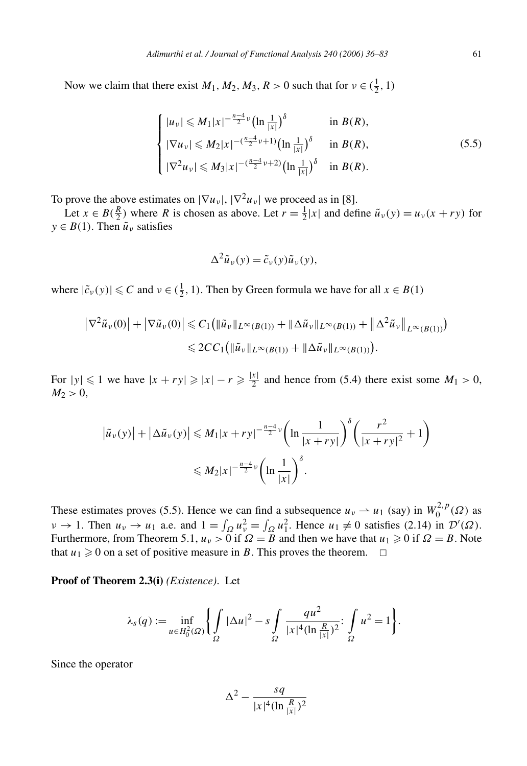Now we claim that there exist $M_1, M_2, M_3, R > 0$ such that for $\nu \in (\frac{1}{2}, 1)$

$$
\begin{cases}
|u_\nu| \leqslant M_1 |x|^{-\frac{n-4}{2}\nu} \left(\ln \frac{1}{|x|}\right)^\delta & \text{in } B(R), \\
|\nabla u_\nu| \leqslant M_2 |x|^{-(\frac{n-4}{2}\nu+1)} \left(\ln \frac{1}{|x|}\right)^\delta & \text{in } B(R), \\
|\nabla^2 u_\nu| \leqslant M_3 |x|^{-(\frac{n-4}{2}\nu+2)} \left(\ln \frac{1}{|x|}\right)^\delta & \text{in } B(R).
\end{cases}
\tag{5.5}
$$

To prove the above estimates on $|\nabla u_\nu|$, $|\nabla^2 u_\nu|$ we proceed as in [8].

Let $x \in B(\frac{R}{2})$ where $R$ is chosen as above. Let $r = \frac{1}{2}|x|$ and define $\tilde{u}_\nu(y) = u_\nu(x + ry)$ for $y \in B(1)$. Then $\tilde{u}_\nu$ satisfies

$$
\Delta^2 \tilde{u}_\nu(y) = \tilde{c}_\nu(y) \tilde{u}_\nu(y),
$$

where $|\tilde{c}_\nu(y)| \leqslant C$ and $\nu \in (\frac{1}{2}, 1)$. Then by Green formula we have for all $x \in B(1)$

$$
\begin{aligned}
\left|\nabla^2 \tilde{u}_\nu(0)\right| + \left|\nabla \tilde{u}_\nu(0)\right| &\leqslant C_1 \left( \|\tilde{u}_\nu\|_{L^\infty(B(1))} + \|\Delta \tilde{u}_\nu\|_{L^\infty(B(1))} + \left\|\Delta^2 \tilde{u}_\nu\right\|_{L^\infty(B(1))} \right) \\
&\leqslant 2CC_1 \left( \|\tilde{u}_\nu\|_{L^\infty(B(1))} + \|\Delta \tilde{u}_\nu\|_{L^\infty(B(1))} \right).
\end{aligned}
$$

For $|y| \leqslant 1$ we have $|x + ry| \geqslant |x| - r \geqslant \frac{|x|}{2}$ and hence from (5.4) there exist some $M_1 > 0$, $M_2 > 0$,

$$
\begin{aligned}
\left|\tilde{u}_\nu(y)\right| + \left|\Delta \tilde{u}_\nu(y)\right| &\leqslant M_1 |x + ry|^{-\frac{n-4}{2}\nu} \left( \ln \frac{1}{|x + ry|} \right)^\delta \left( \frac{r^2}{|x + ry|^2} + 1 \right) \\
&\leqslant M_2 |x|^{-\frac{n-4}{2}\nu} \left( \ln \frac{1}{|x|} \right)^\delta.
\end{aligned}
$$

These estimates proves (5.5). Hence we can find a subsequence $u_\nu \rightharpoonup u_1$ (say) in $W_0^{2,p}(\Omega)$ as $\nu \to 1$. Then $u_\nu \to u_1$ a.e. and $1 = \int_\Omega u_\nu^2 = \int_\Omega u_1^2$. Hence $u_1 \neq 0$ satisfies (2.14) in $\mathcal{D}'(\Omega)$. Furthermore, from Theorem 5.1, $u_\nu > 0$ if $\Omega = B$ and then we have that $u_1 \geqslant 0$ if $\Omega = B$. Note that $u_1 \geqslant 0$ on a set of positive measure in $B$. This proves the theorem. $\square$

**Proof of Theorem 2.3(i)** *(Existence).* Let

$$
\lambda_s(q) := \inf_{u \in H_0^2(\Omega)} \left\{ \int_\Omega |\Delta u|^2 - s \int_\Omega \frac{q u^2}{|x|^4 (\ln \frac{R}{|x|})^2} \colon \int_\Omega u^2 = 1 \right\}.
$$

Since the operator

$$
\Delta^2 - \frac{sq}{|x|^4 (\ln \frac{R}{|x|})^2}
$$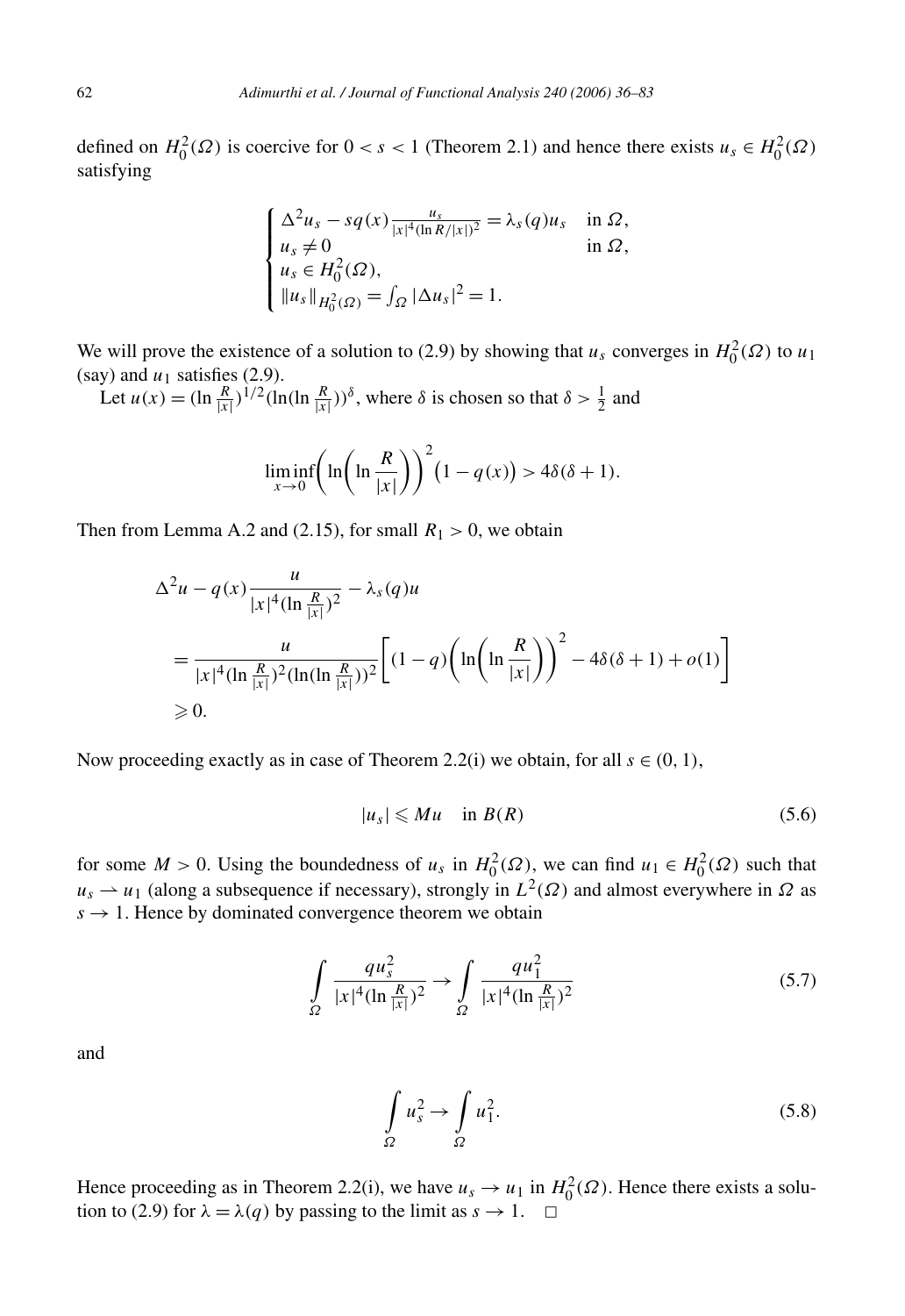defined on $H_0^2(\Omega)$ is coercive for $0 < s < 1$ (Theorem 2.1) and hence there exists $u_s \in H_0^2(\Omega)$ satisfying

$$
\begin{cases}
\Delta^2 u_s - sq(x)\frac{u_s}{|x|^4(\ln R/|x|)^2} = \lambda_s(q)u_s & \text{in } \Omega,\\
u_s \neq 0 & \text{in } \Omega,\\
u_s \in H_0^2(\Omega),\\
\|u_s\|_{H_0^2(\Omega)} = \int_\Omega |\Delta u_s|^2 = 1.
\end{cases}
$$

We will prove the existence of a solution to (2.9) by showing that $u_s$ converges in $H_0^2(\Omega)$ to $u_1$ (say) and $u_1$ satisfies (2.9).

Let $u(x) = (\ln \frac{R}{|x|})^{1/2}(\ln(\ln \frac{R}{|x|}))^\delta$, where $\delta$ is chosen so that $\delta > \frac{1}{2}$ and

$$
\liminf_{x\to 0}\left(\ln\left(\ln\frac{R}{|x|}\right)\right)^2\big(1-q(x)\big) > 4\delta(\delta+1).
$$

Then from Lemma A.2 and (2.15), for small $R_1 > 0$, we obtain

$$
\begin{aligned}
&\Delta^2 u - q(x)\frac{u}{|x|^4(\ln\frac{R}{|x|})^2} - \lambda_s(q)u\\
&= \frac{u}{|x|^4(\ln\frac{R}{|x|})^2(\ln(\ln\frac{R}{|x|}))^2}\left[(1-q)\left(\ln\left(\ln\frac{R}{|x|}\right)\right)^2 - 4\delta(\delta+1) + o(1)\right]\\
&\geqslant 0.
\end{aligned}
$$

Now proceeding exactly as in case of Theorem 2.2(i) we obtain, for all $s \in (0,1)$,

$$
|u_s| \leqslant Mu \quad \text{in } B(R) \tag{5.6}
$$

for some $M > 0$. Using the boundedness of $u_s$ in $H_0^2(\Omega)$, we can find $u_1 \in H_0^2(\Omega)$ such that $u_s \rightharpoonup u_1$ (along a subsequence if necessary), strongly in $L^2(\Omega)$ and almost everywhere in $\Omega$ as $s \to 1$. Hence by dominated convergence theorem we obtain

$$
\int_\Omega \frac{qu_s^2}{|x|^4(\ln\frac{R}{|x|})^2} \to \int_\Omega \frac{qu_1^2}{|x|^4(\ln\frac{R}{|x|})^2} \tag{5.7}
$$

and

$$
\int_\Omega u_s^2 \to \int_\Omega u_1^2. \tag{5.8}
$$

Hence proceeding as in Theorem 2.2(i), we have $u_s \to u_1$ in $H_0^2(\Omega)$. Hence there exists a solution to (2.9) for $\lambda = \lambda(q)$ by passing to the limit as $s \to 1$. $\square$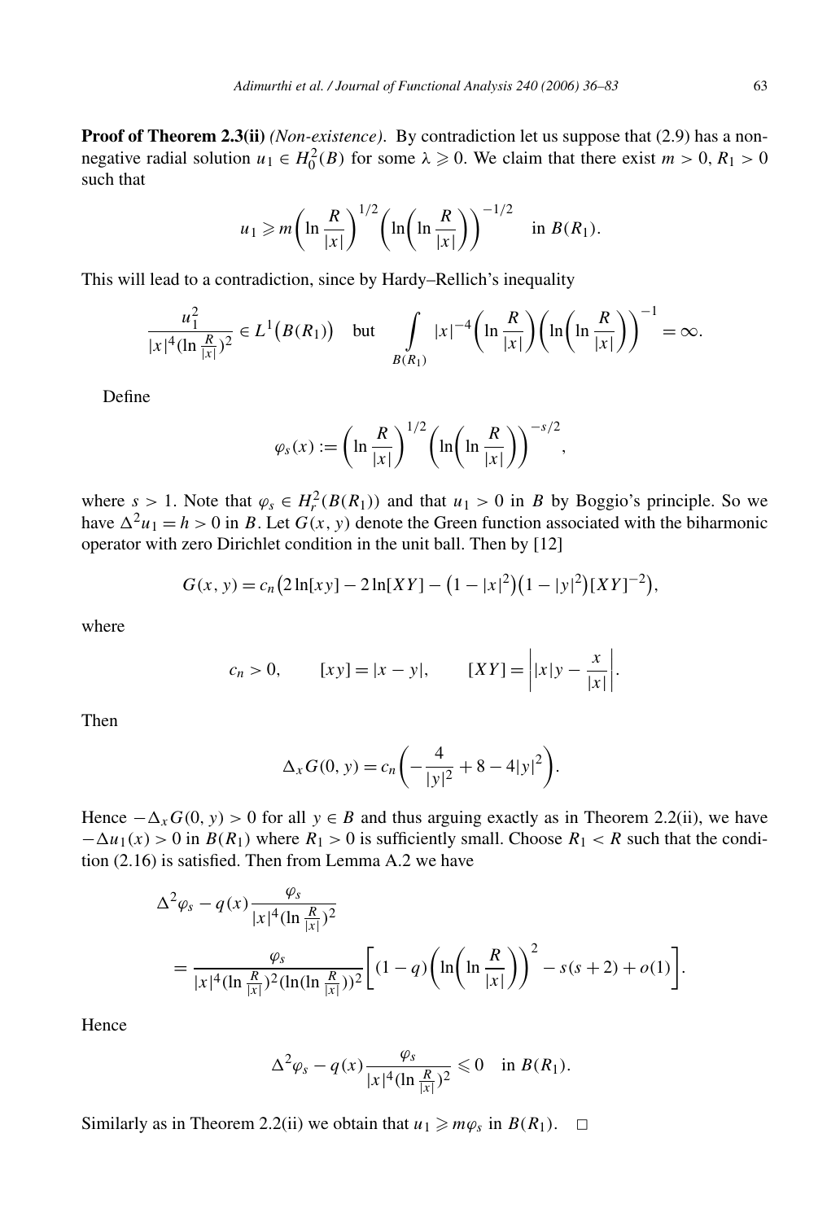**Proof of Theorem 2.3(ii)** *(Non-existence).* By contradiction let us suppose that (2.9) has a non-negative radial solution $u_1 \in H_0^2(B)$ for some $\lambda \geqslant 0$. We claim that there exist $m > 0$, $R_1 > 0$ such that

$$u_1 \geqslant m\left(\ln\frac{R}{|x|}\right)^{1/2}\left(\ln\left(\ln\frac{R}{|x|}\right)\right)^{-1/2} \quad \text{in } B(R_1).$$

This will lead to a contradiction, since by Hardy–Rellich's inequality

$$\frac{u_1^2}{|x|^4(\ln\frac{R}{|x|})^2} \in L^1\big(B(R_1)\big) \quad \text{but} \quad \int\limits_{B(R_1)} |x|^{-4}\left(\ln\frac{R}{|x|}\right)\left(\ln\left(\ln\frac{R}{|x|}\right)\right)^{-1} = \infty.$$

Define

$$\varphi_s(x) := \left(\ln\frac{R}{|x|}\right)^{1/2}\left(\ln\left(\ln\frac{R}{|x|}\right)\right)^{-s/2},$$

where $s > 1$. Note that $\varphi_s \in H_r^2(B(R_1))$ and that $u_1 > 0$ in $B$ by Boggio's principle. So we have $\Delta^2 u_1 = h > 0$ in $B$. Let $G(x, y)$ denote the Green function associated with the biharmonic operator with zero Dirichlet condition in the unit ball. Then by [12]

$$G(x, y) = c_n\big(2\ln[xy] - 2\ln[XY] - \big(1 - |x|^2\big)\big(1 - |y|^2\big)[XY]^{-2}\big),$$

where

$$c_n > 0, \qquad [xy] = |x - y|, \qquad [XY] = \left||x|y - \frac{x}{|x|}\right|.$$

Then

$$\Delta_x G(0, y) = c_n\left(-\frac{4}{|y|^2} + 8 - 4|y|^2\right).$$

Hence $-\Delta_x G(0, y) > 0$ for all $y \in B$ and thus arguing exactly as in Theorem 2.2(ii), we have $-\Delta u_1(x) > 0$ in $B(R_1)$ where $R_1 > 0$ is sufficiently small. Choose $R_1 < R$ such that the condition (2.16) is satisfied. Then from Lemma A.2 we have

$$\begin{aligned}
&\Delta^2\varphi_s - q(x)\frac{\varphi_s}{|x|^4(\ln\frac{R}{|x|})^2} \\
&\quad = \frac{\varphi_s}{|x|^4(\ln\frac{R}{|x|})^2(\ln(\ln\frac{R}{|x|}))^2}\left[(1 - q)\left(\ln\left(\ln\frac{R}{|x|}\right)\right)^2 - s(s + 2) + o(1)\right].
\end{aligned}$$

Hence

$$\Delta^2\varphi_s - q(x)\frac{\varphi_s}{|x|^4(\ln\frac{R}{|x|})^2} \leqslant 0 \quad \text{in } B(R_1).$$

Similarly as in Theorem 2.2(ii) we obtain that $u_1 \geqslant m\varphi_s$ in $B(R_1)$. $\square$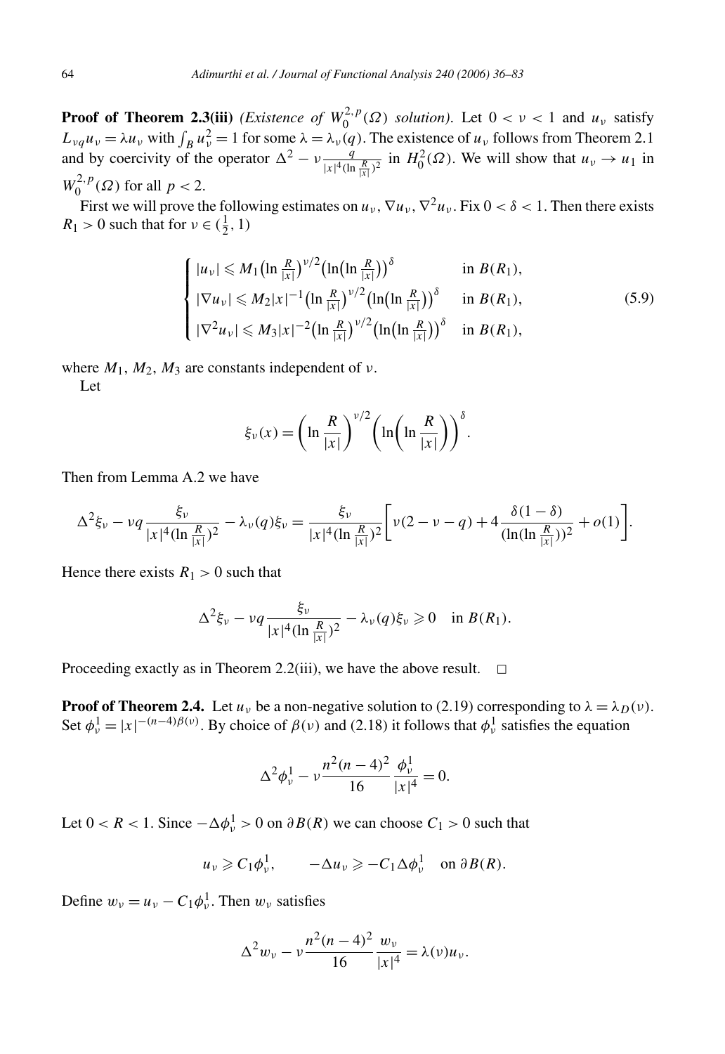**Proof of Theorem 2.3(iii)** *(Existence of $W_0^{2,p}(\Omega)$ solution)*. Let $0 < \nu < 1$ and $u_\nu$ satisfy $L_{\nu q} u_\nu = \lambda u_\nu$ with $\int_B u_\nu^2 = 1$ for some $\lambda = \lambda_\nu(q)$. The existence of $u_\nu$ follows from Theorem 2.1 and by coercivity of the operator $\Delta^2 - \nu \frac{q}{|x|^4 (\ln \frac{R}{|x|})^2}$ in $H_0^2(\Omega)$. We will show that $u_\nu \to u_1$ in $W_0^{2,p}(\Omega)$ for all $p < 2$.

First we will prove the following estimates on $u_\nu, \nabla u_\nu, \nabla^2 u_\nu$. Fix $0 < \delta < 1$. Then there exists $R_1 > 0$ such that for $\nu \in (\frac{1}{2}, 1)$

$$
\begin{cases}
|u_\nu| \leqslant M_1 \big(\ln \frac{R}{|x|}\big)^{\nu/2} \big(\ln\big(\ln \frac{R}{|x|}\big)\big)^\delta & \text{in } B(R_1), \\
|\nabla u_\nu| \leqslant M_2 |x|^{-1} \big(\ln \frac{R}{|x|}\big)^{\nu/2} \big(\ln\big(\ln \frac{R}{|x|}\big)\big)^\delta & \text{in } B(R_1), \\
|\nabla^2 u_\nu| \leqslant M_3 |x|^{-2} \big(\ln \frac{R}{|x|}\big)^{\nu/2} \big(\ln\big(\ln \frac{R}{|x|}\big)\big)^\delta & \text{in } B(R_1),
\end{cases}
\tag{5.9}
$$

where $M_1, M_2, M_3$ are constants independent of $\nu$.

Let

$$
\xi_\nu(x) = \left(\ln \frac{R}{|x|}\right)^{\nu/2} \left(\ln\left(\ln \frac{R}{|x|}\right)\right)^\delta.
$$

Then from Lemma A.2 we have

$$
\Delta^2 \xi_\nu - \nu q \frac{\xi_\nu}{|x|^4 (\ln \frac{R}{|x|})^2} - \lambda_\nu(q) \xi_\nu = \frac{\xi_\nu}{|x|^4 (\ln \frac{R}{|x|})^2} \left[ \nu(2 - \nu - q) + 4 \frac{\delta(1-\delta)}{(\ln(\ln \frac{R}{|x|}))^2} + o(1) \right].
$$

Hence there exists $R_1 > 0$ such that

$$
\Delta^2 \xi_\nu - \nu q \frac{\xi_\nu}{|x|^4 (\ln \frac{R}{|x|})^2} - \lambda_\nu(q) \xi_\nu \geqslant 0 \quad \text{in } B(R_1).
$$

Proceeding exactly as in Theorem 2.2(iii), we have the above result. $\square$

**Proof of Theorem 2.4.** Let $u_\nu$ be a non-negative solution to (2.19) corresponding to $\lambda = \lambda_D(\nu)$. Set $\phi_\nu^1 = |x|^{-(n-4)\beta(\nu)}$. By choice of $\beta(\nu)$ and (2.18) it follows that $\phi_\nu^1$ satisfies the equation

$$
\Delta^2 \phi_\nu^1 - \nu \frac{n^2(n-4)^2}{16} \frac{\phi_\nu^1}{|x|^4} = 0.
$$

Let $0 < R < 1$. Since $-\Delta \phi_\nu^1 > 0$ on $\partial B(R)$ we can choose $C_1 > 0$ such that

$$
u_\nu \geqslant C_1 \phi_\nu^1, \qquad -\Delta u_\nu \geqslant -C_1 \Delta \phi_\nu^1 \quad \text{on } \partial B(R).
$$

Define $w_\nu = u_\nu - C_1 \phi_\nu^1$. Then $w_\nu$ satisfies

$$
\Delta^2 w_\nu - \nu \frac{n^2(n-4)^2}{16} \frac{w_\nu}{|x|^4} = \lambda(\nu) u_\nu.
$$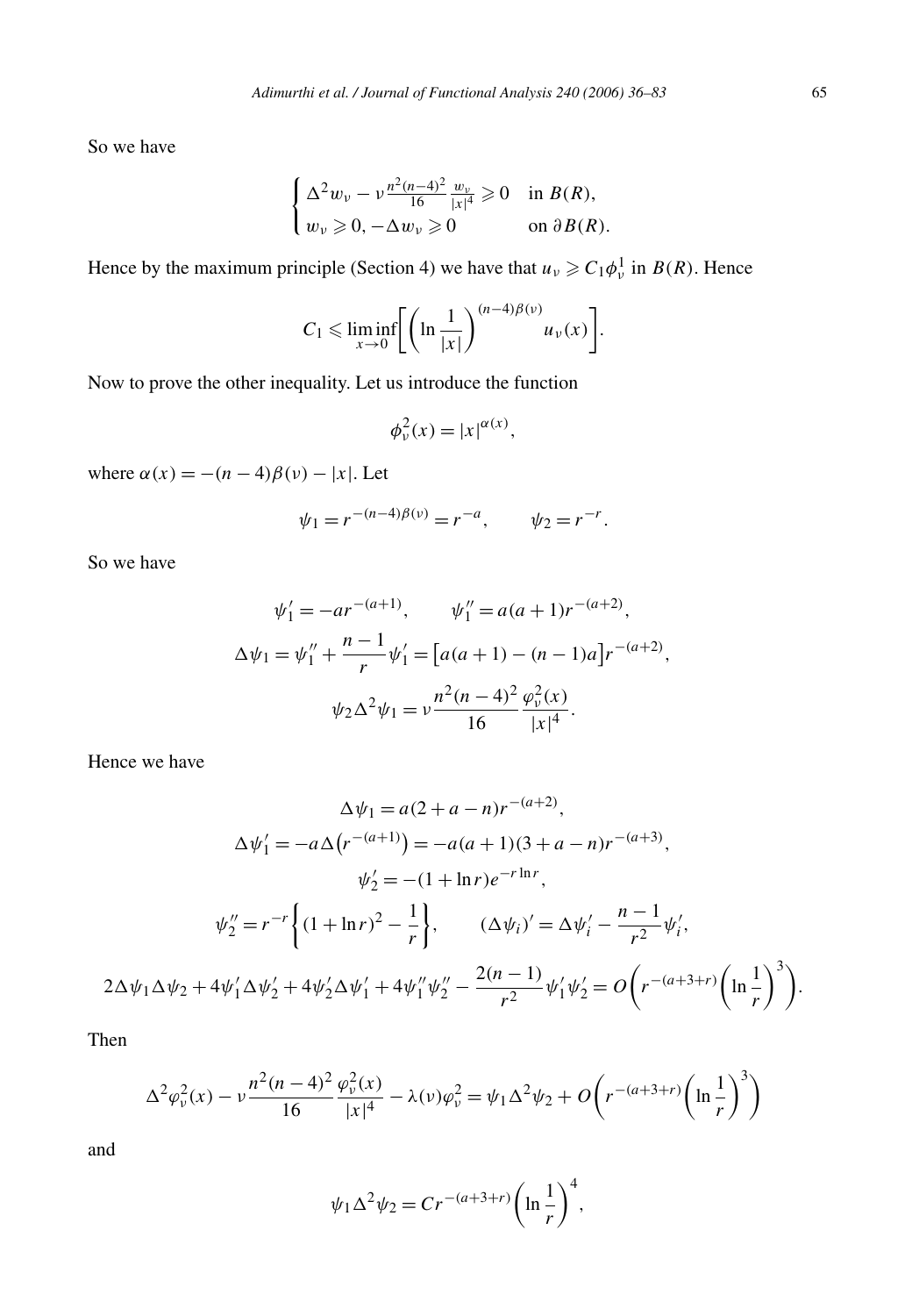So we have

$$\begin{cases} \Delta^2 w_\nu - \nu \frac{n^2(n-4)^2}{16} \frac{w_\nu}{|x|^4} \geqslant 0 & \text{in } B(R), \\ w_\nu \geqslant 0, -\Delta w_\nu \geqslant 0 & \text{on } \partial B(R). \end{cases}$$

Hence by the maximum principle (Section 4) we have that $u_\nu \geqslant C_1 \phi_\nu^1$ in $B(R)$. Hence

$$C_1 \leqslant \liminf_{x \to 0} \left[ \left( \ln \frac{1}{|x|} \right)^{(n-4)\beta(\nu)} u_\nu(x) \right].$$

Now to prove the other inequality. Let us introduce the function

$$\phi_\nu^2(x) = |x|^{\alpha(x)},$$

where $\alpha(x) = -(n-4)\beta(\nu) - |x|$. Let

$$\psi_1 = r^{-(n-4)\beta(\nu)} = r^{-a}, \qquad \psi_2 = r^{-r}.$$

So we have

$$\psi_1' = -ar^{-(a+1)}, \qquad \psi_1'' = a(a+1)r^{-(a+2)},$$

$$\Delta \psi_1 = \psi_1'' + \frac{n-1}{r}\psi_1' = \left[a(a+1) - (n-1)a\right]r^{-(a+2)},$$

$$\psi_2 \Delta^2 \psi_1 = \nu \frac{n^2(n-4)^2}{16} \frac{\varphi_\nu^2(x)}{|x|^4}.$$

Hence we have

$$\Delta \psi_1 = a(2+a-n)r^{-(a+2)},$$

$$\Delta \psi_1' = -a\Delta\left(r^{-(a+1)}\right) = -a(a+1)(3+a-n)r^{-(a+3)},$$

$$\psi_2' = -(1+\ln r)e^{-r\ln r},$$

$$\psi_2'' = r^{-r}\left\{(1+\ln r)^2 - \frac{1}{r}\right\}, \qquad (\Delta\psi_i)' = \Delta\psi_i' - \frac{n-1}{r^2}\psi_i',$$

$$2\Delta\psi_1\Delta\psi_2 + 4\psi_1'\Delta\psi_2' + 4\psi_2'\Delta\psi_1' + 4\psi_1''\psi_2'' - \frac{2(n-1)}{r^2}\psi_1'\psi_2' = O\left(r^{-(a+3+r)}\left(\ln\frac{1}{r}\right)^3\right).$$

Then

$$\Delta^2\varphi_\nu^2(x) - \nu\frac{n^2(n-4)^2}{16}\frac{\varphi_\nu^2(x)}{|x|^4} - \lambda(\nu)\varphi_\nu^2 = \psi_1\Delta^2\psi_2 + O\left(r^{-(a+3+r)}\left(\ln\frac{1}{r}\right)^3\right)$$

and

$$\psi_1\Delta^2\psi_2 = Cr^{-(a+3+r)}\left(\ln\frac{1}{r}\right)^4,$$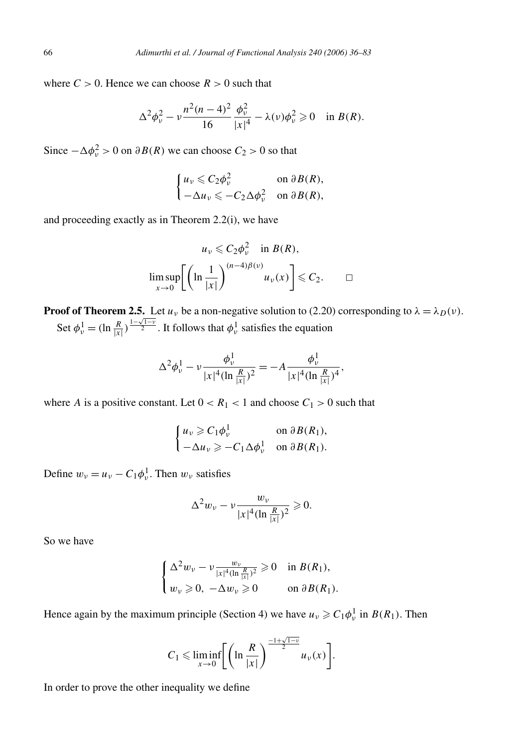where $C > 0$. Hence we can choose $R > 0$ such that

$$\Delta^2 \phi_\nu^2 - \nu \frac{n^2(n-4)^2}{16} \frac{\phi_\nu^2}{|x|^4} - \lambda(\nu)\phi_\nu^2 \geqslant 0 \quad \text{in } B(R).$$

Since $-\Delta \phi_\nu^2 > 0$ on $\partial B(R)$ we can choose $C_2 > 0$ so that

$$\begin{cases} u_\nu \leqslant C_2 \phi_\nu^2 & \text{on } \partial B(R), \\ -\Delta u_\nu \leqslant -C_2 \Delta \phi_\nu^2 & \text{on } \partial B(R), \end{cases}$$

and proceeding exactly as in Theorem 2.2(i), we have

$$u_\nu \leqslant C_2 \phi_\nu^2 \quad \text{in } B(R),$$

$$\limsup_{x \to 0} \left[ \left( \ln \frac{1}{|x|} \right)^{(n-4)\beta(\nu)} u_\nu(x) \right] \leqslant C_2. \qquad \square$$

**Proof of Theorem 2.5.** Let $u_\nu$ be a non-negative solution to (2.20) corresponding to $\lambda = \lambda_D(\nu)$.

Set $\phi_\nu^1 = (\ln \frac{R}{|x|})^{\frac{1-\sqrt{1-\nu}}{2}}$. It follows that $\phi_\nu^1$ satisfies the equation

$$\Delta^2 \phi_\nu^1 - \nu \frac{\phi_\nu^1}{|x|^4 (\ln \frac{R}{|x|})^2} = -A \frac{\phi_\nu^1}{|x|^4 (\ln \frac{R}{|x|})^4},$$

where $A$ is a positive constant. Let $0 < R_1 < 1$ and choose $C_1 > 0$ such that

$$\begin{cases} u_\nu \geqslant C_1 \phi_\nu^1 & \text{on } \partial B(R_1), \\ -\Delta u_\nu \geqslant -C_1 \Delta \phi_\nu^1 & \text{on } \partial B(R_1). \end{cases}$$

Define $w_\nu = u_\nu - C_1 \phi_\nu^1$. Then $w_\nu$ satisfies

$$\Delta^2 w_\nu - \nu \frac{w_\nu}{|x|^4 (\ln \frac{R}{|x|})^2} \geqslant 0.$$

So we have

$$\begin{cases} \Delta^2 w_\nu - \nu \frac{w_\nu}{|x|^4 (\ln \frac{R}{|x|})^2} \geqslant 0 & \text{in } B(R_1), \\ w_\nu \geqslant 0,\ -\Delta w_\nu \geqslant 0 & \text{on } \partial B(R_1). \end{cases}$$

Hence again by the maximum principle (Section 4) we have $u_\nu \geqslant C_1 \phi_\nu^1$ in $B(R_1)$. Then

$$C_1 \leqslant \liminf_{x \to 0} \left[ \left( \ln \frac{R}{|x|} \right)^{\frac{-1+\sqrt{1-\nu}}{2}} u_\nu(x) \right].$$

In order to prove the other inequality we define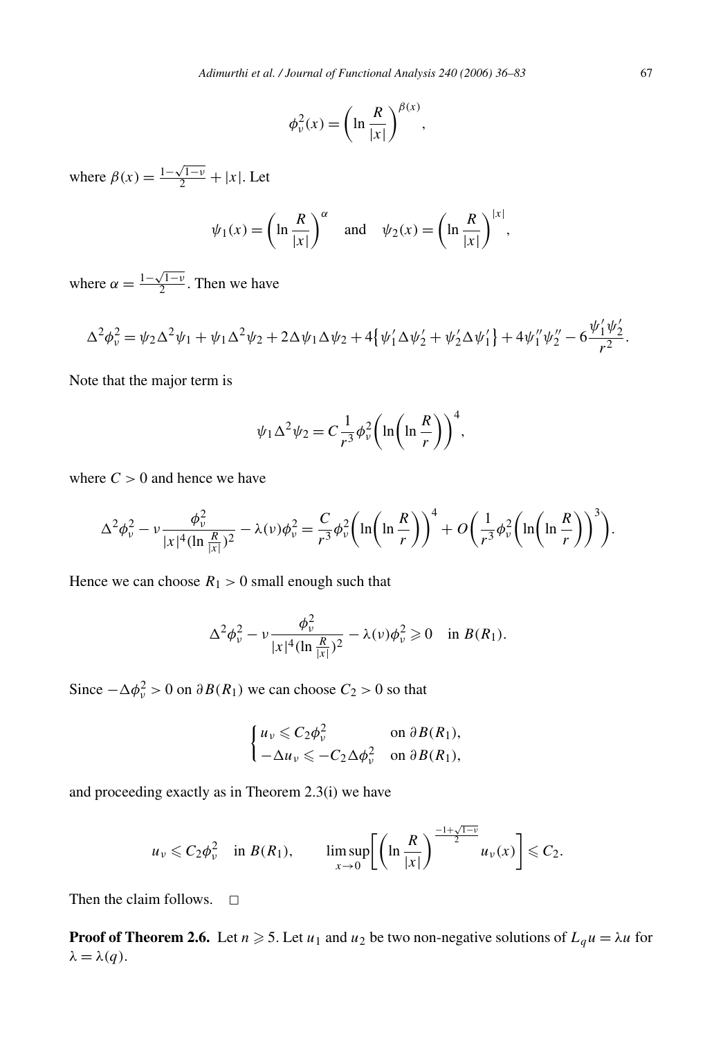$$\phi_\nu^2(x) = \left(\ln \frac{R}{|x|}\right)^{\beta(x)},$$

where $\beta(x) = \frac{1-\sqrt{1-\nu}}{2} + |x|$. Let

$$\psi_1(x) = \left(\ln \frac{R}{|x|}\right)^{\alpha} \quad \text{and} \quad \psi_2(x) = \left(\ln \frac{R}{|x|}\right)^{|x|},$$

where $\alpha = \frac{1-\sqrt{1-\nu}}{2}$. Then we have

$$\Delta^2\phi_\nu^2 = \psi_2\Delta^2\psi_1 + \psi_1\Delta^2\psi_2 + 2\Delta\psi_1\Delta\psi_2 + 4\left\{\psi_1'\Delta\psi_2' + \psi_2'\Delta\psi_1'\right\} + 4\psi_1''\psi_2'' - 6\frac{\psi_1'\psi_2'}{r^2}.$$

Note that the major term is

$$\psi_1\Delta^2\psi_2 = C\frac{1}{r^3}\phi_\nu^2\left(\ln\left(\ln\frac{R}{r}\right)\right)^4,$$

where $C > 0$ and hence we have

$$\Delta^2\phi_\nu^2 - \nu\frac{\phi_\nu^2}{|x|^4(\ln\frac{R}{|x|})^2} - \lambda(\nu)\phi_\nu^2 = \frac{C}{r^3}\phi_\nu^2\left(\ln\left(\ln\frac{R}{r}\right)\right)^4 + O\left(\frac{1}{r^3}\phi_\nu^2\left(\ln\left(\ln\frac{R}{r}\right)\right)^3\right).$$

Hence we can choose $R_1 > 0$ small enough such that

$$\Delta^2\phi_\nu^2 - \nu\frac{\phi_\nu^2}{|x|^4(\ln\frac{R}{|x|})^2} - \lambda(\nu)\phi_\nu^2 \geqslant 0 \quad \text{in } B(R_1).$$

Since $-\Delta\phi_\nu^2 > 0$ on $\partial B(R_1)$ we can choose $C_2 > 0$ so that

$$\begin{cases} u_\nu \leqslant C_2\phi_\nu^2 & \text{on } \partial B(R_1), \\ -\Delta u_\nu \leqslant -C_2\Delta\phi_\nu^2 & \text{on } \partial B(R_1), \end{cases}$$

and proceeding exactly as in Theorem 2.3(i) we have

$$u_\nu \leqslant C_2\phi_\nu^2 \quad \text{in } B(R_1), \qquad \limsup_{x\to 0}\left[\left(\ln\frac{R}{|x|}\right)^{\frac{-1+\sqrt{1-\nu}}{2}} u_\nu(x)\right] \leqslant C_2.$$

Then the claim follows. $\square$

**Proof of Theorem 2.6.** Let $n \geqslant 5$. Let $u_1$ and $u_2$ be two non-negative solutions of $L_q u = \lambda u$ for $\lambda = \lambda(q)$.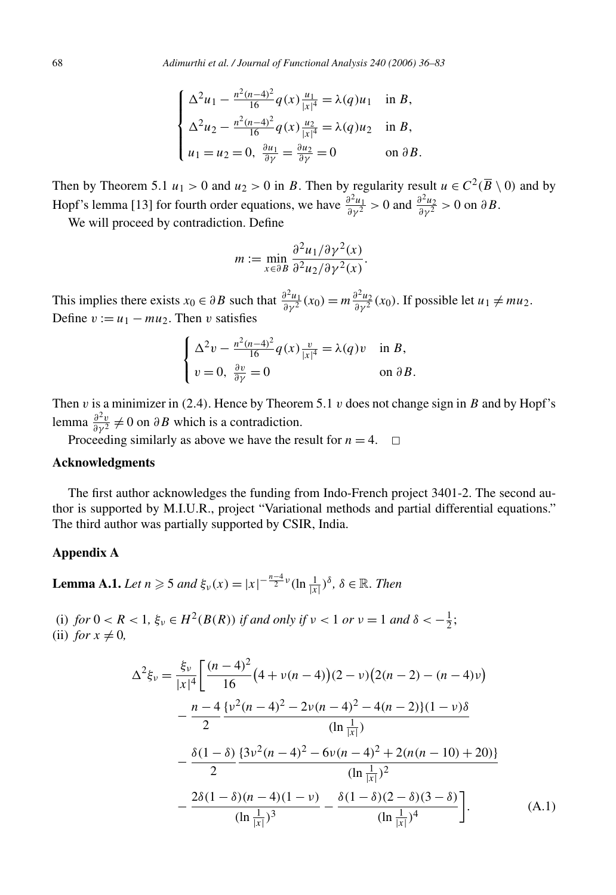$$
\begin{cases}
\Delta^2 u_1 - \frac{n^2(n-4)^2}{16} q(x) \frac{u_1}{|x|^4} = \lambda(q) u_1 & \text{in } B, \\
\Delta^2 u_2 - \frac{n^2(n-4)^2}{16} q(x) \frac{u_2}{|x|^4} = \lambda(q) u_2 & \text{in } B, \\
u_1 = u_2 = 0, \ \frac{\partial u_1}{\partial \gamma} = \frac{\partial u_2}{\partial \gamma} = 0 & \text{on } \partial B.
\end{cases}
$$

Then by Theorem 5.1 $u_1 > 0$ and $u_2 > 0$ in $B$. Then by regularity result $u \in C^2(\overline{B} \setminus 0)$ and by Hopf's lemma [13] for fourth order equations, we have $\frac{\partial^2 u_1}{\partial \gamma^2} > 0$ and $\frac{\partial^2 u_2}{\partial \gamma^2} > 0$ on $\partial B$.

We will proceed by contradiction. Define

$$
m := \min_{x \in \partial B} \frac{\partial^2 u_1 / \partial \gamma^2(x)}{\partial^2 u_2 / \partial \gamma^2(x)}.
$$

This implies there exists $x_0 \in \partial B$ such that $\frac{\partial^2 u_1}{\partial \gamma^2}(x_0) = m \frac{\partial^2 u_2}{\partial \gamma^2}(x_0)$. If possible let $u_1 \neq m u_2$. Define $v := u_1 - m u_2$. Then $v$ satisfies

$$
\begin{cases}
\Delta^2 v - \frac{n^2(n-4)^2}{16} q(x) \frac{v}{|x|^4} = \lambda(q) v & \text{in } B, \\
v = 0, \ \frac{\partial v}{\partial \gamma} = 0 & \text{on } \partial B.
\end{cases}
$$

Then $v$ is a minimizer in (2.4). Hence by Theorem 5.1 $v$ does not change sign in $B$ and by Hopf's lemma $\frac{\partial^2 v}{\partial \gamma^2} \neq 0$ on $\partial B$ which is a contradiction.

Proceeding similarly as above we have the result for $n = 4$. $\square$

## Acknowledgments

The first author acknowledges the funding from Indo-French project 3401-2. The second author is supported by M.I.U.R., project "Variational methods and partial differential equations." The third author was partially supported by CSIR, India.

## Appendix A

**Lemma A.1.** *Let $n \geqslant 5$ and $\xi_\nu(x) = |x|^{-\frac{n-4}{2}\nu} (\ln \frac{1}{|x|})^\delta$, $\delta \in \mathbb{R}$. Then*

(i) *for $0 < R < 1$, $\xi_\nu \in H^2(B(R))$ if and only if $\nu < 1$ or $\nu = 1$ and $\delta < -\frac{1}{2}$;*
(ii) *for $x \neq 0$,*

$$
\begin{aligned}
\Delta^2 \xi_\nu = \frac{\xi_\nu}{|x|^4} \Bigg[ & \frac{(n-4)^2}{16} \big(4 + \nu(n-4)\big)(2-\nu)\big(2(n-2) - (n-4)\nu\big) \\
& - \frac{n-4}{2} \frac{\{\nu^2(n-4)^2 - 2\nu(n-4)^2 - 4(n-2)\}(1-\nu)\delta}{(\ln \frac{1}{|x|})} \\
& - \frac{\delta(1-\delta)}{2} \frac{\{3\nu^2(n-4)^2 - 6\nu(n-4)^2 + 2(n(n-10)+20)\}}{(\ln \frac{1}{|x|})^2} \\
& - \frac{2\delta(1-\delta)(n-4)(1-\nu)}{(\ln \frac{1}{|x|})^3} - \frac{\delta(1-\delta)(2-\delta)(3-\delta)}{(\ln \frac{1}{|x|})^4} \Bigg].
\end{aligned} \tag{A.1}
$$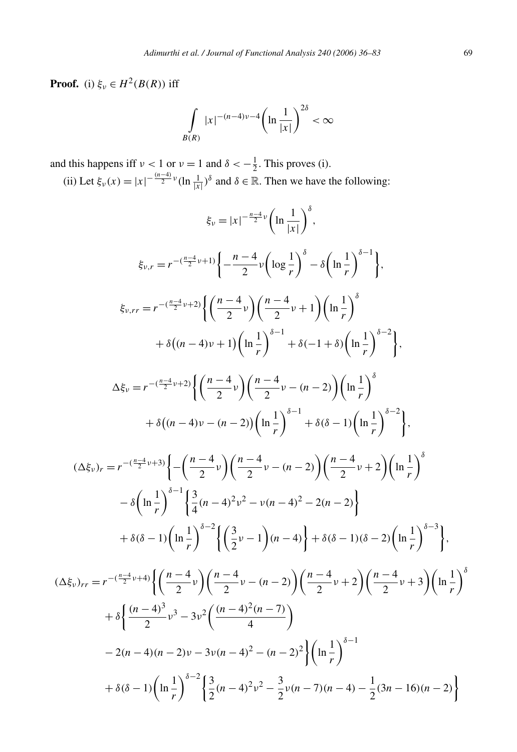**Proof.** (i) $\xi_\nu \in H^2(B(R))$ iff

$$\int\limits_{B(R)} |x|^{-(n-4)\nu-4}\left(\ln\frac{1}{|x|}\right)^{2\delta} < \infty$$

and this happens iff $\nu < 1$ or $\nu = 1$ and $\delta < -\frac{1}{2}$. This proves (i).

(ii) Let $\xi_\nu(x) = |x|^{-\frac{(n-4)}{2}\nu}(\ln\frac{1}{|x|})^\delta$ and $\delta \in \mathbb{R}$. Then we have the following:

$$\xi_\nu = |x|^{-\frac{n-4}{2}\nu}\left(\ln\frac{1}{|x|}\right)^\delta,$$

$$\xi_{\nu,r} = r^{-(\frac{n-4}{2}\nu+1)}\left\{-\frac{n-4}{2}\nu\left(\log\frac{1}{r}\right)^\delta - \delta\left(\ln\frac{1}{r}\right)^{\delta-1}\right\},$$

$$\begin{aligned}
\xi_{\nu,rr} = r^{-(\frac{n-4}{2}\nu+2)}\Bigg\{&\left(\frac{n-4}{2}\nu\right)\left(\frac{n-4}{2}\nu+1\right)\left(\ln\frac{1}{r}\right)^\delta \\
&+ \delta\big((n-4)\nu+1\big)\left(\ln\frac{1}{r}\right)^{\delta-1} + \delta(-1+\delta)\left(\ln\frac{1}{r}\right)^{\delta-2}\Bigg\},
\end{aligned}$$

$$\begin{aligned}
\Delta\xi_\nu = r^{-(\frac{n-4}{2}\nu+2)}\Bigg\{&\left(\frac{n-4}{2}\nu\right)\left(\frac{n-4}{2}\nu-(n-2)\right)\left(\ln\frac{1}{r}\right)^\delta \\
&+ \delta\big((n-4)\nu-(n-2)\big)\left(\ln\frac{1}{r}\right)^{\delta-1} + \delta(\delta-1)\left(\ln\frac{1}{r}\right)^{\delta-2}\Bigg\},
\end{aligned}$$

$$\begin{aligned}
(\Delta\xi_\nu)_r = r^{-(\frac{n-4}{2}\nu+3)}\Bigg\{&-\left(\frac{n-4}{2}\nu\right)\left(\frac{n-4}{2}\nu-(n-2)\right)\left(\frac{n-4}{2}\nu+2\right)\left(\ln\frac{1}{r}\right)^\delta \\
&- \delta\left(\ln\frac{1}{r}\right)^{\delta-1}\left\{\frac{3}{4}(n-4)^2\nu^2 - \nu(n-4)^2 - 2(n-2)\right\} \\
&+ \delta(\delta-1)\left(\ln\frac{1}{r}\right)^{\delta-2}\left\{\left(\frac{3}{2}\nu-1\right)(n-4)\right\} + \delta(\delta-1)(\delta-2)\left(\ln\frac{1}{r}\right)^{\delta-3}\Bigg\},
\end{aligned}$$

$$\begin{aligned}
(\Delta\xi_\nu)_{rr} = r^{-(\frac{n-4}{2}\nu+4)}\Bigg\{&\left(\frac{n-4}{2}\nu\right)\left(\frac{n-4}{2}\nu-(n-2)\right)\left(\frac{n-4}{2}\nu+2\right)\left(\frac{n-4}{2}\nu+3\right)\left(\ln\frac{1}{r}\right)^\delta \\
&+ \delta\Bigg\{\frac{(n-4)^3}{2}\nu^3 - 3\nu^2\left(\frac{(n-4)^2(n-7)}{4}\right) \\
&- 2(n-4)(n-2)\nu - 3\nu(n-4)^2 - (n-2)^2\Bigg\}\left(\ln\frac{1}{r}\right)^{\delta-1} \\
&+ \delta(\delta-1)\left(\ln\frac{1}{r}\right)^{\delta-2}\left\{\frac{3}{2}(n-4)^2\nu^2 - \frac{3}{2}\nu(n-7)(n-4) - \frac{1}{2}(3n-16)(n-2)\right\}
\end{aligned}$$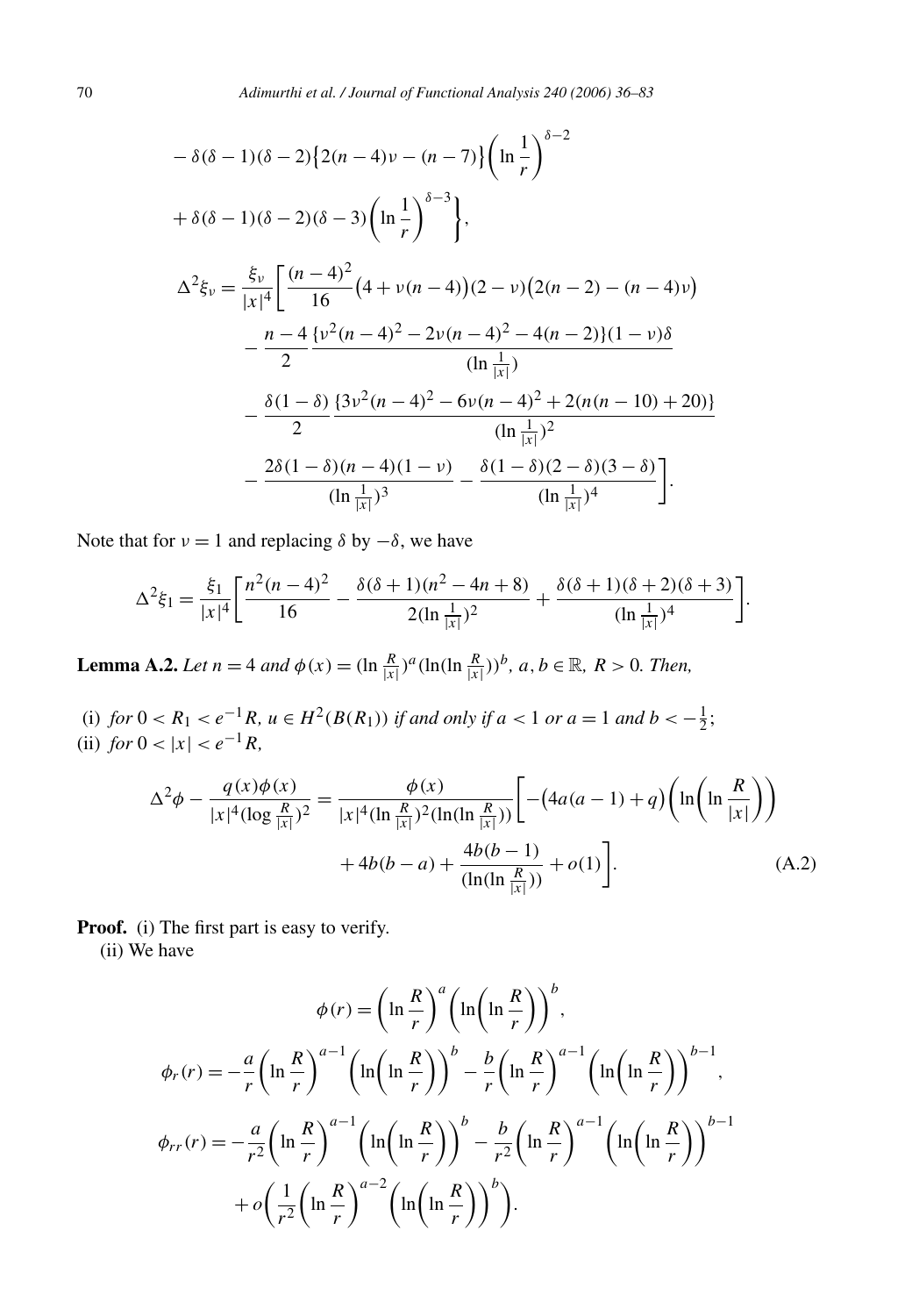$$
- \delta(\delta-1)(\delta-2)\left\{2(n-4)\nu-(n-7)\right\}\left(\ln\frac{1}{r}\right)^{\delta-2}
$$

$$
+ \delta(\delta-1)(\delta-2)(\delta-3)\left(\ln\frac{1}{r}\right)^{\delta-3}\Bigg\},
$$

$$
\Delta^2\xi_\nu = \frac{\xi_\nu}{|x|^4}\Bigg[\frac{(n-4)^2}{16}\big(4+\nu(n-4)\big)(2-\nu)\big(2(n-2)-(n-4)\nu\big)
- \frac{n-4}{2}\frac{\{\nu^2(n-4)^2-2\nu(n-4)^2-4(n-2)\}(1-\nu)\delta}{(\ln\frac{1}{|x|})}
- \frac{\delta(1-\delta)}{2}\frac{\{3\nu^2(n-4)^2-6\nu(n-4)^2+2(n(n-10)+20)\}}{(\ln\frac{1}{|x|})^2}
- \frac{2\delta(1-\delta)(n-4)(1-\nu)}{(\ln\frac{1}{|x|})^3} - \frac{\delta(1-\delta)(2-\delta)(3-\delta)}{(\ln\frac{1}{|x|})^4}\Bigg].
$$

Note that for $\nu = 1$ and replacing $\delta$ by $-\delta$, we have

$$
\Delta^2\xi_1 = \frac{\xi_1}{|x|^4}\left[\frac{n^2(n-4)^2}{16} - \frac{\delta(\delta+1)(n^2-4n+8)}{2(\ln\frac{1}{|x|})^2} + \frac{\delta(\delta+1)(\delta+2)(\delta+3)}{(\ln\frac{1}{|x|})^4}\right].
$$

**Lemma A.2.** *Let $n = 4$ and $\phi(x) = (\ln\frac{R}{|x|})^a(\ln(\ln\frac{R}{|x|}))^b$, $a, b \in \mathbb{R}$, $R > 0$. Then,*

(i) *for $0 < R_1 < e^{-1}R$, $u \in H^2(B(R_1))$ if and only if $a < 1$ or $a = 1$ and $b < -\frac{1}{2}$;*
(ii) *for $0 < |x| < e^{-1}R$,*

$$
\Delta^2\phi - \frac{q(x)\phi(x)}{|x|^4(\log\frac{R}{|x|})^2} = \frac{\phi(x)}{|x|^4(\ln\frac{R}{|x|})^2(\ln(\ln\frac{R}{|x|}))}\Bigg[-\big(4a(a-1)+q\big)\left(\ln\left(\ln\frac{R}{|x|}\right)\right)
+ 4b(b-a) + \frac{4b(b-1)}{(\ln(\ln\frac{R}{|x|}))} + o(1)\Bigg]. \tag{A.2}
$$

**Proof.** (i) The first part is easy to verify.

(ii) We have

$$
\phi(r) = \left(\ln\frac{R}{r}\right)^a\left(\ln\left(\ln\frac{R}{r}\right)\right)^b,
$$

$$
\phi_r(r) = -\frac{a}{r}\left(\ln\frac{R}{r}\right)^{a-1}\left(\ln\left(\ln\frac{R}{r}\right)\right)^b - \frac{b}{r}\left(\ln\frac{R}{r}\right)^{a-1}\left(\ln\left(\ln\frac{R}{r}\right)\right)^{b-1},
$$

$$
\phi_{rr}(r) = -\frac{a}{r^2}\left(\ln\frac{R}{r}\right)^{a-1}\left(\ln\left(\ln\frac{R}{r}\right)\right)^b - \frac{b}{r^2}\left(\ln\frac{R}{r}\right)^{a-1}\left(\ln\left(\ln\frac{R}{r}\right)\right)^{b-1}
+ o\left(\frac{1}{r^2}\left(\ln\frac{R}{r}\right)^{a-2}\left(\ln\left(\ln\frac{R}{r}\right)\right)^b\right).
$$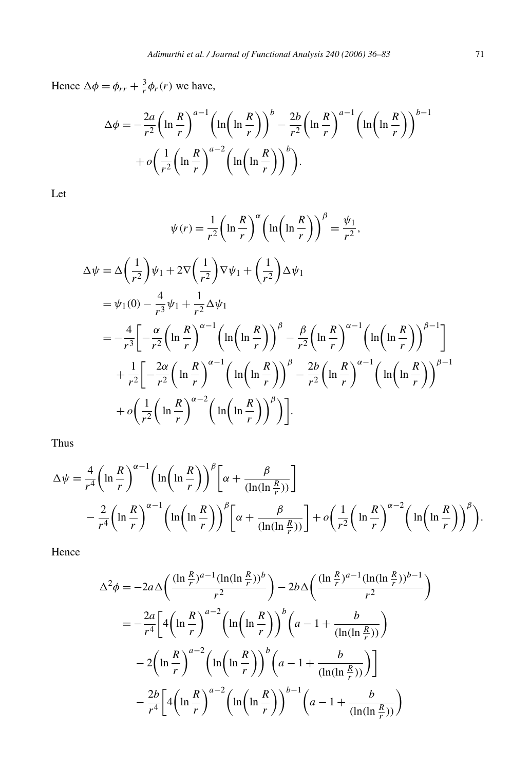Hence $\Delta\phi = \phi_{rr} + \frac{3}{r}\phi_r(r)$ we have,

$$
\begin{aligned}
\Delta\phi = &-\frac{2a}{r^2}\left(\ln\frac{R}{r}\right)^{a-1}\left(\ln\left(\ln\frac{R}{r}\right)\right)^{b} - \frac{2b}{r^2}\left(\ln\frac{R}{r}\right)^{a-1}\left(\ln\left(\ln\frac{R}{r}\right)\right)^{b-1} \\
&+ o\left(\frac{1}{r^2}\left(\ln\frac{R}{r}\right)^{a-2}\left(\ln\left(\ln\frac{R}{r}\right)\right)^{b}\right).
\end{aligned}
$$

Let

$$
\psi(r) = \frac{1}{r^2}\left(\ln\frac{R}{r}\right)^{\alpha}\left(\ln\left(\ln\frac{R}{r}\right)\right)^{\beta} = \frac{\psi_1}{r^2},
$$

$$
\begin{aligned}
\Delta\psi &= \Delta\left(\frac{1}{r^2}\right)\psi_1 + 2\nabla\left(\frac{1}{r^2}\right)\nabla\psi_1 + \left(\frac{1}{r^2}\right)\Delta\psi_1 \\
&= \psi_1(0) - \frac{4}{r^3}\psi_1 + \frac{1}{r^2}\Delta\psi_1 \\
&= -\frac{4}{r^3}\left[-\frac{\alpha}{r^2}\left(\ln\frac{R}{r}\right)^{\alpha-1}\left(\ln\left(\ln\frac{R}{r}\right)\right)^{\beta} - \frac{\beta}{r^2}\left(\ln\frac{R}{r}\right)^{\alpha-1}\left(\ln\left(\ln\frac{R}{r}\right)\right)^{\beta-1}\right] \\
&\quad + \frac{1}{r^2}\left[-\frac{2\alpha}{r^2}\left(\ln\frac{R}{r}\right)^{\alpha-1}\left(\ln\left(\ln\frac{R}{r}\right)\right)^{\beta} - \frac{2b}{r^2}\left(\ln\frac{R}{r}\right)^{\alpha-1}\left(\ln\left(\ln\frac{R}{r}\right)\right)^{\beta-1}\right. \\
&\quad \left. + o\left(\frac{1}{r^2}\left(\ln\frac{R}{r}\right)^{\alpha-2}\left(\ln\left(\ln\frac{R}{r}\right)\right)^{\beta}\right)\right].
\end{aligned}
$$

Thus

$$
\begin{aligned}
\Delta\psi = &\frac{4}{r^4}\left(\ln\frac{R}{r}\right)^{\alpha-1}\left(\ln\left(\ln\frac{R}{r}\right)\right)^{\beta}\left[\alpha + \frac{\beta}{(\ln(\ln\frac{R}{r}))}\right] \\
&- \frac{2}{r^4}\left(\ln\frac{R}{r}\right)^{\alpha-1}\left(\ln\left(\ln\frac{R}{r}\right)\right)^{\beta}\left[\alpha + \frac{\beta}{(\ln(\ln\frac{R}{r}))}\right] + o\left(\frac{1}{r^2}\left(\ln\frac{R}{r}\right)^{\alpha-2}\left(\ln\left(\ln\frac{R}{r}\right)\right)^{\beta}\right).
\end{aligned}
$$

Hence

$$
\begin{aligned}
\Delta^2\phi &= -2a\Delta\left(\frac{(\ln\frac{R}{r})^{a-1}(\ln(\ln\frac{R}{r}))^{b}}{r^2}\right) - 2b\Delta\left(\frac{(\ln\frac{R}{r})^{a-1}(\ln(\ln\frac{R}{r}))^{b-1}}{r^2}\right) \\
&= -\frac{2a}{r^4}\left[4\left(\ln\frac{R}{r}\right)^{a-2}\left(\ln\left(\ln\frac{R}{r}\right)\right)^{b}\left(a-1+\frac{b}{(\ln(\ln\frac{R}{r}))}\right)\right. \\
&\quad \left. - 2\left(\ln\frac{R}{r}\right)^{a-2}\left(\ln\left(\ln\frac{R}{r}\right)\right)^{b}\left(a-1+\frac{b}{(\ln(\ln\frac{R}{r}))}\right)\right] \\
&\quad - \frac{2b}{r^4}\left[4\left(\ln\frac{R}{r}\right)^{a-2}\left(\ln\left(\ln\frac{R}{r}\right)\right)^{b-1}\left(a-1+\frac{b}{(\ln(\ln\frac{R}{r}))}\right)\right.
\end{aligned}
$$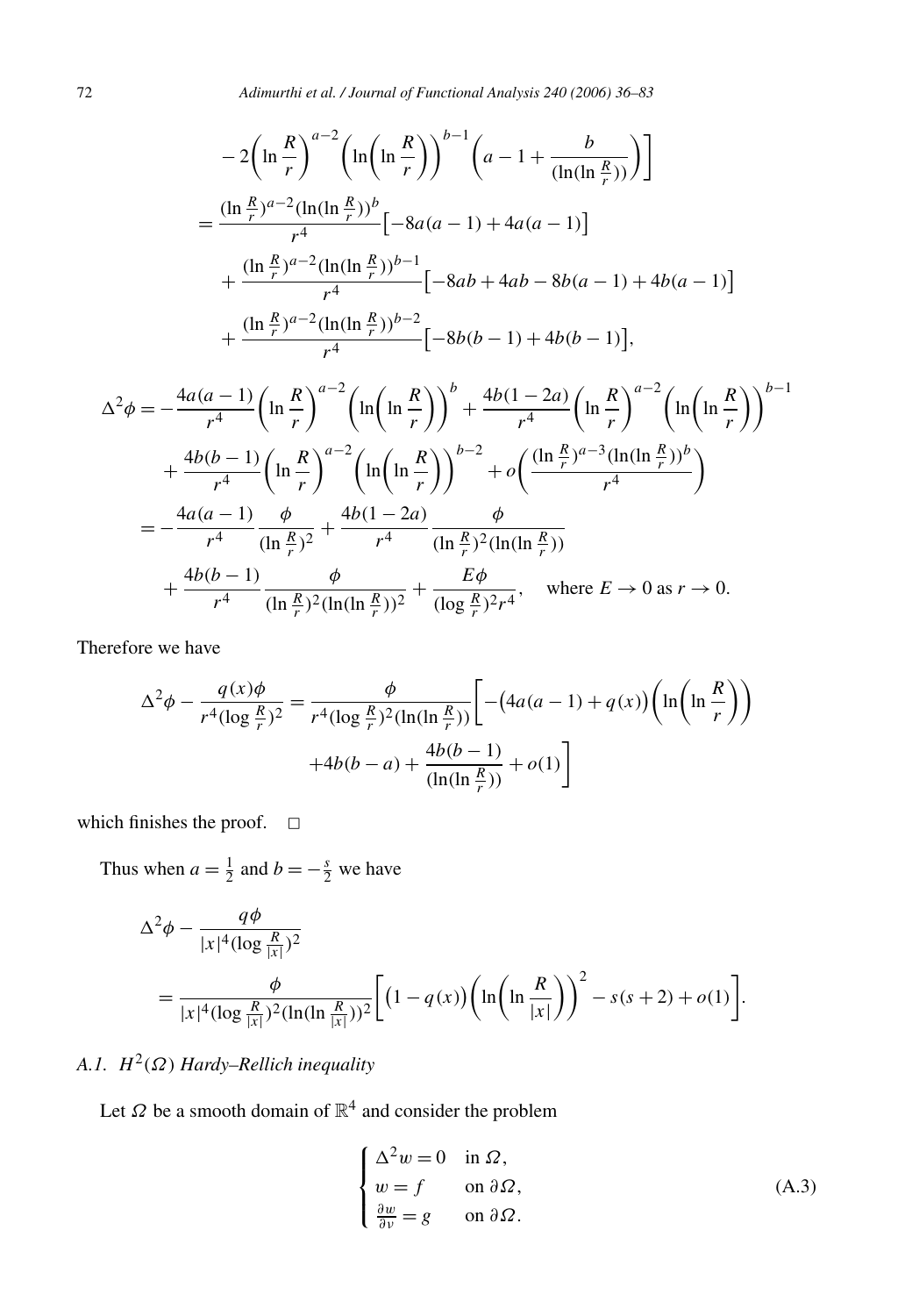$$
-2\left(\ln\frac{R}{r}\right)^{a-2}\left(\ln\left(\ln\frac{R}{r}\right)\right)^{b-1}\left(a-1+\frac{b}{(\ln(\ln\frac{R}{r}))}\right)\Bigg]
$$

$$
\begin{aligned}
&= \frac{(\ln\frac{R}{r})^{a-2}(\ln(\ln\frac{R}{r}))^{b}}{r^4}\big[-8a(a-1)+4a(a-1)\big] \\
&\quad + \frac{(\ln\frac{R}{r})^{a-2}(\ln(\ln\frac{R}{r}))^{b-1}}{r^4}\big[-8ab+4ab-8b(a-1)+4b(a-1)\big] \\
&\quad + \frac{(\ln\frac{R}{r})^{a-2}(\ln(\ln\frac{R}{r}))^{b-2}}{r^4}\big[-8b(b-1)+4b(b-1)\big],
\end{aligned}
$$

$$
\begin{aligned}
\Delta^2\phi &= -\frac{4a(a-1)}{r^4}\left(\ln\frac{R}{r}\right)^{a-2}\left(\ln\left(\ln\frac{R}{r}\right)\right)^{b} + \frac{4b(1-2a)}{r^4}\left(\ln\frac{R}{r}\right)^{a-2}\left(\ln\left(\ln\frac{R}{r}\right)\right)^{b-1} \\
&\quad + \frac{4b(b-1)}{r^4}\left(\ln\frac{R}{r}\right)^{a-2}\left(\ln\left(\ln\frac{R}{r}\right)\right)^{b-2} + o\left(\frac{(\ln\frac{R}{r})^{a-3}(\ln(\ln\frac{R}{r}))^{b}}{r^4}\right) \\
&= -\frac{4a(a-1)}{r^4}\frac{\phi}{(\ln\frac{R}{r})^2} + \frac{4b(1-2a)}{r^4}\frac{\phi}{(\ln\frac{R}{r})^2(\ln(\ln\frac{R}{r}))} \\
&\quad + \frac{4b(b-1)}{r^4}\frac{\phi}{(\ln\frac{R}{r})^2(\ln(\ln\frac{R}{r}))^2} + \frac{E\phi}{(\log\frac{R}{r})^2 r^4}, \quad \text{where } E \to 0 \text{ as } r \to 0.
\end{aligned}
$$

Therefore we have

$$
\begin{aligned}
\Delta^2\phi - \frac{q(x)\phi}{r^4(\log\frac{R}{r})^2} &= \frac{\phi}{r^4(\log\frac{R}{r})^2(\ln(\ln\frac{R}{r}))}\Bigg[-\big(4a(a-1)+q(x)\big)\left(\ln\left(\ln\frac{R}{r}\right)\right) \\
&\qquad + 4b(b-a) + \frac{4b(b-1)}{(\ln(\ln\frac{R}{r}))} + o(1)\Bigg]
\end{aligned}
$$

which finishes the proof. □

Thus when $a=\frac{1}{2}$ and $b=-\frac{s}{2}$ we have

$$
\begin{aligned}
&\Delta^2\phi - \frac{q\phi}{|x|^4(\log\frac{R}{|x|})^2} \\
&\quad = \frac{\phi}{|x|^4(\log\frac{R}{|x|})^2(\ln(\ln\frac{R}{|x|}))^2}\left[\big(1-q(x)\big)\left(\ln\left(\ln\frac{R}{|x|}\right)\right)^2 - s(s+2) + o(1)\right].
\end{aligned}
$$

### A.1. $H^2(\Omega)$ Hardy–Rellich inequality

Let $\Omega$ be a smooth domain of $\mathbb{R}^4$ and consider the problem

$$
\begin{cases}
\Delta^2 w = 0 & \text{in } \Omega, \\
w = f & \text{on } \partial\Omega, \\
\frac{\partial w}{\partial \nu} = g & \text{on } \partial\Omega.
\end{cases}
\tag{A.3}
$$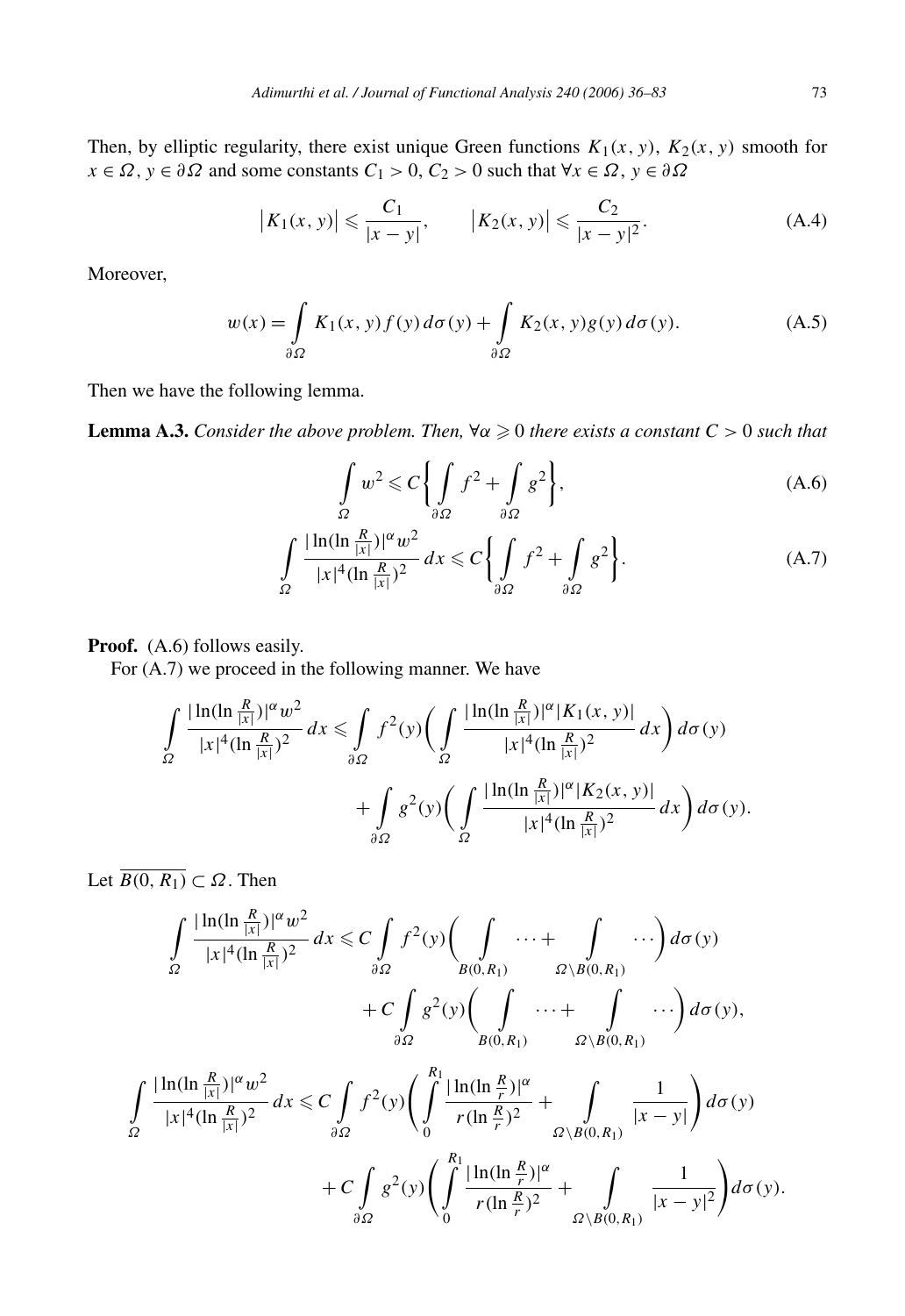Then, by elliptic regularity, there exist unique Green functions $K_1(x, y)$, $K_2(x, y)$ smooth for $x \in \Omega$, $y \in \partial\Omega$ and some constants $C_1 > 0$, $C_2 > 0$ such that $\forall x \in \Omega$, $y \in \partial\Omega$

$$\left|K_1(x, y)\right| \leqslant \frac{C_1}{|x - y|}, \qquad \left|K_2(x, y)\right| \leqslant \frac{C_2}{|x - y|^2}. \tag{A.4}$$

Moreover,

$$w(x) = \int_{\partial\Omega} K_1(x, y) f(y)\, d\sigma(y) + \int_{\partial\Omega} K_2(x, y) g(y)\, d\sigma(y). \tag{A.5}$$

Then we have the following lemma.

**Lemma A.3.** *Consider the above problem. Then, $\forall \alpha \geqslant 0$ there exists a constant $C > 0$ such that*

$$\int_{\Omega} w^2 \leqslant C\left\{\int_{\partial\Omega} f^2 + \int_{\partial\Omega} g^2\right\}, \tag{A.6}$$

$$\int_{\Omega} \frac{|\ln(\ln \frac{R}{|x|})|^{\alpha} w^2}{|x|^4 (\ln \frac{R}{|x|})^2}\, dx \leqslant C\left\{\int_{\partial\Omega} f^2 + \int_{\partial\Omega} g^2\right\}. \tag{A.7}$$

**Proof.** (A.6) follows easily.

For (A.7) we proceed in the following manner. We have

$$\int_{\Omega} \frac{|\ln(\ln \frac{R}{|x|})|^{\alpha} w^2}{|x|^4 (\ln \frac{R}{|x|})^2}\, dx \leqslant \int_{\partial\Omega} f^2(y) \left(\int_{\Omega} \frac{|\ln(\ln \frac{R}{|x|})|^{\alpha} |K_1(x, y)|}{|x|^4 (\ln \frac{R}{|x|})^2}\, dx\right) d\sigma(y)$$
$$+ \int_{\partial\Omega} g^2(y) \left(\int_{\Omega} \frac{|\ln(\ln \frac{R}{|x|})|^{\alpha} |K_2(x, y)|}{|x|^4 (\ln \frac{R}{|x|})^2}\, dx\right) d\sigma(y).$$

Let $\overline{B(0, R_1)} \subset \Omega$. Then

$$\int_{\Omega} \frac{|\ln(\ln \frac{R}{|x|})|^{\alpha} w^2}{|x|^4 (\ln \frac{R}{|x|})^2}\, dx \leqslant C \int_{\partial\Omega} f^2(y) \left(\int_{B(0,R_1)} \cdots + \int_{\Omega \setminus B(0,R_1)} \cdots\right) d\sigma(y)$$
$$+ C \int_{\partial\Omega} g^2(y) \left(\int_{B(0,R_1)} \cdots + \int_{\Omega \setminus B(0,R_1)} \cdots\right) d\sigma(y),$$

$$\int_{\Omega} \frac{|\ln(\ln \frac{R}{|x|})|^{\alpha} w^2}{|x|^4 (\ln \frac{R}{|x|})^2}\, dx \leqslant C \int_{\partial\Omega} f^2(y) \left(\int_0^{R_1} \frac{|\ln(\ln \frac{R}{r})|^{\alpha}}{r (\ln \frac{R}{r})^2} + \int_{\Omega \setminus B(0,R_1)} \frac{1}{|x - y|}\right) d\sigma(y)$$
$$+ C \int_{\partial\Omega} g^2(y) \left(\int_0^{R_1} \frac{|\ln(\ln \frac{R}{r})|^{\alpha}}{r (\ln \frac{R}{r})^2} + \int_{\Omega \setminus B(0,R_1)} \frac{1}{|x - y|^2}\right) d\sigma(y).$$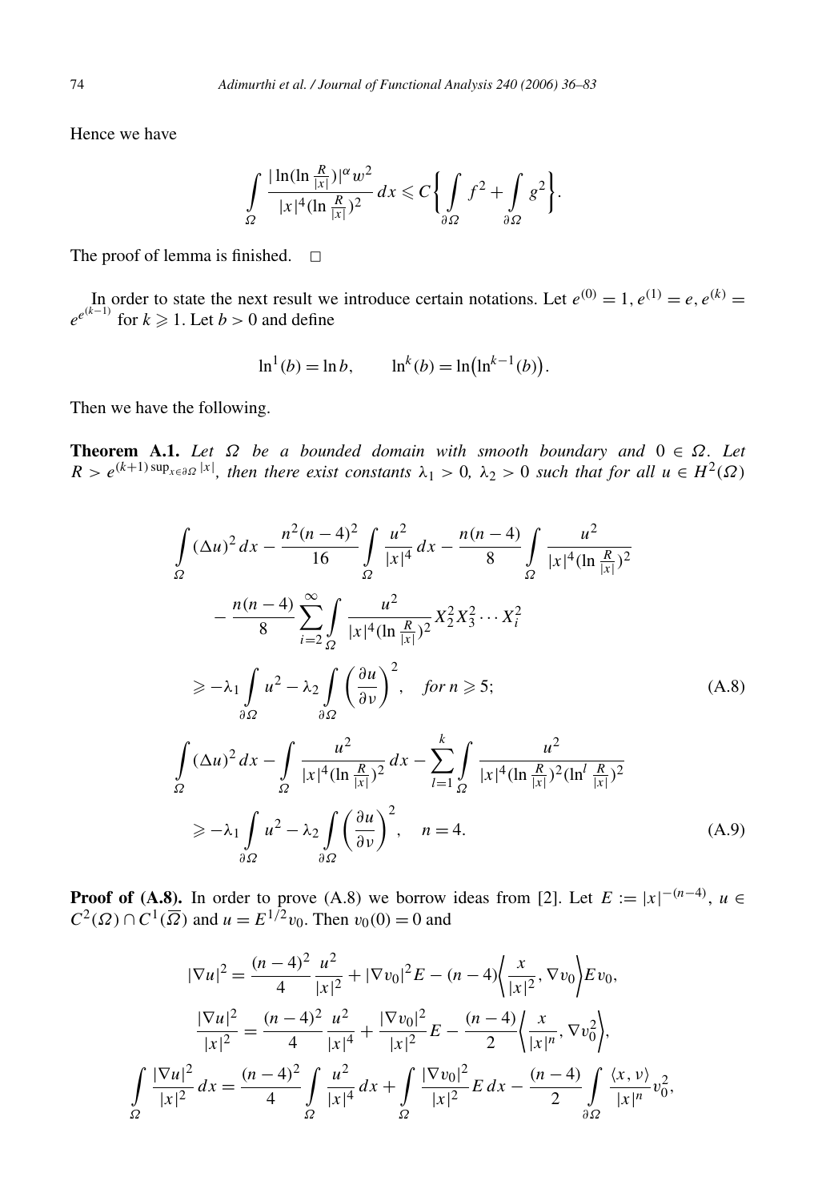Hence we have

$$\int_{\Omega} \frac{|\ln(\ln \frac{R}{|x|})|^{\alpha} w^2}{|x|^4 (\ln \frac{R}{|x|})^2}\, dx \leqslant C\left\{ \int_{\partial\Omega} f^2 + \int_{\partial\Omega} g^2 \right\}.$$

The proof of lemma is finished. $\square$

In order to state the next result we introduce certain notations. Let $e^{(0)} = 1$, $e^{(1)} = e$, $e^{(k)} = e^{e^{(k-1)}}$ for $k \geqslant 1$. Let $b > 0$ and define

$$\ln^1(b) = \ln b, \qquad \ln^k(b) = \ln\bigl(\ln^{k-1}(b)\bigr).$$

Then we have the following.

**Theorem A.1.** *Let $\Omega$ be a bounded domain with smooth boundary and $0 \in \Omega$. Let $R > e^{(k+1)\sup_{x\in\partial\Omega}|x|}$, then there exist constants $\lambda_1 > 0$, $\lambda_2 > 0$ such that for all $u \in H^2(\Omega)$*

$$\begin{aligned}
&\int_{\Omega} (\Delta u)^2\, dx - \frac{n^2(n-4)^2}{16} \int_{\Omega} \frac{u^2}{|x|^4}\, dx - \frac{n(n-4)}{8} \int_{\Omega} \frac{u^2}{|x|^4 (\ln \frac{R}{|x|})^2} \\
&\quad - \frac{n(n-4)}{8} \sum_{i=2}^{\infty} \int_{\Omega} \frac{u^2}{|x|^4 (\ln \frac{R}{|x|})^2} X_2^2 X_3^2 \cdots X_i^2 \\
&\quad \geqslant -\lambda_1 \int_{\partial\Omega} u^2 - \lambda_2 \int_{\partial\Omega} \left(\frac{\partial u}{\partial \nu}\right)^2, \quad \text{for } n \geqslant 5;
\end{aligned} \tag{A.8}$$

$$\begin{aligned}
&\int_{\Omega} (\Delta u)^2\, dx - \int_{\Omega} \frac{u^2}{|x|^4 (\ln \frac{R}{|x|})^2}\, dx - \sum_{l=1}^{k} \int_{\Omega} \frac{u^2}{|x|^4 (\ln \frac{R}{|x|})^2 (\ln^l \frac{R}{|x|})^2} \\
&\quad \geqslant -\lambda_1 \int_{\partial\Omega} u^2 - \lambda_2 \int_{\partial\Omega} \left(\frac{\partial u}{\partial \nu}\right)^2, \quad n = 4.
\end{aligned} \tag{A.9}$$

**Proof of (A.8).** In order to prove (A.8) we borrow ideas from [2]. Let $E := |x|^{-(n-4)}$, $u \in C^2(\Omega) \cap C^1(\overline{\Omega})$ and $u = E^{1/2} v_0$. Then $v_0(0) = 0$ and

$$|\nabla u|^2 = \frac{(n-4)^2}{4} \frac{u^2}{|x|^2} + |\nabla v_0|^2 E - (n-4)\left\langle \frac{x}{|x|^2}, \nabla v_0 \right\rangle E v_0,$$

$$\frac{|\nabla u|^2}{|x|^2} = \frac{(n-4)^2}{4} \frac{u^2}{|x|^4} + \frac{|\nabla v_0|^2}{|x|^2} E - \frac{(n-4)}{2}\left\langle \frac{x}{|x|^n}, \nabla v_0^2 \right\rangle,$$

$$\int_{\Omega} \frac{|\nabla u|^2}{|x|^2}\, dx = \frac{(n-4)^2}{4} \int_{\Omega} \frac{u^2}{|x|^4}\, dx + \int_{\Omega} \frac{|\nabla v_0|^2}{|x|^2} E\, dx - \frac{(n-4)}{2} \int_{\partial\Omega} \frac{\langle x, \nu\rangle}{|x|^n} v_0^2,$$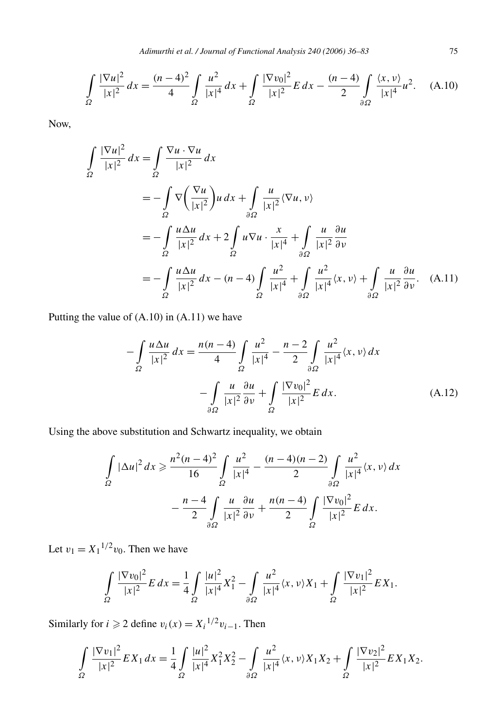$$\int_\Omega \frac{|\nabla u|^2}{|x|^2}\,dx = \frac{(n-4)^2}{4}\int_\Omega \frac{u^2}{|x|^4}\,dx + \int_\Omega \frac{|\nabla v_0|^2}{|x|^2}E\,dx - \frac{(n-4)}{2}\int_{\partial\Omega} \frac{\langle x,\nu\rangle}{|x|^4}u^2. \tag{A.10}$$

Now,

$$\begin{aligned}
\int_\Omega \frac{|\nabla u|^2}{|x|^2}\,dx &= \int_\Omega \frac{\nabla u\cdot\nabla u}{|x|^2}\,dx \\
&= -\int_\Omega \nabla\left(\frac{\nabla u}{|x|^2}\right)u\,dx + \int_{\partial\Omega} \frac{u}{|x|^2}\langle \nabla u,\nu\rangle \\
&= -\int_\Omega \frac{u\Delta u}{|x|^2}\,dx + 2\int_\Omega u\nabla u\cdot\frac{x}{|x|^4} + \int_{\partial\Omega} \frac{u}{|x|^2}\frac{\partial u}{\partial\nu} \\
&= -\int_\Omega \frac{u\Delta u}{|x|^2}\,dx - (n-4)\int_\Omega \frac{u^2}{|x|^4} + \int_{\partial\Omega} \frac{u^2}{|x|^4}\langle x,\nu\rangle + \int_{\partial\Omega} \frac{u}{|x|^2}\frac{\partial u}{\partial\nu}.
\end{aligned} \tag{A.11}$$

Putting the value of (A.10) in (A.11) we have

$$-\int_\Omega \frac{u\Delta u}{|x|^2}\,dx = \frac{n(n-4)}{4}\int_\Omega \frac{u^2}{|x|^4} - \frac{n-2}{2}\int_{\partial\Omega} \frac{u^2}{|x|^4}\langle x,\nu\rangle\,dx - \int_{\partial\Omega} \frac{u}{|x|^2}\frac{\partial u}{\partial\nu} + \int_\Omega \frac{|\nabla v_0|^2}{|x|^2}E\,dx. \tag{A.12}$$

Using the above substitution and Schwartz inequality, we obtain

$$\int_\Omega |\Delta u|^2\,dx \geqslant \frac{n^2(n-4)^2}{16}\int_\Omega \frac{u^2}{|x|^4} - \frac{(n-4)(n-2)}{2}\int_{\partial\Omega} \frac{u^2}{|x|^4}\langle x,\nu\rangle\,dx - \frac{n-4}{2}\int_{\partial\Omega} \frac{u}{|x|^2}\frac{\partial u}{\partial\nu} + \frac{n(n-4)}{2}\int_\Omega \frac{|\nabla v_0|^2}{|x|^2}E\,dx.$$

Let $v_1 = {X_1}^{1/2}v_0$. Then we have

$$\int_\Omega \frac{|\nabla v_0|^2}{|x|^2}E\,dx = \frac{1}{4}\int_\Omega \frac{|u|^2}{|x|^4}X_1^2 - \int_{\partial\Omega} \frac{u^2}{|x|^4}\langle x,\nu\rangle X_1 + \int_\Omega \frac{|\nabla v_1|^2}{|x|^2}EX_1.$$

Similarly for $i \geqslant 2$ define $v_i(x) = {X_i}^{1/2}v_{i-1}$. Then

$$\int_\Omega \frac{|\nabla v_1|^2}{|x|^2}EX_1\,dx = \frac{1}{4}\int_\Omega \frac{|u|^2}{|x|^4}X_1^2X_2^2 - \int_{\partial\Omega} \frac{u^2}{|x|^4}\langle x,\nu\rangle X_1X_2 + \int_\Omega \frac{|\nabla v_2|^2}{|x|^2}EX_1X_2.$$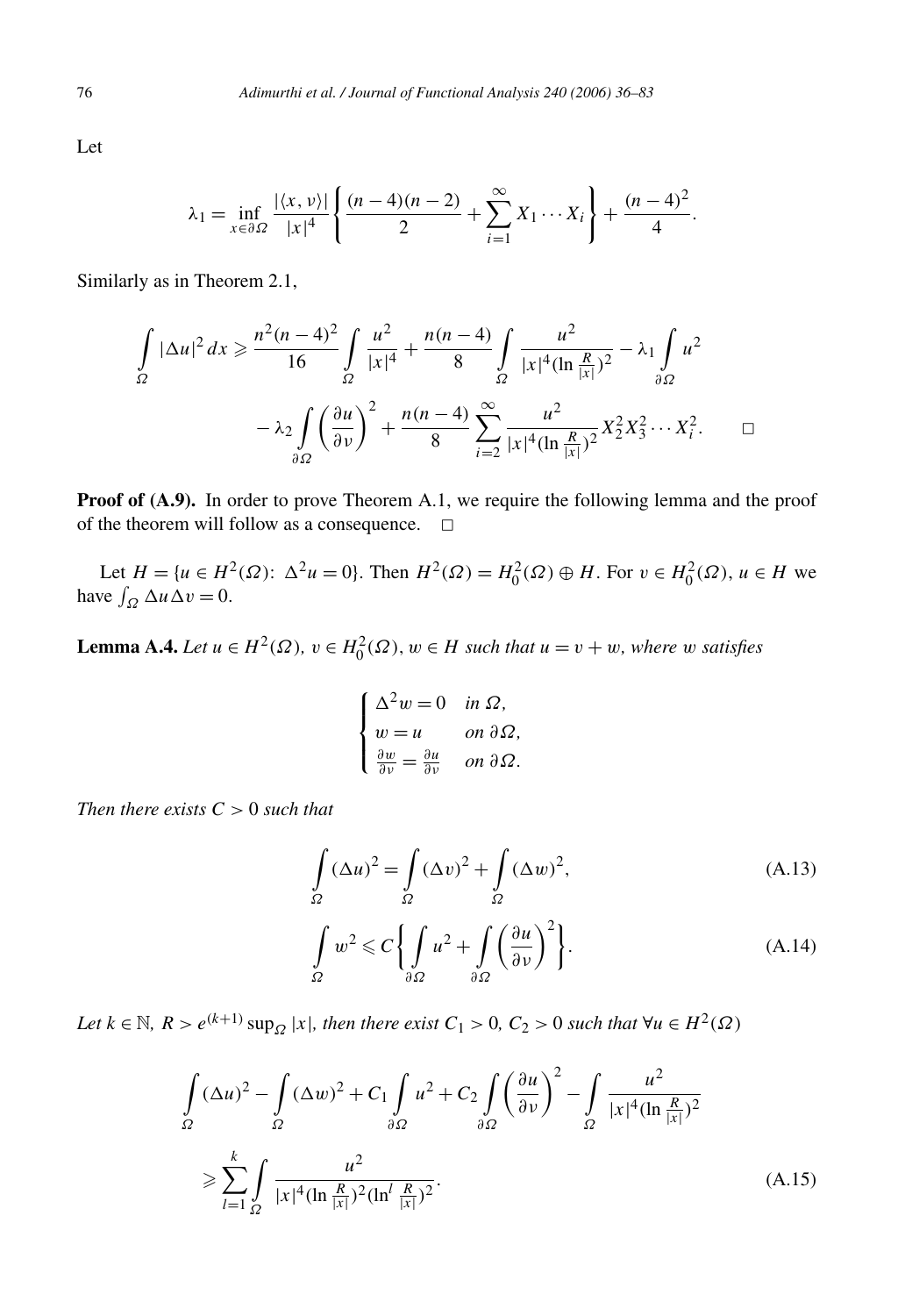Let

$$\lambda_1 = \inf_{x \in \partial\Omega} \frac{|\langle x, \nu\rangle|}{|x|^4} \left\{ \frac{(n-4)(n-2)}{2} + \sum_{i=1}^{\infty} X_1 \cdots X_i \right\} + \frac{(n-4)^2}{4}.$$

Similarly as in Theorem 2.1,

$$\int_\Omega |\Delta u|^2 \, dx \geqslant \frac{n^2(n-4)^2}{16} \int_\Omega \frac{u^2}{|x|^4} + \frac{n(n-4)}{8} \int_\Omega \frac{u^2}{|x|^4 (\ln \frac{R}{|x|})^2} - \lambda_1 \int_{\partial\Omega} u^2 - \lambda_2 \int_{\partial\Omega} \left(\frac{\partial u}{\partial \nu}\right)^2 + \frac{n(n-4)}{8} \sum_{i=2}^{\infty} \frac{u^2}{|x|^4 (\ln \frac{R}{|x|})^2} X_2^2 X_3^2 \cdots X_i^2. \qquad \square$$

**Proof of (A.9).** In order to prove Theorem A.1, we require the following lemma and the proof of the theorem will follow as a consequence. $\square$

Let $H = \{u \in H^2(\Omega)\colon \Delta^2 u = 0\}$. Then $H^2(\Omega) = H_0^2(\Omega) \oplus H$. For $v \in H_0^2(\Omega)$, $u \in H$ we have $\int_\Omega \Delta u \Delta v = 0$.

**Lemma A.4.** *Let $u \in H^2(\Omega)$, $v \in H_0^2(\Omega)$, $w \in H$ such that $u = v + w$, where $w$ satisfies*

$$\begin{cases} \Delta^2 w = 0 & \text{in } \Omega, \\ w = u & \text{on } \partial\Omega, \\ \frac{\partial w}{\partial \nu} = \frac{\partial u}{\partial \nu} & \text{on } \partial\Omega. \end{cases}$$

*Then there exists $C > 0$ such that*

$$\int_\Omega (\Delta u)^2 = \int_\Omega (\Delta v)^2 + \int_\Omega (\Delta w)^2, \tag{A.13}$$

$$\int_\Omega w^2 \leqslant C \left\{ \int_{\partial\Omega} u^2 + \int_{\partial\Omega} \left(\frac{\partial u}{\partial \nu}\right)^2 \right\}. \tag{A.14}$$

*Let $k \in \mathbb{N}$, $R > e^{(k+1)} \sup_\Omega |x|$, then there exist $C_1 > 0$, $C_2 > 0$ such that $\forall u \in H^2(\Omega)$*

$$\int_\Omega (\Delta u)^2 - \int_\Omega (\Delta w)^2 + C_1 \int_{\partial\Omega} u^2 + C_2 \int_{\partial\Omega} \left(\frac{\partial u}{\partial \nu}\right)^2 - \int_\Omega \frac{u^2}{|x|^4 (\ln \frac{R}{|x|})^2} \geqslant \sum_{l=1}^{k} \int_\Omega \frac{u^2}{|x|^4 (\ln \frac{R}{|x|})^2 (\ln^l \frac{R}{|x|})^2}. \tag{A.15}$$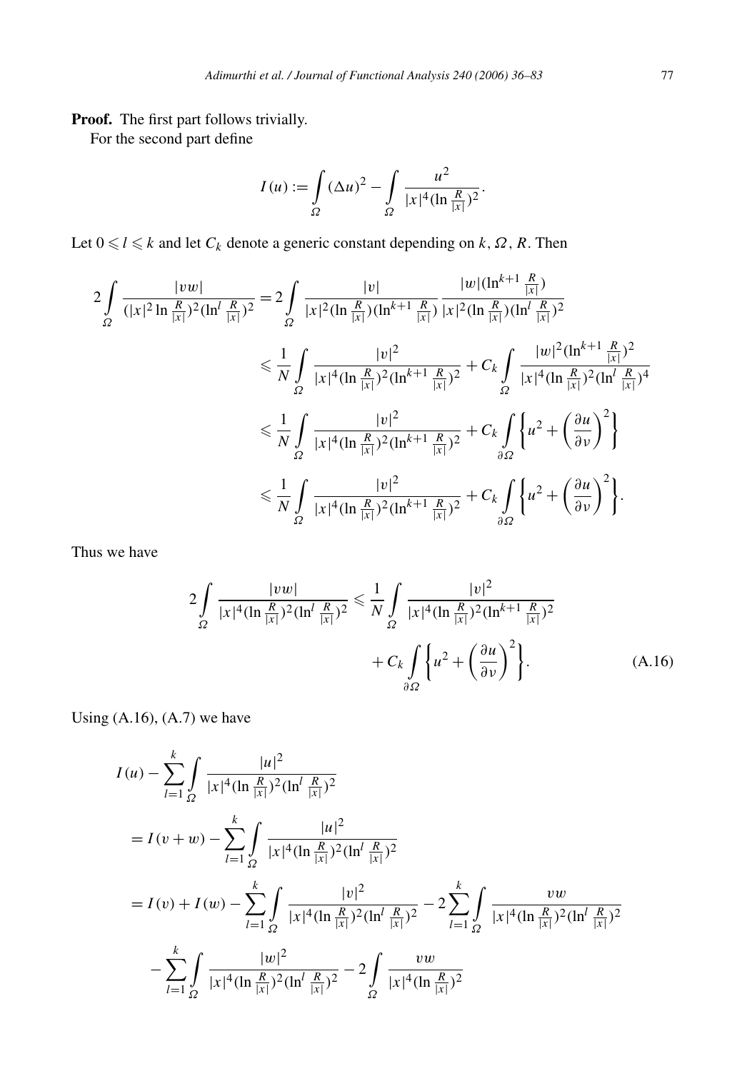**Proof.** The first part follows trivially.

For the second part define

$$I(u) := \int_{\Omega} (\Delta u)^2 - \int_{\Omega} \frac{u^2}{|x|^4 (\ln \frac{R}{|x|})^2}.$$

Let $0 \leqslant l \leqslant k$ and let $C_k$ denote a generic constant depending on $k$, $\Omega$, $R$. Then

$$\begin{aligned}
2\int_{\Omega} \frac{|vw|}{(|x|^2 \ln \frac{R}{|x|})^2 (\ln^l \frac{R}{|x|})^2} &= 2\int_{\Omega} \frac{|v|}{|x|^2 (\ln \frac{R}{|x|})(\ln^{k+1} \frac{R}{|x|})} \frac{|w|(\ln^{k+1} \frac{R}{|x|})}{|x|^2 (\ln \frac{R}{|x|})(\ln^l \frac{R}{|x|})^2} \\
&\leqslant \frac{1}{N} \int_{\Omega} \frac{|v|^2}{|x|^4 (\ln \frac{R}{|x|})^2 (\ln^{k+1} \frac{R}{|x|})^2} + C_k \int_{\Omega} \frac{|w|^2 (\ln^{k+1} \frac{R}{|x|})^2}{|x|^4 (\ln \frac{R}{|x|})^2 (\ln^l \frac{R}{|x|})^4} \\
&\leqslant \frac{1}{N} \int_{\Omega} \frac{|v|^2}{|x|^4 (\ln \frac{R}{|x|})^2 (\ln^{k+1} \frac{R}{|x|})^2} + C_k \int_{\partial\Omega} \left\{ u^2 + \left( \frac{\partial u}{\partial \nu} \right)^2 \right\} \\
&\leqslant \frac{1}{N} \int_{\Omega} \frac{|v|^2}{|x|^4 (\ln \frac{R}{|x|})^2 (\ln^{k+1} \frac{R}{|x|})^2} + C_k \int_{\partial\Omega} \left\{ u^2 + \left( \frac{\partial u}{\partial \nu} \right)^2 \right\}.
\end{aligned}$$

Thus we have

$$2\int_{\Omega} \frac{|vw|}{|x|^4 (\ln \frac{R}{|x|})^2 (\ln^l \frac{R}{|x|})^2} \leqslant \frac{1}{N} \int_{\Omega} \frac{|v|^2}{|x|^4 (\ln \frac{R}{|x|})^2 (\ln^{k+1} \frac{R}{|x|})^2} + C_k \int_{\partial\Omega} \left\{ u^2 + \left( \frac{\partial u}{\partial \nu} \right)^2 \right\}. \tag{A.16}$$

Using (A.16), (A.7) we have

$$\begin{aligned}
&I(u) - \sum_{l=1}^{k} \int_{\Omega} \frac{|u|^2}{|x|^4 (\ln \frac{R}{|x|})^2 (\ln^l \frac{R}{|x|})^2} \\
&= I(v+w) - \sum_{l=1}^{k} \int_{\Omega} \frac{|u|^2}{|x|^4 (\ln \frac{R}{|x|})^2 (\ln^l \frac{R}{|x|})^2} \\
&= I(v) + I(w) - \sum_{l=1}^{k} \int_{\Omega} \frac{|v|^2}{|x|^4 (\ln \frac{R}{|x|})^2 (\ln^l \frac{R}{|x|})^2} - 2\sum_{l=1}^{k} \int_{\Omega} \frac{vw}{|x|^4 (\ln \frac{R}{|x|})^2 (\ln^l \frac{R}{|x|})^2} \\
&\quad - \sum_{l=1}^{k} \int_{\Omega} \frac{|w|^2}{|x|^4 (\ln \frac{R}{|x|})^2 (\ln^l \frac{R}{|x|})^2} - 2\int_{\Omega} \frac{vw}{|x|^4 (\ln \frac{R}{|x|})^2}
\end{aligned}$$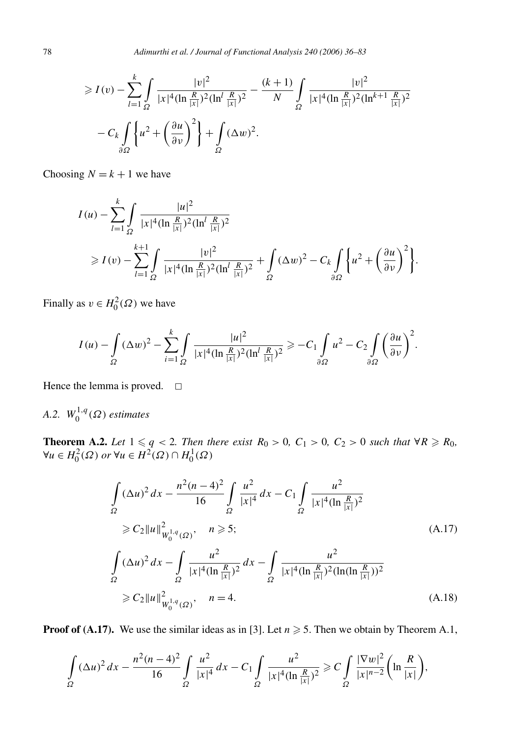$$\geqslant I(v) - \sum_{l=1}^{k} \int_{\Omega} \frac{|v|^2}{|x|^4 (\ln \frac{R}{|x|})^2 (\ln^l \frac{R}{|x|})^2} - \frac{(k+1)}{N} \int_{\Omega} \frac{|v|^2}{|x|^4 (\ln \frac{R}{|x|})^2 (\ln^{k+1} \frac{R}{|x|})^2}$$

$$- C_k \int_{\partial\Omega} \left\{ u^2 + \left( \frac{\partial u}{\partial \nu} \right)^2 \right\} + \int_{\Omega} (\Delta w)^2.$$

Choosing $N = k + 1$ we have

$$I(u) - \sum_{l=1}^{k} \int_{\Omega} \frac{|u|^2}{|x|^4 (\ln \frac{R}{|x|})^2 (\ln^l \frac{R}{|x|})^2}$$

$$\geqslant I(v) - \sum_{l=1}^{k+1} \int_{\Omega} \frac{|v|^2}{|x|^4 (\ln \frac{R}{|x|})^2 (\ln^l \frac{R}{|x|})^2} + \int_{\Omega} (\Delta w)^2 - C_k \int_{\partial\Omega} \left\{ u^2 + \left( \frac{\partial u}{\partial \nu} \right)^2 \right\}.$$

Finally as $v \in H_0^2(\Omega)$ we have

$$I(u) - \int_{\Omega} (\Delta w)^2 - \sum_{i=1}^{k} \int_{\Omega} \frac{|u|^2}{|x|^4 (\ln \frac{R}{|x|})^2 (\ln^l \frac{R}{|x|})^2} \geqslant -C_1 \int_{\partial\Omega} u^2 - C_2 \int_{\partial\Omega} \left( \frac{\partial u}{\partial \nu} \right)^2.$$

Hence the lemma is proved. □

*A.2. $W_0^{1,q}(\Omega)$ estimates*

**Theorem A.2.** *Let $1 \leqslant q < 2$. Then there exist $R_0 > 0$, $C_1 > 0$, $C_2 > 0$ such that $\forall R \geqslant R_0$, $\forall u \in H_0^2(\Omega)$ or $\forall u \in H^2(\Omega) \cap H_0^1(\Omega)$*

$$\int_{\Omega} (\Delta u)^2 \, dx - \frac{n^2(n-4)^2}{16} \int_{\Omega} \frac{u^2}{|x|^4} \, dx - C_1 \int_{\Omega} \frac{u^2}{|x|^4 (\ln \frac{R}{|x|})^2}$$

$$\geqslant C_2 \|u\|^2_{W_0^{1,q}(\Omega)}, \quad n \geqslant 5; \tag{A.17}$$

$$\int_{\Omega} (\Delta u)^2 \, dx - \int_{\Omega} \frac{u^2}{|x|^4 (\ln \frac{R}{|x|})^2} \, dx - \int_{\Omega} \frac{u^2}{|x|^4 (\ln \frac{R}{|x|})^2 (\ln(\ln \frac{R}{|x|}))^2}$$

$$\geqslant C_2 \|u\|^2_{W_0^{1,q}(\Omega)}, \quad n = 4. \tag{A.18}$$

**Proof of (A.17).** We use the similar ideas as in [3]. Let $n \geqslant 5$. Then we obtain by Theorem A.1,

$$\int_{\Omega} (\Delta u)^2 \, dx - \frac{n^2(n-4)^2}{16} \int_{\Omega} \frac{u^2}{|x|^4} \, dx - C_1 \int_{\Omega} \frac{u^2}{|x|^4 (\ln \frac{R}{|x|})^2} \geqslant C \int_{\Omega} \frac{|\nabla w|^2}{|x|^{n-2}} \left( \ln \frac{R}{|x|} \right),$$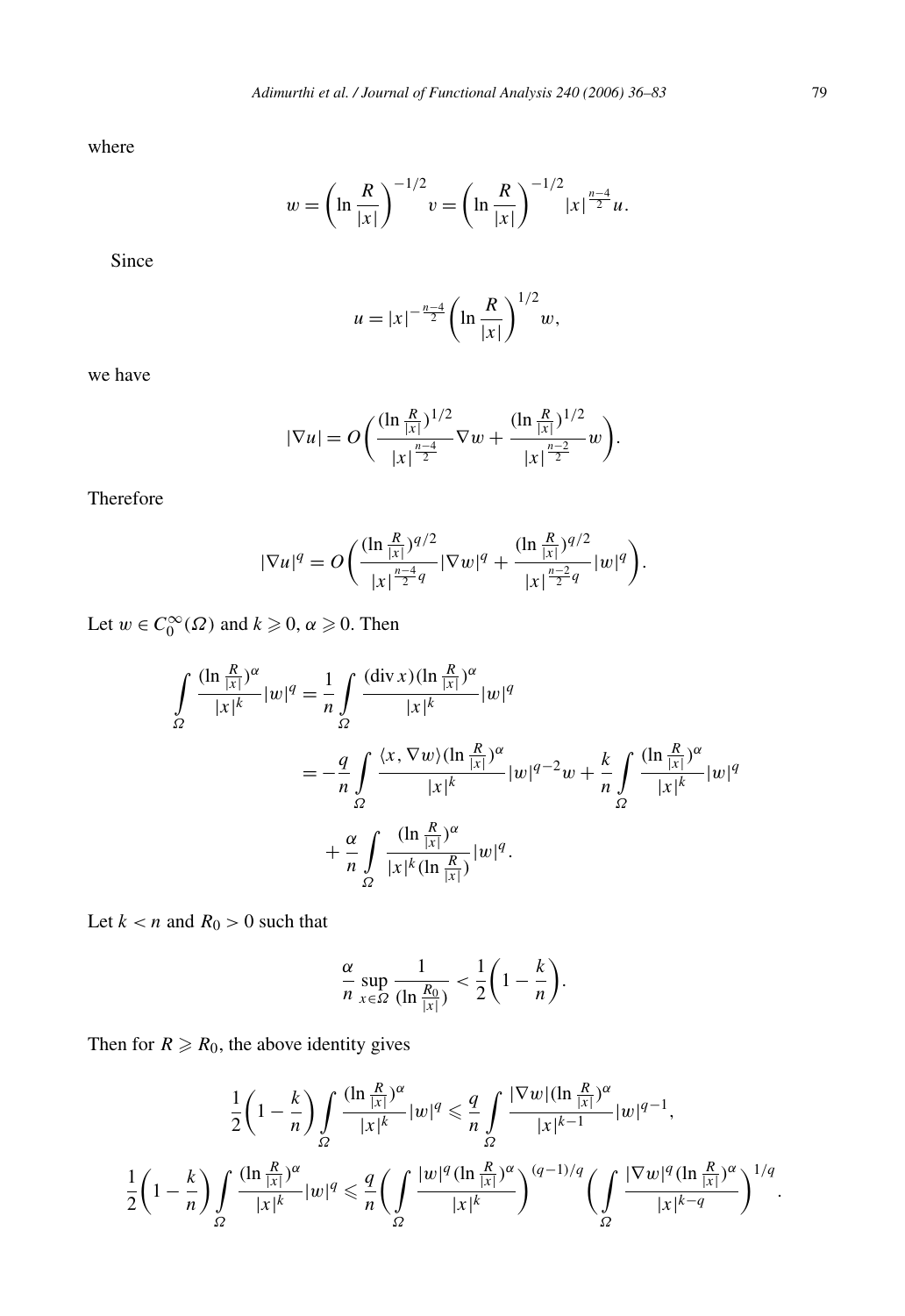where

$$w = \left(\ln \frac{R}{|x|}\right)^{-1/2} v = \left(\ln \frac{R}{|x|}\right)^{-1/2} |x|^{\frac{n-4}{2}} u.$$

Since

$$u = |x|^{-\frac{n-4}{2}} \left(\ln \frac{R}{|x|}\right)^{1/2} w,$$

we have

$$|\nabla u| = O\left(\frac{(\ln \frac{R}{|x|})^{1/2}}{|x|^{\frac{n-4}{2}}} \nabla w + \frac{(\ln \frac{R}{|x|})^{1/2}}{|x|^{\frac{n-2}{2}}} w\right).$$

Therefore

$$|\nabla u|^q = O\left(\frac{(\ln \frac{R}{|x|})^{q/2}}{|x|^{\frac{n-4}{2}q}} |\nabla w|^q + \frac{(\ln \frac{R}{|x|})^{q/2}}{|x|^{\frac{n-2}{2}q}} |w|^q\right).$$

Let $w \in C_0^\infty(\Omega)$ and $k \geqslant 0$, $\alpha \geqslant 0$. Then

$$\begin{aligned}
\int_\Omega \frac{(\ln \frac{R}{|x|})^\alpha}{|x|^k} |w|^q &= \frac{1}{n} \int_\Omega \frac{(\operatorname{div} x)(\ln \frac{R}{|x|})^\alpha}{|x|^k} |w|^q \\
&= -\frac{q}{n} \int_\Omega \frac{\langle x, \nabla w\rangle (\ln \frac{R}{|x|})^\alpha}{|x|^k} |w|^{q-2} w + \frac{k}{n} \int_\Omega \frac{(\ln \frac{R}{|x|})^\alpha}{|x|^k} |w|^q \\
&\quad + \frac{\alpha}{n} \int_\Omega \frac{(\ln \frac{R}{|x|})^\alpha}{|x|^k (\ln \frac{R}{|x|})} |w|^q.
\end{aligned}$$

Let $k < n$ and $R_0 > 0$ such that

$$\frac{\alpha}{n} \sup_{x \in \Omega} \frac{1}{(\ln \frac{R_0}{|x|})} < \frac{1}{2}\left(1 - \frac{k}{n}\right).$$

Then for $R \geqslant R_0$, the above identity gives

$$\frac{1}{2}\left(1 - \frac{k}{n}\right) \int_\Omega \frac{(\ln \frac{R}{|x|})^\alpha}{|x|^k} |w|^q \leqslant \frac{q}{n} \int_\Omega \frac{|\nabla w| (\ln \frac{R}{|x|})^\alpha}{|x|^{k-1}} |w|^{q-1},$$

$$\frac{1}{2}\left(1 - \frac{k}{n}\right) \int_\Omega \frac{(\ln \frac{R}{|x|})^\alpha}{|x|^k} |w|^q \leqslant \frac{q}{n} \left(\int_\Omega \frac{|w|^q (\ln \frac{R}{|x|})^\alpha}{|x|^k}\right)^{(q-1)/q} \left(\int_\Omega \frac{|\nabla w|^q (\ln \frac{R}{|x|})^\alpha}{|x|^{k-q}}\right)^{1/q}.$$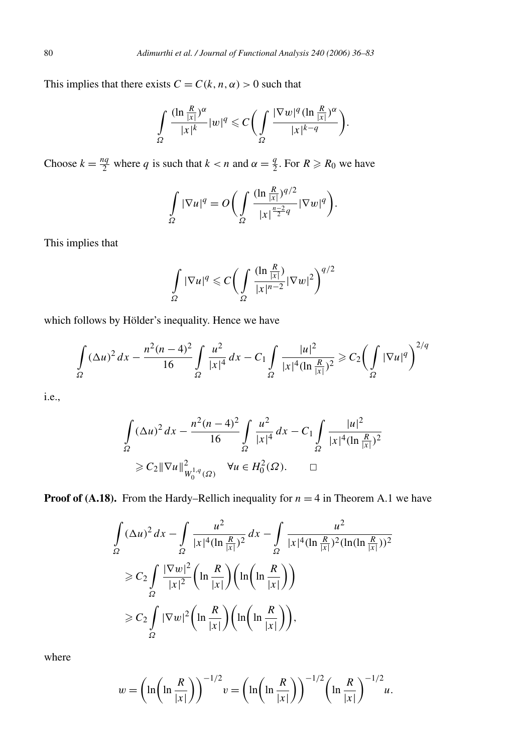This implies that there exists $C = C(k, n, \alpha) > 0$ such that

$$\int_\Omega \frac{(\ln \frac{R}{|x|})^\alpha}{|x|^k} |w|^q \leqslant C\left( \int_\Omega \frac{|\nabla w|^q (\ln \frac{R}{|x|})^\alpha}{|x|^{k-q}} \right).$$

Choose $k = \frac{nq}{2}$ where $q$ is such that $k < n$ and $\alpha = \frac{q}{2}$. For $R \geqslant R_0$ we have

$$\int_\Omega |\nabla u|^q = O\left( \int_\Omega \frac{(\ln \frac{R}{|x|})^{q/2}}{|x|^{\frac{n-2}{2}q}} |\nabla w|^q \right).$$

This implies that

$$\int_\Omega |\nabla u|^q \leqslant C\left( \int_\Omega \frac{(\ln \frac{R}{|x|})}{|x|^{n-2}} |\nabla w|^2 \right)^{q/2}$$

which follows by Hölder's inequality. Hence we have

$$\int_\Omega (\Delta u)^2 \, dx - \frac{n^2(n-4)^2}{16} \int_\Omega \frac{u^2}{|x|^4} \, dx - C_1 \int_\Omega \frac{|u|^2}{|x|^4 (\ln \frac{R}{|x|})^2} \geqslant C_2 \left( \int_\Omega |\nabla u|^q \right)^{2/q}$$

i.e.,

$$\int_\Omega (\Delta u)^2 \, dx - \frac{n^2(n-4)^2}{16} \int_\Omega \frac{u^2}{|x|^4} \, dx - C_1 \int_\Omega \frac{|u|^2}{|x|^4 (\ln \frac{R}{|x|})^2} \geqslant C_2 \|\nabla u\|^2_{W_0^{1,q}(\Omega)} \quad \forall u \in H_0^2(\Omega). \qquad \square$$

**Proof of (A.18).** From the Hardy–Rellich inequality for $n = 4$ in Theorem A.1 we have

$$\begin{aligned}
&\int_\Omega (\Delta u)^2 \, dx - \int_\Omega \frac{u^2}{|x|^4 (\ln \frac{R}{|x|})^2} \, dx - \int_\Omega \frac{u^2}{|x|^4 (\ln \frac{R}{|x|})^2 (\ln(\ln \frac{R}{|x|}))^2} \\
&\quad \geqslant C_2 \int_\Omega \frac{|\nabla w|^2}{|x|^2} \left( \ln \frac{R}{|x|} \right) \left( \ln\left( \ln \frac{R}{|x|} \right) \right) \\
&\quad \geqslant C_2 \int_\Omega |\nabla w|^2 \left( \ln \frac{R}{|x|} \right) \left( \ln\left( \ln \frac{R}{|x|} \right) \right),
\end{aligned}$$

where

$$w = \left( \ln\left( \ln \frac{R}{|x|} \right) \right)^{-1/2} v = \left( \ln\left( \ln \frac{R}{|x|} \right) \right)^{-1/2} \left( \ln \frac{R}{|x|} \right)^{-1/2} u.$$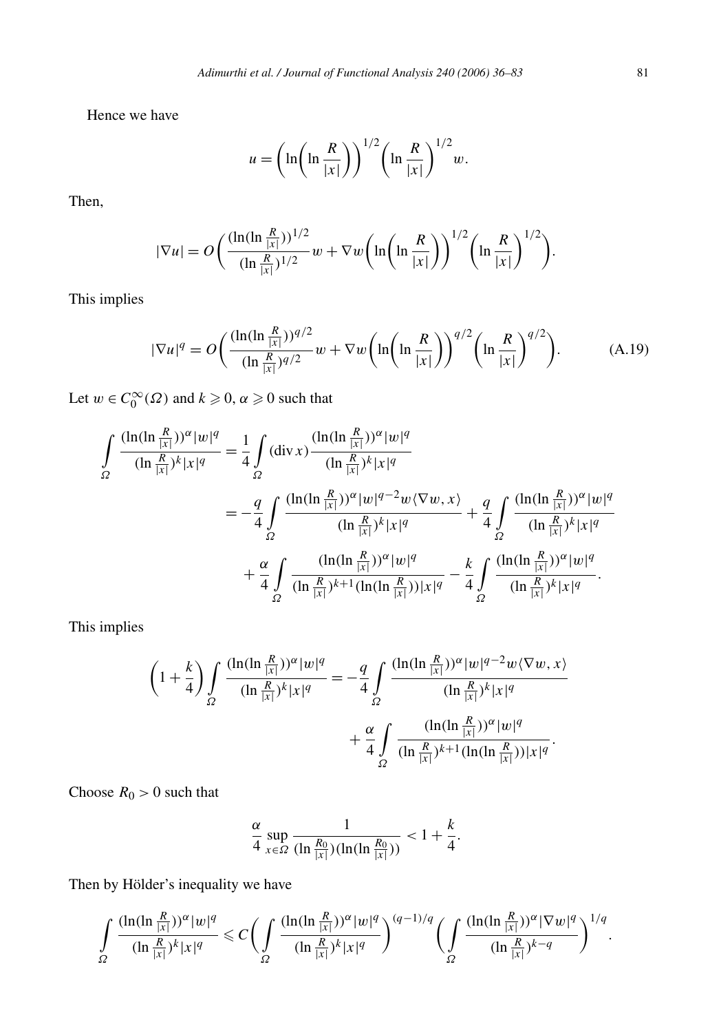Hence we have

$$u = \left(\ln\left(\ln\frac{R}{|x|}\right)\right)^{1/2}\left(\ln\frac{R}{|x|}\right)^{1/2} w.$$

Then,

$$|\nabla u| = O\left(\frac{(\ln(\ln\frac{R}{|x|}))^{1/2}}{(\ln\frac{R}{|x|})^{1/2}} w + \nabla w\left(\ln\left(\ln\frac{R}{|x|}\right)\right)^{1/2}\left(\ln\frac{R}{|x|}\right)^{1/2}\right).$$

This implies

$$|\nabla u|^q = O\left(\frac{(\ln(\ln\frac{R}{|x|}))^{q/2}}{(\ln\frac{R}{|x|})^{q/2}} w + \nabla w\left(\ln\left(\ln\frac{R}{|x|}\right)\right)^{q/2}\left(\ln\frac{R}{|x|}\right)^{q/2}\right). \tag{A.19}$$

Let $w \in C_0^\infty(\Omega)$ and $k \geqslant 0$, $\alpha \geqslant 0$ such that

$$\begin{aligned}
\int_\Omega \frac{(\ln(\ln\frac{R}{|x|}))^\alpha |w|^q}{(\ln\frac{R}{|x|})^k |x|^q} &= \frac{1}{4}\int_\Omega (\operatorname{div} x)\frac{(\ln(\ln\frac{R}{|x|}))^\alpha |w|^q}{(\ln\frac{R}{|x|})^k |x|^q} \\
&= -\frac{q}{4}\int_\Omega \frac{(\ln(\ln\frac{R}{|x|}))^\alpha |w|^{q-2} w\langle\nabla w, x\rangle}{(\ln\frac{R}{|x|})^k |x|^q} + \frac{q}{4}\int_\Omega \frac{(\ln(\ln\frac{R}{|x|}))^\alpha |w|^q}{(\ln\frac{R}{|x|})^k |x|^q} \\
&\quad + \frac{\alpha}{4}\int_\Omega \frac{(\ln(\ln\frac{R}{|x|}))^\alpha |w|^q}{(\ln\frac{R}{|x|})^{k+1}(\ln(\ln\frac{R}{|x|}))|x|^q} - \frac{k}{4}\int_\Omega \frac{(\ln(\ln\frac{R}{|x|}))^\alpha |w|^q}{(\ln\frac{R}{|x|})^k |x|^q}.
\end{aligned}$$

This implies

$$\begin{aligned}
\left(1 + \frac{k}{4}\right)\int_\Omega \frac{(\ln(\ln\frac{R}{|x|}))^\alpha |w|^q}{(\ln\frac{R}{|x|})^k |x|^q} &= -\frac{q}{4}\int_\Omega \frac{(\ln(\ln\frac{R}{|x|}))^\alpha |w|^{q-2} w\langle\nabla w, x\rangle}{(\ln\frac{R}{|x|})^k |x|^q} \\
&\quad + \frac{\alpha}{4}\int_\Omega \frac{(\ln(\ln\frac{R}{|x|}))^\alpha |w|^q}{(\ln\frac{R}{|x|})^{k+1}(\ln(\ln\frac{R}{|x|}))|x|^q}.
\end{aligned}$$

Choose $R_0 > 0$ such that

$$\frac{\alpha}{4}\sup_{x\in\Omega}\frac{1}{(\ln\frac{R_0}{|x|})(\ln(\ln\frac{R_0}{|x|}))} < 1 + \frac{k}{4}.$$

Then by Hölder's inequality we have

$$\int_\Omega \frac{(\ln(\ln\frac{R}{|x|}))^\alpha |w|^q}{(\ln\frac{R}{|x|})^k |x|^q} \leqslant C\left(\int_\Omega \frac{(\ln(\ln\frac{R}{|x|}))^\alpha |w|^q}{(\ln\frac{R}{|x|})^k |x|^q}\right)^{(q-1)/q}\left(\int_\Omega \frac{(\ln(\ln\frac{R}{|x|}))^\alpha |\nabla w|^q}{(\ln\frac{R}{|x|})^{k-q}}\right)^{1/q}.$$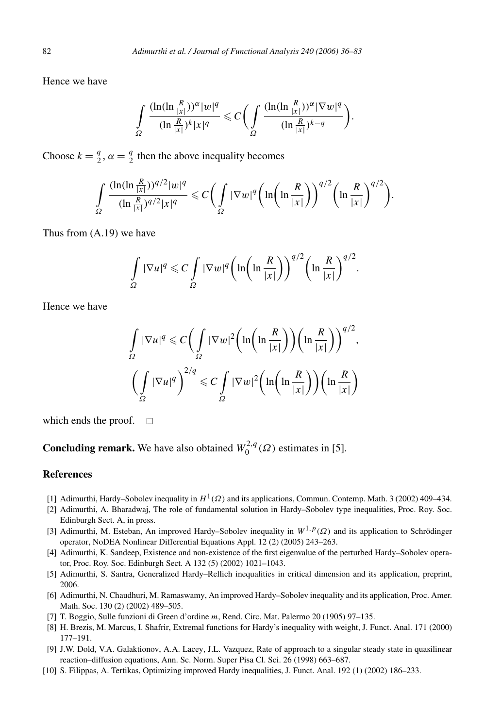Hence we have

$$\int\limits_{\Omega} \frac{(\ln(\ln \frac{R}{|x|}))^{\alpha}|w|^q}{(\ln \frac{R}{|x|})^k|x|^q} \leqslant C\bigg(\int\limits_{\Omega} \frac{(\ln(\ln \frac{R}{|x|}))^{\alpha}|\nabla w|^q}{(\ln \frac{R}{|x|})^{k-q}}\bigg).$$

Choose $k = \frac{q}{2}$, $\alpha = \frac{q}{2}$ then the above inequality becomes

$$\int\limits_{\Omega} \frac{(\ln(\ln \frac{R}{|x|}))^{q/2}|w|^q}{(\ln \frac{R}{|x|})^{q/2}|x|^q} \leqslant C\bigg(\int\limits_{\Omega} |\nabla w|^q\bigg(\ln\bigg(\ln \frac{R}{|x|}\bigg)\bigg)^{q/2}\bigg(\ln \frac{R}{|x|}\bigg)^{q/2}\bigg).$$

Thus from (A.19) we have

$$\int\limits_{\Omega} |\nabla u|^q \leqslant C\int\limits_{\Omega} |\nabla w|^q\bigg(\ln\bigg(\ln \frac{R}{|x|}\bigg)\bigg)^{q/2}\bigg(\ln \frac{R}{|x|}\bigg)^{q/2}.$$

Hence we have

$$\int\limits_{\Omega} |\nabla u|^q \leqslant C\bigg(\int\limits_{\Omega} |\nabla w|^2\bigg(\ln\bigg(\ln \frac{R}{|x|}\bigg)\bigg)\bigg(\ln \frac{R}{|x|}\bigg)\bigg)^{q/2},$$

$$\bigg(\int\limits_{\Omega} |\nabla u|^q\bigg)^{2/q} \leqslant C\int\limits_{\Omega} |\nabla w|^2\bigg(\ln\bigg(\ln \frac{R}{|x|}\bigg)\bigg)\bigg(\ln \frac{R}{|x|}\bigg)$$

which ends the proof. $\square$

**Concluding remark.** We have also obtained $W_0^{2,q}(\Omega)$ estimates in [5].

## References

[1] Adimurthi, Hardy–Sobolev inequality in $H^1(\Omega)$ and its applications, Commun. Contemp. Math. 3 (2002) 409–434.

[2] Adimurthi, A. Bharadwaj, The role of fundamental solution in Hardy–Sobolev type inequalities, Proc. Roy. Soc. Edinburgh Sect. A, in press.

[3] Adimurthi, M. Esteban, An improved Hardy–Sobolev inequality in $W^{1,p}(\Omega)$ and its application to Schrödinger operator, NoDEA Nonlinear Differential Equations Appl. 12 (2) (2005) 243–263.

[4] Adimurthi, K. Sandeep, Existence and non-existence of the first eigenvalue of the perturbed Hardy–Sobolev operator, Proc. Roy. Soc. Edinburgh Sect. A 132 (5) (2002) 1021–1043.

[5] Adimurthi, S. Santra, Generalized Hardy–Rellich inequalities in critical dimension and its application, preprint, 2006.

[6] Adimurthi, N. Chaudhuri, M. Ramaswamy, An improved Hardy–Sobolev inequality and its application, Proc. Amer. Math. Soc. 130 (2) (2002) 489–505.

[7] T. Boggio, Sulle funzioni di Green d'ordine $m$, Rend. Circ. Mat. Palermo 20 (1905) 97–135.

[8] H. Brezis, M. Marcus, I. Shafrir, Extremal functions for Hardy's inequality with weight, J. Funct. Anal. 171 (2000) 177–191.

[9] J.W. Dold, V.A. Galaktionov, A.A. Lacey, J.L. Vazquez, Rate of approach to a singular steady state in quasilinear reaction–diffusion equations, Ann. Sc. Norm. Super Pisa Cl. Sci. 26 (1998) 663–687.

[10] S. Filippas, A. Tertikas, Optimizing improved Hardy inequalities, J. Funct. Anal. 192 (1) (2002) 186–233.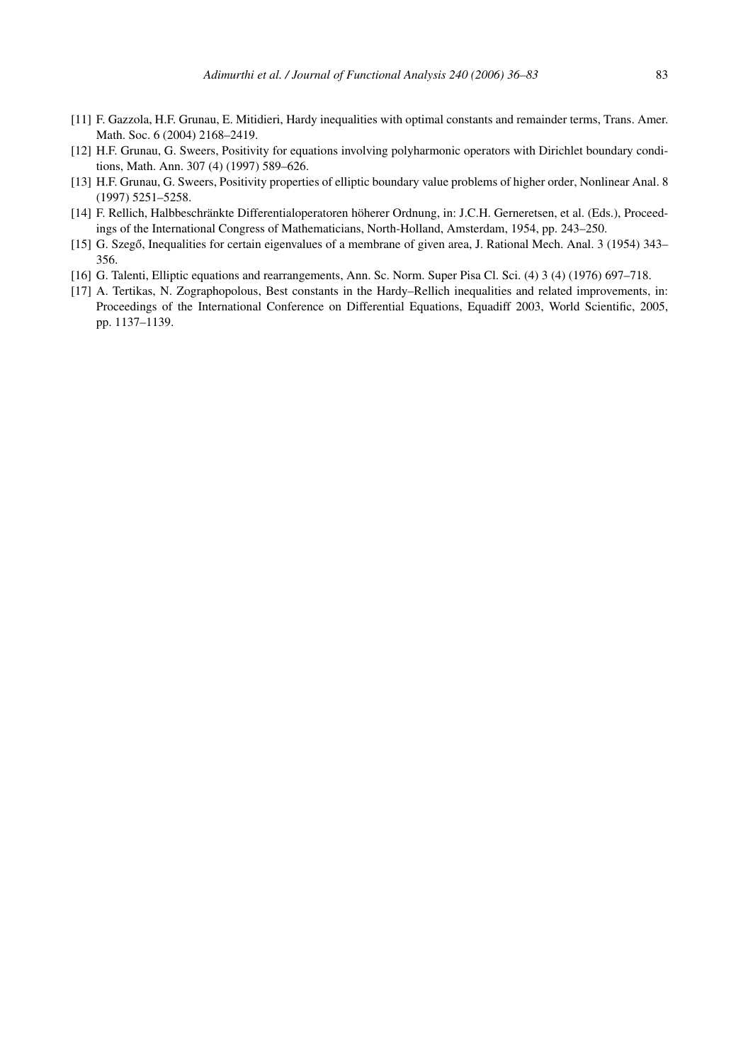[11] F. Gazzola, H.F. Grunau, E. Mitidieri, Hardy inequalities with optimal constants and remainder terms, Trans. Amer. Math. Soc. 6 (2004) 2168–2419.

[12] H.F. Grunau, G. Sweers, Positivity for equations involving polyharmonic operators with Dirichlet boundary conditions, Math. Ann. 307 (4) (1997) 589–626.

[13] H.F. Grunau, G. Sweers, Positivity properties of elliptic boundary value problems of higher order, Nonlinear Anal. 8 (1997) 5251–5258.

[14] F. Rellich, Halbbeschränkte Differentialoperatoren höherer Ordnung, in: J.C.H. Gerneretsen, et al. (Eds.), Proceedings of the International Congress of Mathematicians, North-Holland, Amsterdam, 1954, pp. 243–250.

[15] G. Szegő, Inequalities for certain eigenvalues of a membrane of given area, J. Rational Mech. Anal. 3 (1954) 343–356.

[16] G. Talenti, Elliptic equations and rearrangements, Ann. Sc. Norm. Super Pisa Cl. Sci. (4) 3 (4) (1976) 697–718.

[17] A. Tertikas, N. Zographopolous, Best constants in the Hardy–Rellich inequalities and related improvements, in: Proceedings of the International Conference on Differential Equations, Equadiff 2003, World Scientific, 2005, pp. 1137–1139.